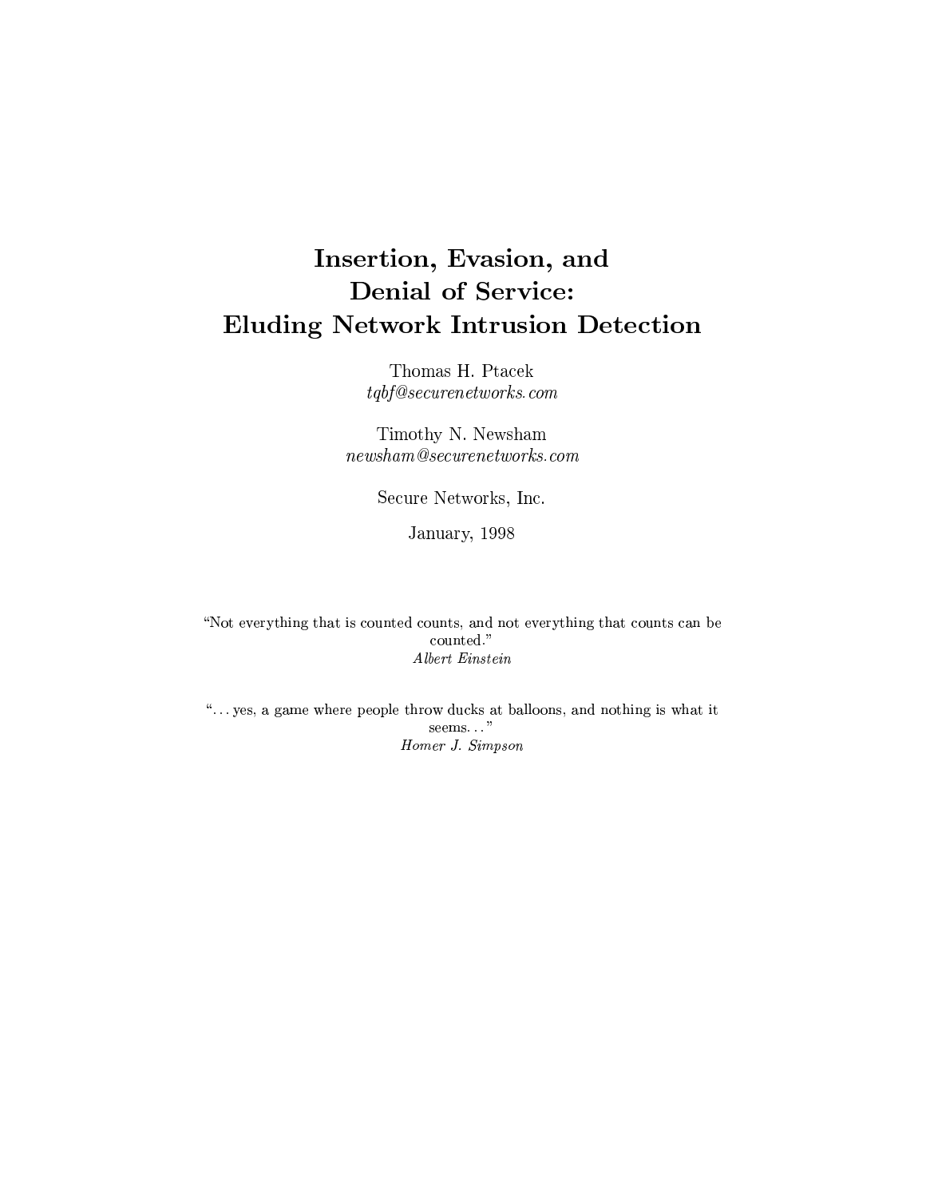# Insertion, Evasion, and Denial of Service: Eluding Network Intrusion Detection

Thomas H. Ptacek
*tqbf@securenetworks.com*

Timothy N. Newsham
*newsham@securenetworks.com*

Secure Networks, Inc.

January, 1998

"Not everything that is counted counts, and not everything that counts can be counted."
*Albert Einstein*

". . . yes, a game where people throw ducks at balloons, and nothing is what it seems. . . "
*Homer J. Simpson*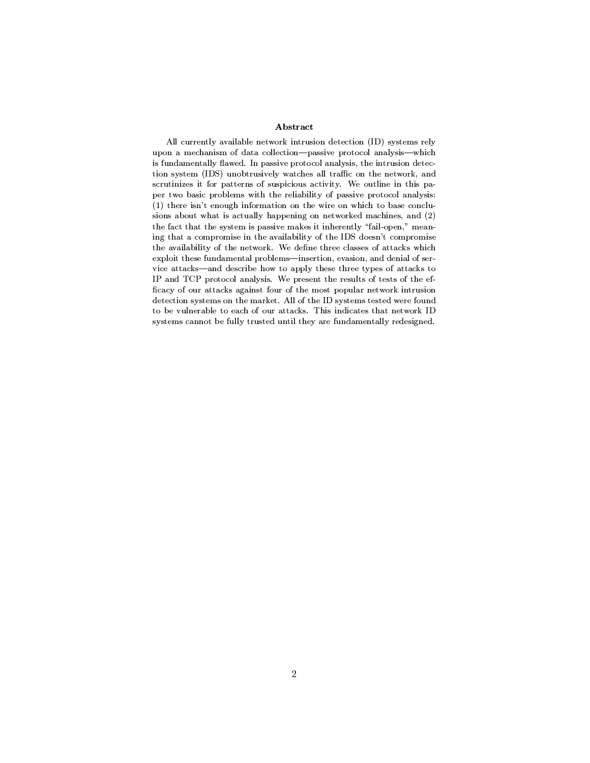## Abstract

All currently available network intrusion detection (ID) systems rely upon a mechanism of data collection—passive protocol analysis—which is fundamentally flawed. In passive protocol analysis, the intrusion detection system (IDS) unobtrusively watches all traffic on the network, and scrutinizes it for patterns of suspicious activity. We outline in this paper two basic problems with the reliability of passive protocol analysis: (1) there isn't enough information on the wire on which to base conclusions about what is actually happening on networked machines, and (2) the fact that the system is passive makes it inherently "fail-open," meaning that a compromise in the availability of the IDS doesn't compromise the availability of the network. We define three classes of attacks which exploit these fundamental problems—insertion, evasion, and denial of service attacks—and describe how to apply these three types of attacks to IP and TCP protocol analysis. We present the results of tests of the efficacy of our attacks against four of the most popular network intrusion detection systems on the market. All of the ID systems tested were found to be vulnerable to each of our attacks. This indicates that network ID systems cannot be fully trusted until they are fundamentally redesigned.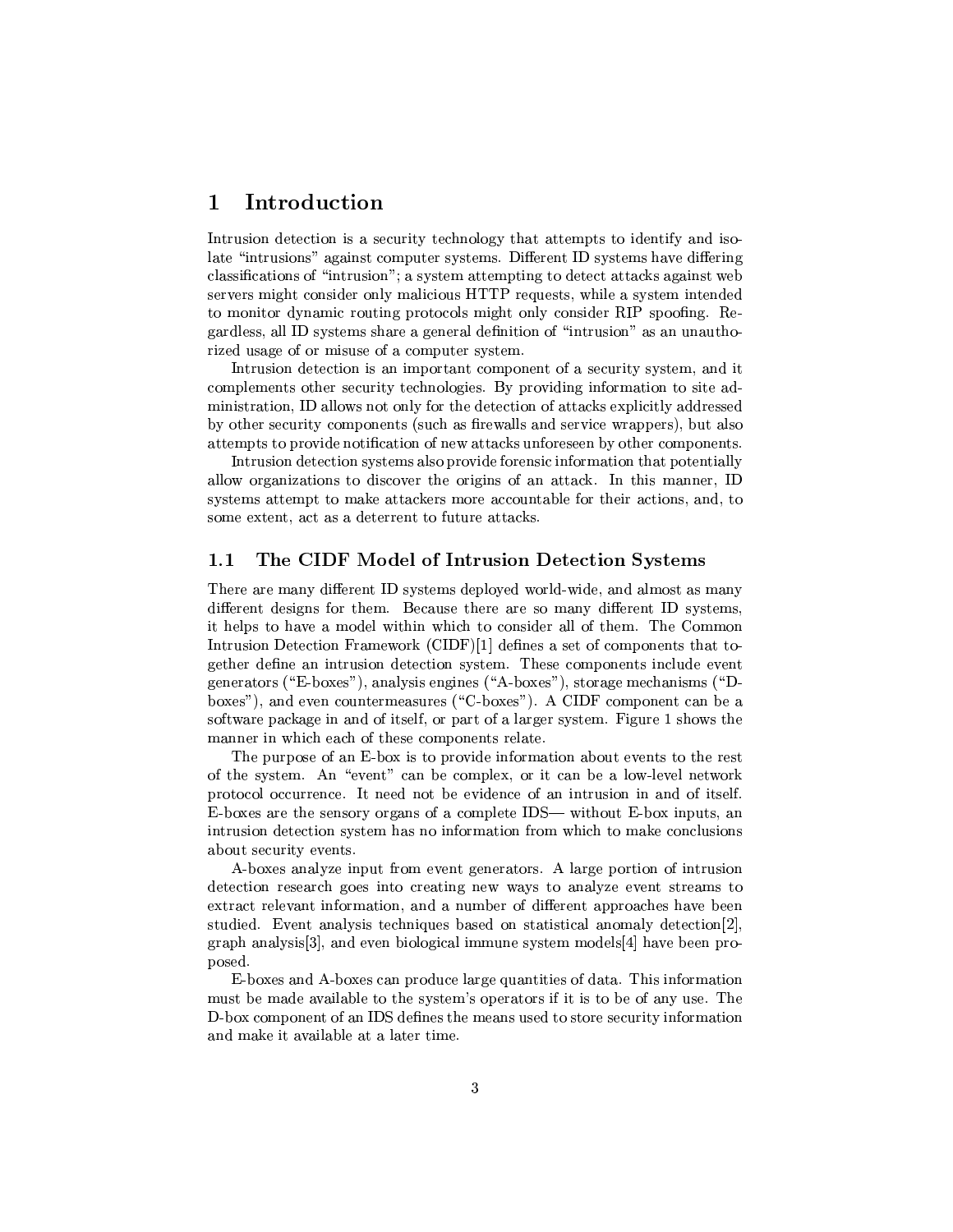# 1 Introduction

Intrusion detection is a security technology that attempts to identify and isolate "intrusions" against computer systems. Different ID systems have differing classifications of "intrusion"; a system attempting to detect attacks against web servers might consider only malicious HTTP requests, while a system intended to monitor dynamic routing protocols might only consider RIP spoofing. Regardless, all ID systems share a general definition of "intrusion" as an unauthorized usage of or misuse of a computer system.

Intrusion detection is an important component of a security system, and it complements other security technologies. By providing information to site administration, ID allows not only for the detection of attacks explicitly addressed by other security components (such as firewalls and service wrappers), but also attempts to provide notification of new attacks unforeseen by other components.

Intrusion detection systems also provide forensic information that potentially allow organizations to discover the origins of an attack. In this manner, ID systems attempt to make attackers more accountable for their actions, and, to some extent, act as a deterrent to future attacks.

## 1.1 The CIDF Model of Intrusion Detection Systems

There are many different ID systems deployed world-wide, and almost as many different designs for them. Because there are so many different ID systems, it helps to have a model within which to consider all of them. The Common Intrusion Detection Framework (CIDF)[1] defines a set of components that together define an intrusion detection system. These components include event generators ("E-boxes"), analysis engines ("A-boxes"), storage mechanisms ("D-boxes"), and even countermeasures ("C-boxes"). A CIDF component can be a software package in and of itself, or part of a larger system. Figure 1 shows the manner in which each of these components relate.

The purpose of an E-box is to provide information about events to the rest of the system. An "event" can be complex, or it can be a low-level network protocol occurrence. It need not be evidence of an intrusion in and of itself. E-boxes are the sensory organs of a complete IDS— without E-box inputs, an intrusion detection system has no information from which to make conclusions about security events.

A-boxes analyze input from event generators. A large portion of intrusion detection research goes into creating new ways to analyze event streams to extract relevant information, and a number of different approaches have been studied. Event analysis techniques based on statistical anomaly detection[2], graph analysis[3], and even biological immune system models[4] have been proposed.

E-boxes and A-boxes can produce large quantities of data. This information must be made available to the system's operators if it is to be of any use. The D-box component of an IDS defines the means used to store security information and make it available at a later time.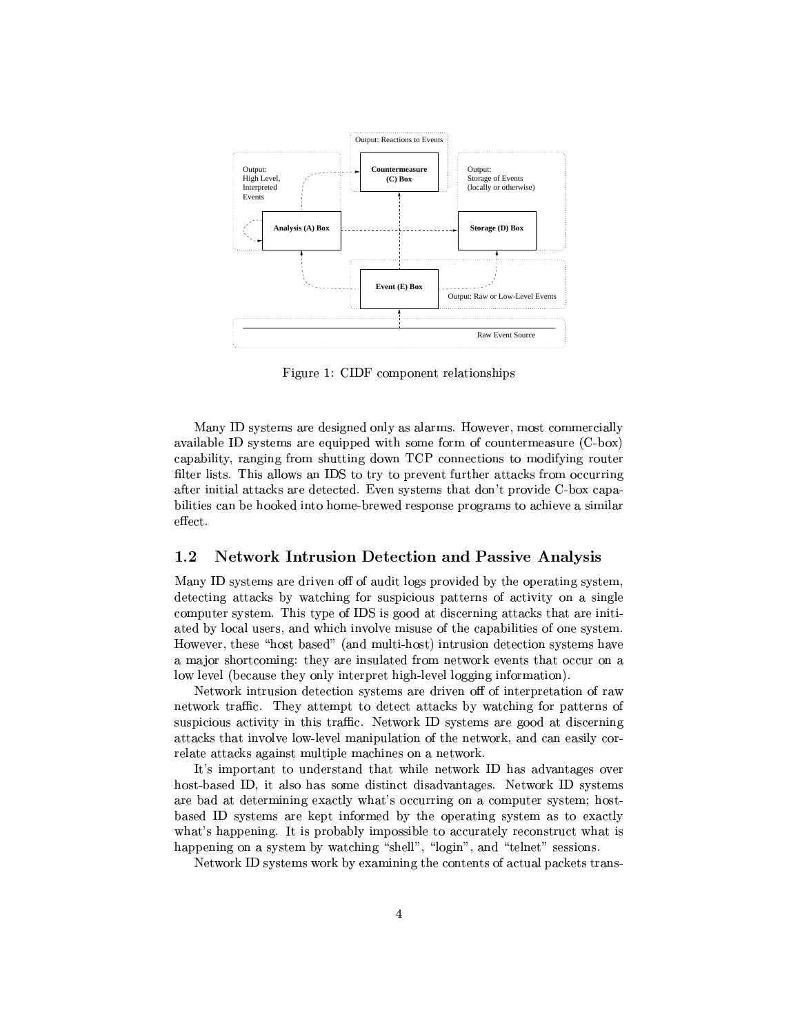Figure 1: CIDF component relationships

Many ID systems are designed only as alarms. However, most commercially available ID systems are equipped with some form of countermeasure (C-box) capability, ranging from shutting down TCP connections to modifying router filter lists. This allows an IDS to try to prevent further attacks from occurring after initial attacks are detected. Even systems that don't provide C-box capabilities can be hooked into home-brewed response programs to achieve a similar effect.

## 1.2 Network Intrusion Detection and Passive Analysis

Many ID systems are driven off of audit logs provided by the operating system, detecting attacks by watching for suspicious patterns of activity on a single computer system. This type of IDS is good at discerning attacks that are initiated by local users, and which involve misuse of the capabilities of one system. However, these "host based" (and multi-host) intrusion detection systems have a major shortcoming: they are insulated from network events that occur on a low level (because they only interpret high-level logging information).

Network intrusion detection systems are driven off of interpretation of raw network traffic. They attempt to detect attacks by watching for patterns of suspicious activity in this traffic. Network ID systems are good at discerning attacks that involve low-level manipulation of the network, and can easily correlate attacks against multiple machines on a network.

It's important to understand that while network ID has advantages over host-based ID, it also has some distinct disadvantages. Network ID systems are bad at determining exactly what's occurring on a computer system; host-based ID systems are kept informed by the operating system as to exactly what's happening. It is probably impossible to accurately reconstruct what is happening on a system by watching "shell", "login", and "telnet" sessions.

Network ID systems work by examining the contents of actual packets trans-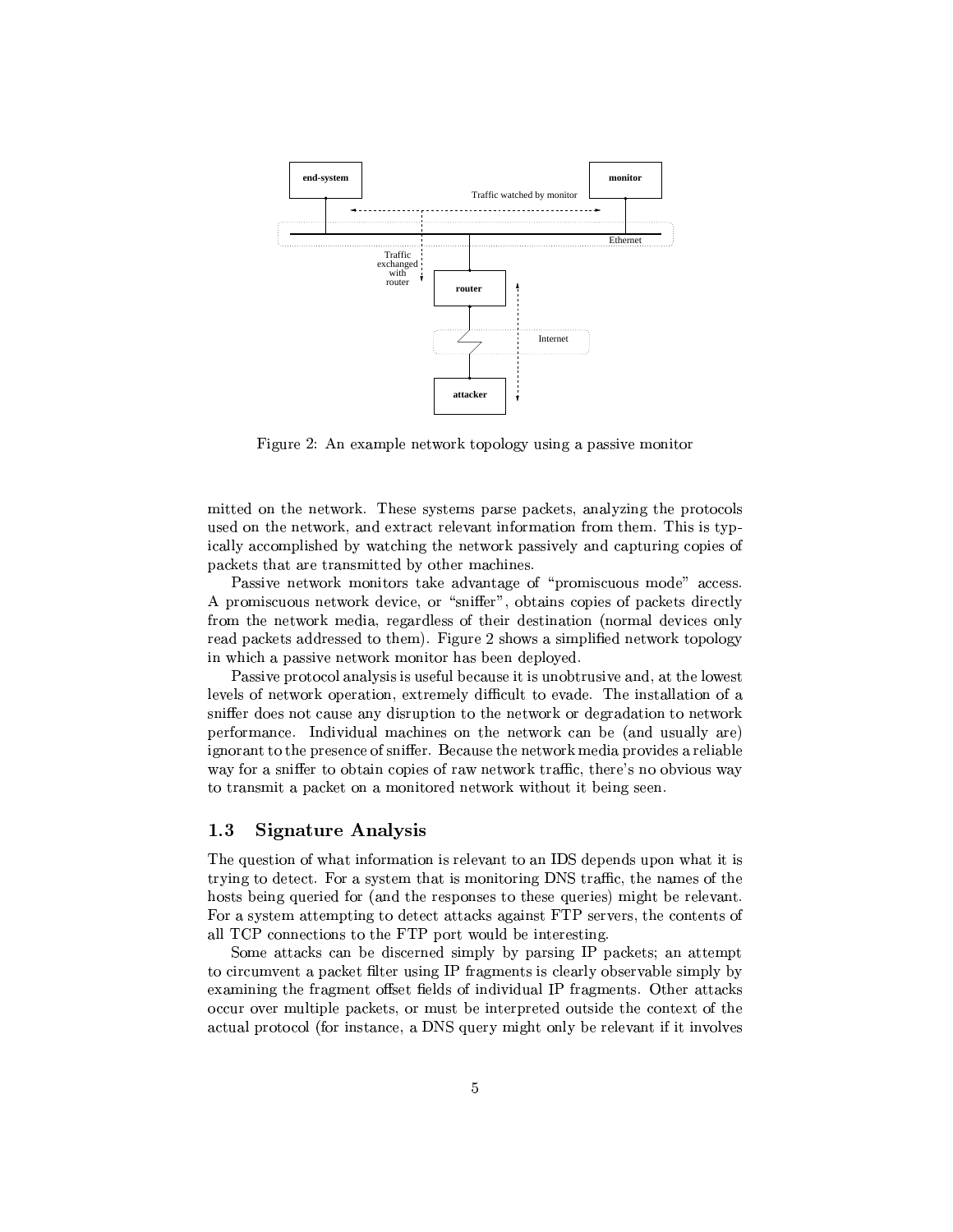Figure 2: An example network topology using a passive monitor

mitted on the network. These systems parse packets, analyzing the protocols used on the network, and extract relevant information from them. This is typically accomplished by watching the network passively and capturing copies of packets that are transmitted by other machines.

Passive network monitors take advantage of "promiscuous mode" access. A promiscuous network device, or "sniffer", obtains copies of packets directly from the network media, regardless of their destination (normal devices only read packets addressed to them). Figure 2 shows a simplified network topology in which a passive network monitor has been deployed.

Passive protocol analysis is useful because it is unobtrusive and, at the lowest levels of network operation, extremely difficult to evade. The installation of a sniffer does not cause any disruption to the network or degradation to network performance. Individual machines on the network can be (and usually are) ignorant to the presence of sniffer. Because the network media provides a reliable way for a sniffer to obtain copies of raw network traffic, there's no obvious way to transmit a packet on a monitored network without it being seen.

### 1.3 Signature Analysis

The question of what information is relevant to an IDS depends upon what it is trying to detect. For a system that is monitoring DNS traffic, the names of the hosts being queried for (and the responses to these queries) might be relevant. For a system attempting to detect attacks against FTP servers, the contents of all TCP connections to the FTP port would be interesting.

Some attacks can be discerned simply by parsing IP packets; an attempt to circumvent a packet filter using IP fragments is clearly observable simply by examining the fragment offset fields of individual IP fragments. Other attacks occur over multiple packets, or must be interpreted outside the context of the actual protocol (for instance, a DNS query might only be relevant if it involves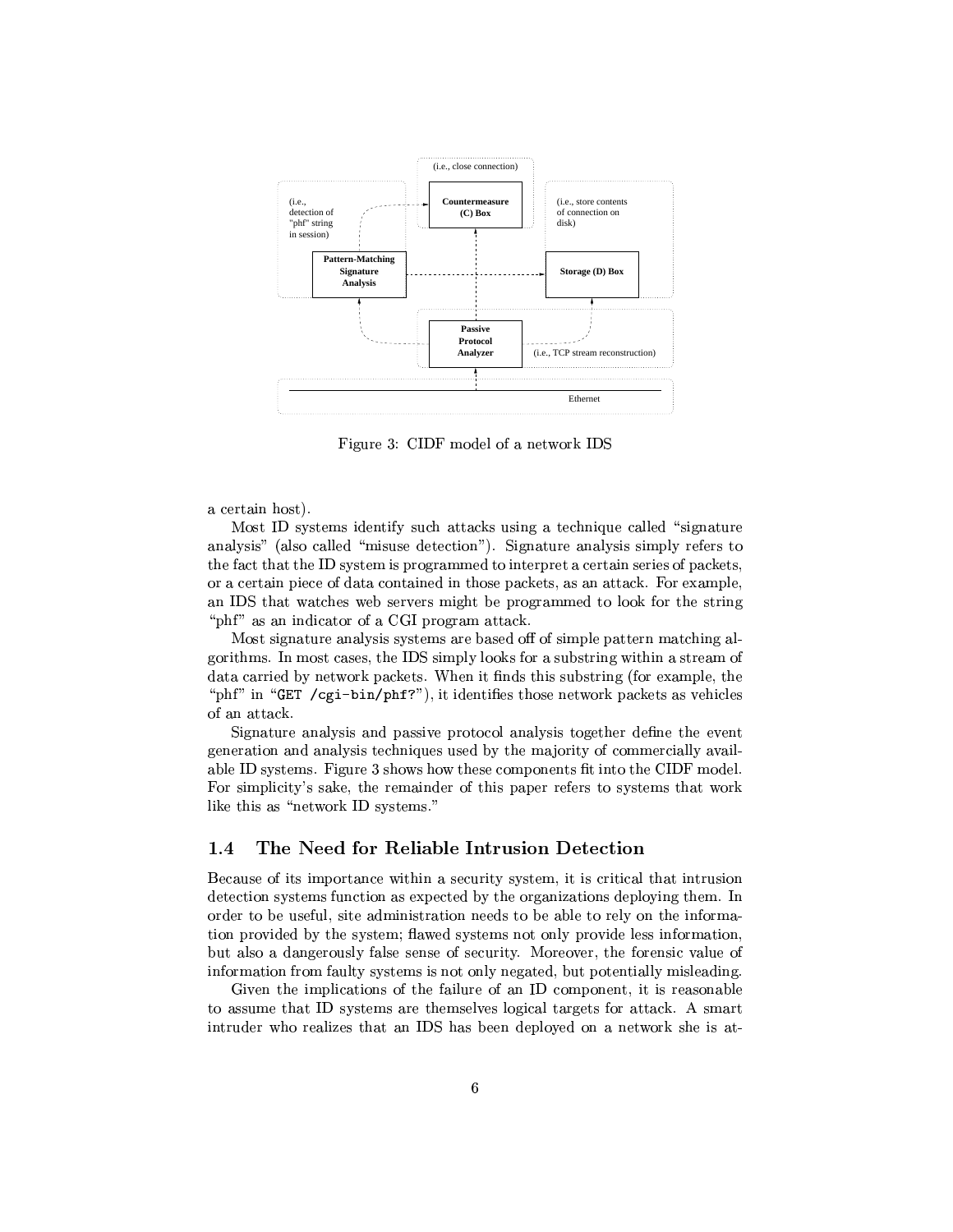Figure 3: CIDF model of a network IDS

a certain host).

Most ID systems identify such attacks using a technique called "signature analysis" (also called "misuse detection"). Signature analysis simply refers to the fact that the ID system is programmed to interpret a certain series of packets, or a certain piece of data contained in those packets, as an attack. For example, an IDS that watches web servers might be programmed to look for the string "phf" as an indicator of a CGI program attack.

Most signature analysis systems are based off of simple pattern matching algorithms. In most cases, the IDS simply looks for a substring within a stream of data carried by network packets. When it finds this substring (for example, the "phf" in "`GET /cgi-bin/phf?`"), it identifies those network packets as vehicles of an attack.

Signature analysis and passive protocol analysis together define the event generation and analysis techniques used by the majority of commercially available ID systems. Figure 3 shows how these components fit into the CIDF model. For simplicity's sake, the remainder of this paper refers to systems that work like this as "network ID systems."

## 1.4 The Need for Reliable Intrusion Detection

Because of its importance within a security system, it is critical that intrusion detection systems function as expected by the organizations deploying them. In order to be useful, site administration needs to be able to rely on the information provided by the system; flawed systems not only provide less information, but also a dangerously false sense of security. Moreover, the forensic value of information from faulty systems is not only negated, but potentially misleading.

Given the implications of the failure of an ID component, it is reasonable to assume that ID systems are themselves logical targets for attack. A smart intruder who realizes that an IDS has been deployed on a network she is at-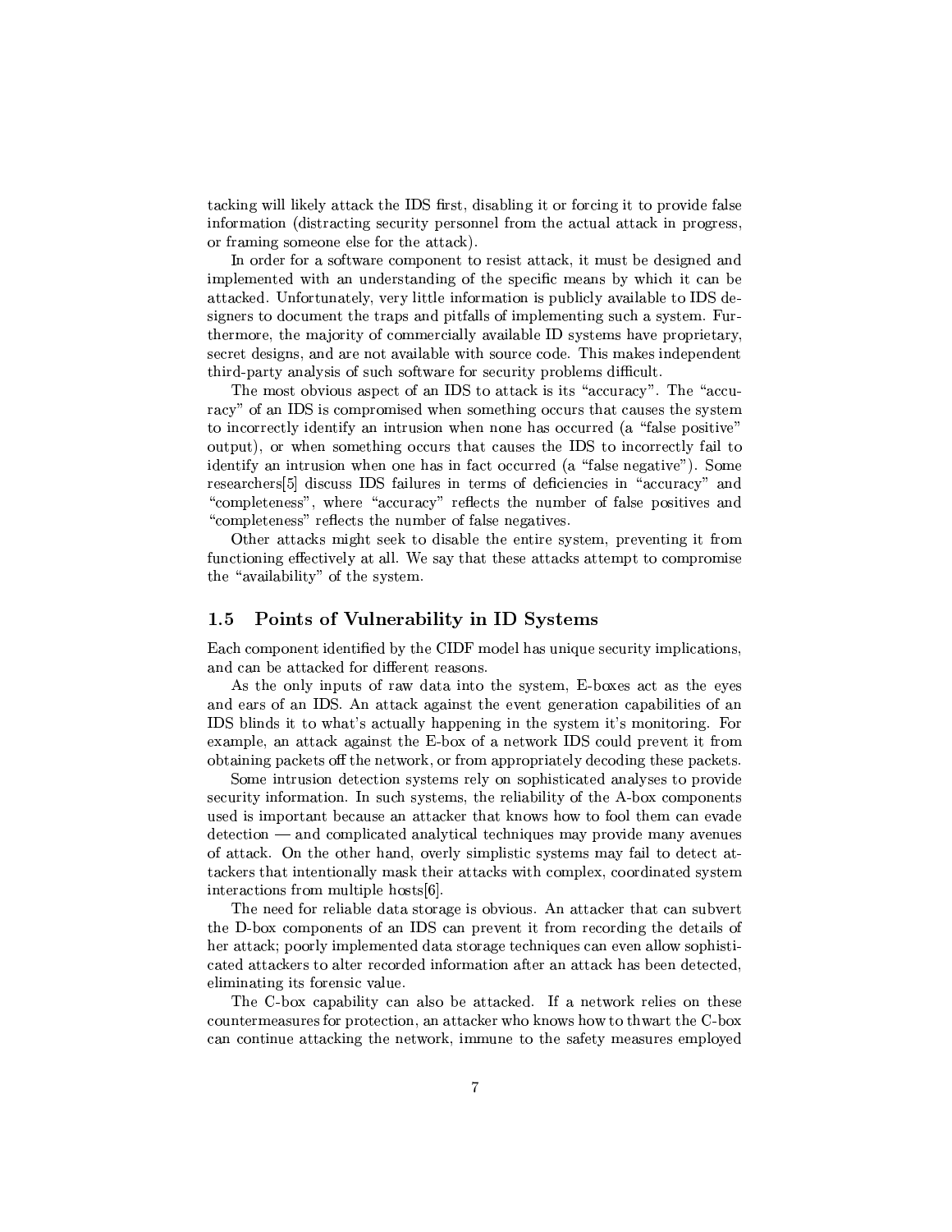tacking will likely attack the IDS first, disabling it or forcing it to provide false information (distracting security personnel from the actual attack in progress, or framing someone else for the attack).

In order for a software component to resist attack, it must be designed and implemented with an understanding of the specific means by which it can be attacked. Unfortunately, very little information is publicly available to IDS designers to document the traps and pitfalls of implementing such a system. Furthermore, the majority of commercially available ID systems have proprietary, secret designs, and are not available with source code. This makes independent third-party analysis of such software for security problems difficult.

The most obvious aspect of an IDS to attack is its "accuracy". The "accuracy" of an IDS is compromised when something occurs that causes the system to incorrectly identify an intrusion when none has occurred (a "false positive" output), or when something occurs that causes the IDS to incorrectly fail to identify an intrusion when one has in fact occurred (a "false negative"). Some researchers[5] discuss IDS failures in terms of deficiencies in "accuracy" and "completeness", where "accuracy" reflects the number of false positives and "completeness" reflects the number of false negatives.

Other attacks might seek to disable the entire system, preventing it from functioning effectively at all. We say that these attacks attempt to compromise the "availability" of the system.

## 1.5 Points of Vulnerability in ID Systems

Each component identified by the CIDF model has unique security implications, and can be attacked for different reasons.

As the only inputs of raw data into the system, E-boxes act as the eyes and ears of an IDS. An attack against the event generation capabilities of an IDS blinds it to what's actually happening in the system it's monitoring. For example, an attack against the E-box of a network IDS could prevent it from obtaining packets off the network, or from appropriately decoding these packets.

Some intrusion detection systems rely on sophisticated analyses to provide security information. In such systems, the reliability of the A-box components used is important because an attacker that knows how to fool them can evade detection — and complicated analytical techniques may provide many avenues of attack. On the other hand, overly simplistic systems may fail to detect attackers that intentionally mask their attacks with complex, coordinated system interactions from multiple hosts[6].

The need for reliable data storage is obvious. An attacker that can subvert the D-box components of an IDS can prevent it from recording the details of her attack; poorly implemented data storage techniques can even allow sophisticated attackers to alter recorded information after an attack has been detected, eliminating its forensic value.

The C-box capability can also be attacked. If a network relies on these countermeasures for protection, an attacker who knows how to thwart the C-box can continue attacking the network, immune to the safety measures employed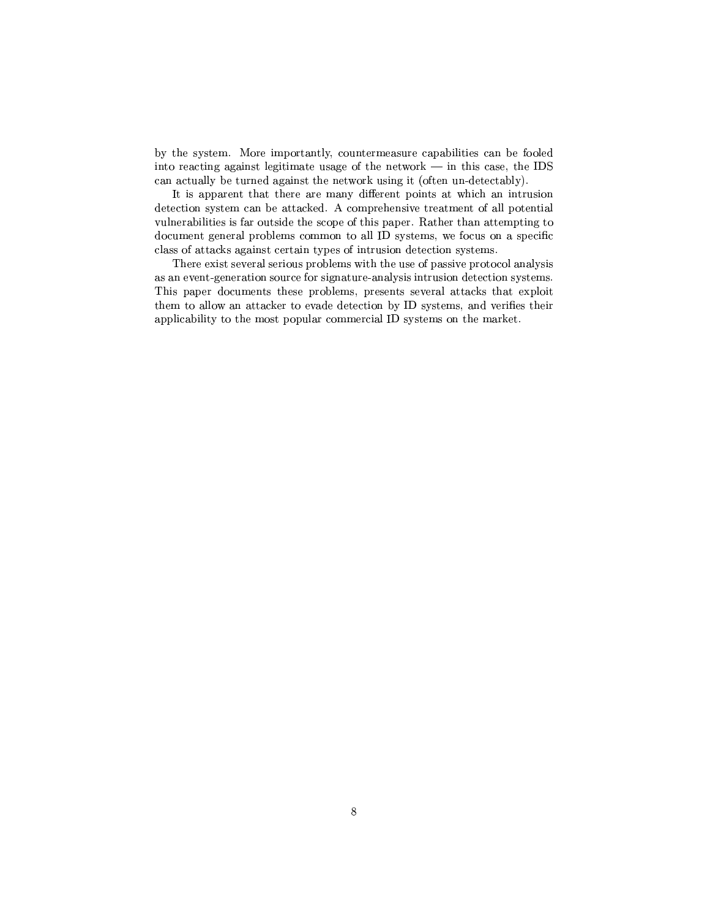by the system. More importantly, countermeasure capabilities can be fooled into reacting against legitimate usage of the network — in this case, the IDS can actually be turned against the network using it (often un-detectably).

It is apparent that there are many different points at which an intrusion detection system can be attacked. A comprehensive treatment of all potential vulnerabilities is far outside the scope of this paper. Rather than attempting to document general problems common to all ID systems, we focus on a specific class of attacks against certain types of intrusion detection systems.

There exist several serious problems with the use of passive protocol analysis as an event-generation source for signature-analysis intrusion detection systems. This paper documents these problems, presents several attacks that exploit them to allow an attacker to evade detection by ID systems, and verifies their applicability to the most popular commercial ID systems on the market.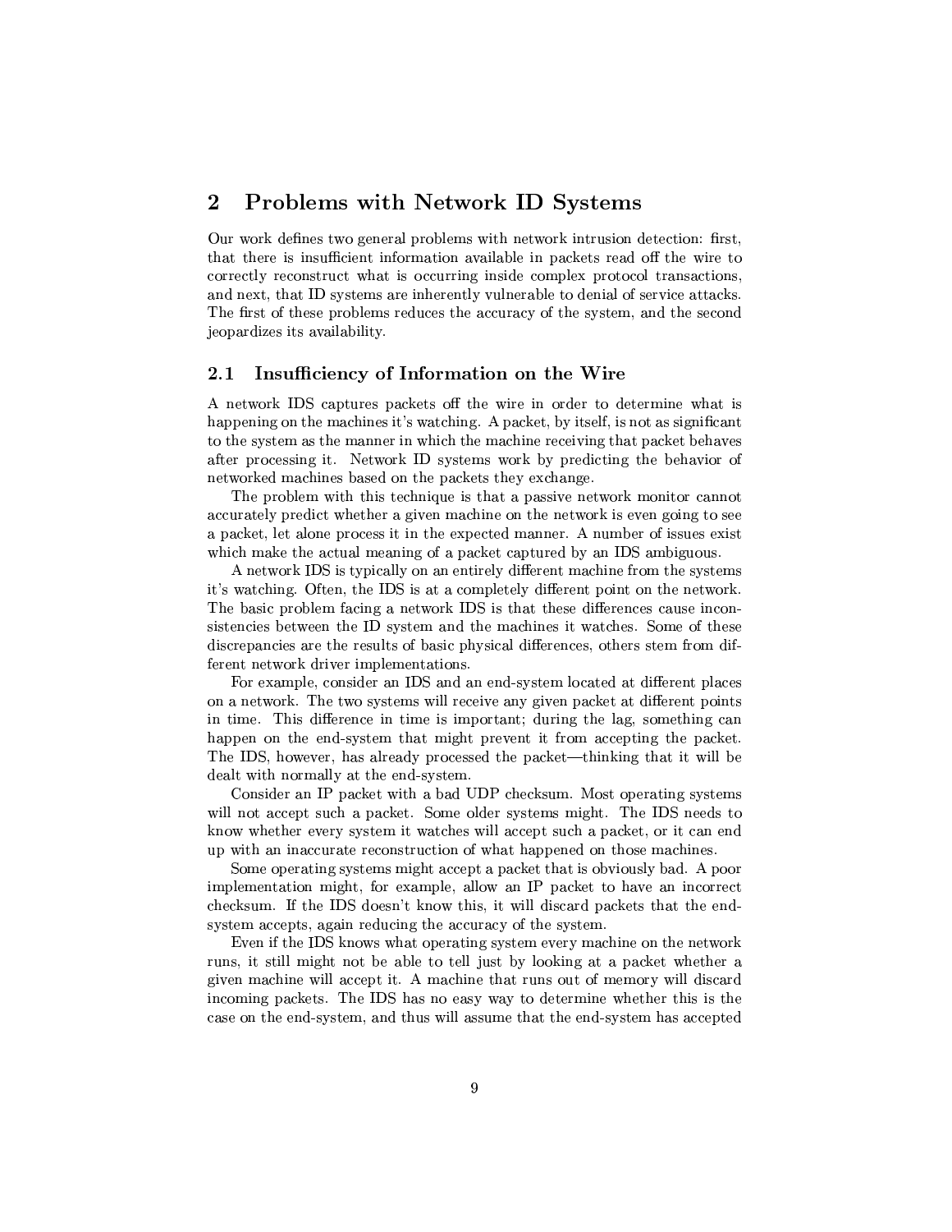## 2 Problems with Network ID Systems

Our work defines two general problems with network intrusion detection: first, that there is insufficient information available in packets read off the wire to correctly reconstruct what is occurring inside complex protocol transactions, and next, that ID systems are inherently vulnerable to denial of service attacks. The first of these problems reduces the accuracy of the system, and the second jeopardizes its availability.

### 2.1 Insufficiency of Information on the Wire

A network IDS captures packets off the wire in order to determine what is happening on the machines it's watching. A packet, by itself, is not as significant to the system as the manner in which the machine receiving that packet behaves after processing it. Network ID systems work by predicting the behavior of networked machines based on the packets they exchange.

The problem with this technique is that a passive network monitor cannot accurately predict whether a given machine on the network is even going to see a packet, let alone process it in the expected manner. A number of issues exist which make the actual meaning of a packet captured by an IDS ambiguous.

A network IDS is typically on an entirely different machine from the systems it's watching. Often, the IDS is at a completely different point on the network. The basic problem facing a network IDS is that these differences cause inconsistencies between the ID system and the machines it watches. Some of these discrepancies are the results of basic physical differences, others stem from different network driver implementations.

For example, consider an IDS and an end-system located at different places on a network. The two systems will receive any given packet at different points in time. This difference in time is important; during the lag, something can happen on the end-system that might prevent it from accepting the packet. The IDS, however, has already processed the packet—thinking that it will be dealt with normally at the end-system.

Consider an IP packet with a bad UDP checksum. Most operating systems will not accept such a packet. Some older systems might. The IDS needs to know whether every system it watches will accept such a packet, or it can end up with an inaccurate reconstruction of what happened on those machines.

Some operating systems might accept a packet that is obviously bad. A poor implementation might, for example, allow an IP packet to have an incorrect checksum. If the IDS doesn't know this, it will discard packets that the end-system accepts, again reducing the accuracy of the system.

Even if the IDS knows what operating system every machine on the network runs, it still might not be able to tell just by looking at a packet whether a given machine will accept it. A machine that runs out of memory will discard incoming packets. The IDS has no easy way to determine whether this is the case on the end-system, and thus will assume that the end-system has accepted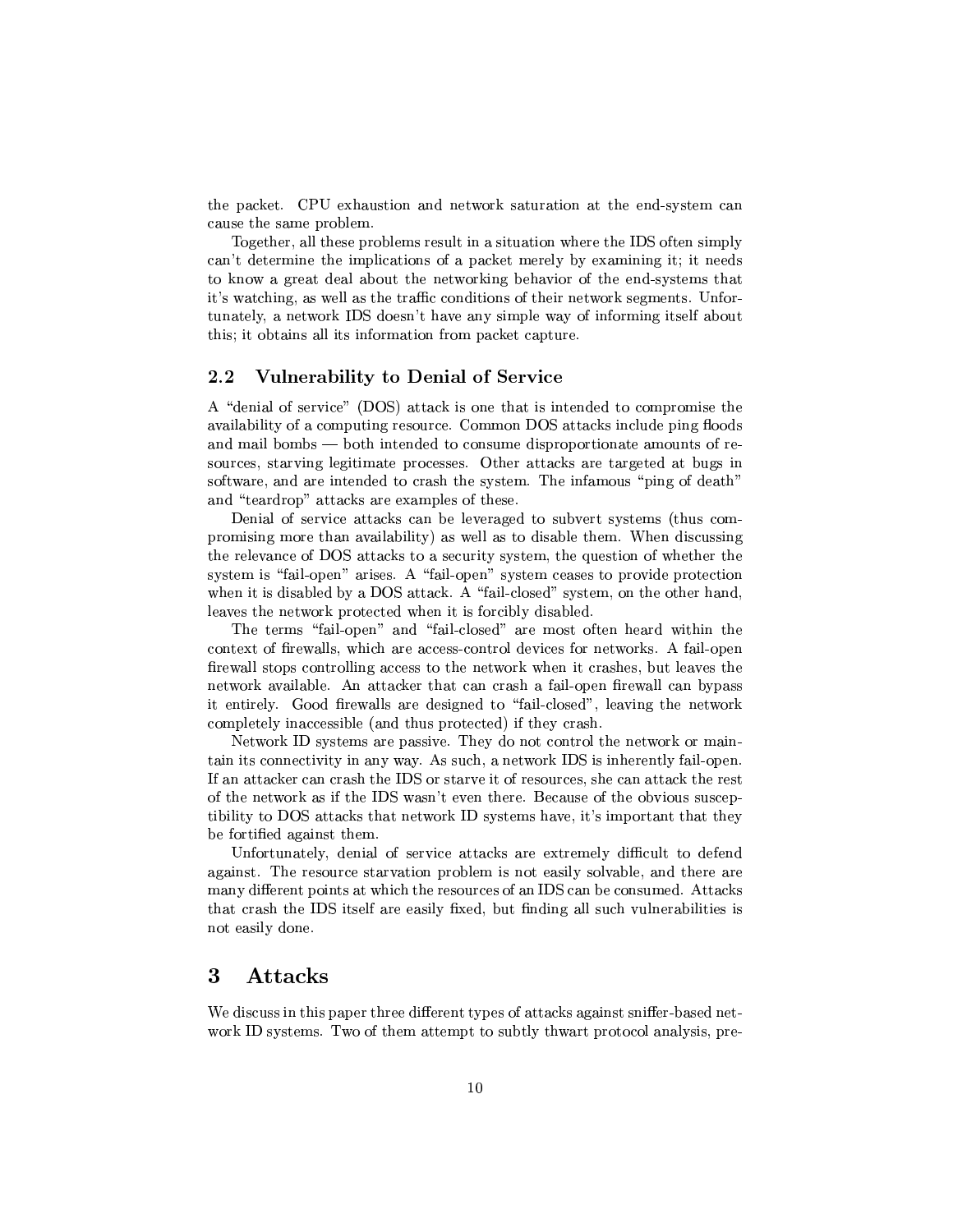the packet. CPU exhaustion and network saturation at the end-system can cause the same problem.

Together, all these problems result in a situation where the IDS often simply can't determine the implications of a packet merely by examining it; it needs to know a great deal about the networking behavior of the end-systems that it's watching, as well as the traffic conditions of their network segments. Unfortunately, a network IDS doesn't have any simple way of informing itself about this; it obtains all its information from packet capture.

## 2.2 Vulnerability to Denial of Service

A "denial of service" (DOS) attack is one that is intended to compromise the availability of a computing resource. Common DOS attacks include ping floods and mail bombs — both intended to consume disproportionate amounts of resources, starving legitimate processes. Other attacks are targeted at bugs in software, and are intended to crash the system. The infamous "ping of death" and "teardrop" attacks are examples of these.

Denial of service attacks can be leveraged to subvert systems (thus compromising more than availability) as well as to disable them. When discussing the relevance of DOS attacks to a security system, the question of whether the system is "fail-open" arises. A "fail-open" system ceases to provide protection when it is disabled by a DOS attack. A "fail-closed" system, on the other hand, leaves the network protected when it is forcibly disabled.

The terms "fail-open" and "fail-closed" are most often heard within the context of firewalls, which are access-control devices for networks. A fail-open firewall stops controlling access to the network when it crashes, but leaves the network available. An attacker that can crash a fail-open firewall can bypass it entirely. Good firewalls are designed to "fail-closed", leaving the network completely inaccessible (and thus protected) if they crash.

Network ID systems are passive. They do not control the network or maintain its connectivity in any way. As such, a network IDS is inherently fail-open. If an attacker can crash the IDS or starve it of resources, she can attack the rest of the network as if the IDS wasn't even there. Because of the obvious susceptibility to DOS attacks that network ID systems have, it's important that they be fortified against them.

Unfortunately, denial of service attacks are extremely difficult to defend against. The resource starvation problem is not easily solvable, and there are many different points at which the resources of an IDS can be consumed. Attacks that crash the IDS itself are easily fixed, but finding all such vulnerabilities is not easily done.

# 3 Attacks

We discuss in this paper three different types of attacks against sniffer-based network ID systems. Two of them attempt to subtly thwart protocol analysis, pre-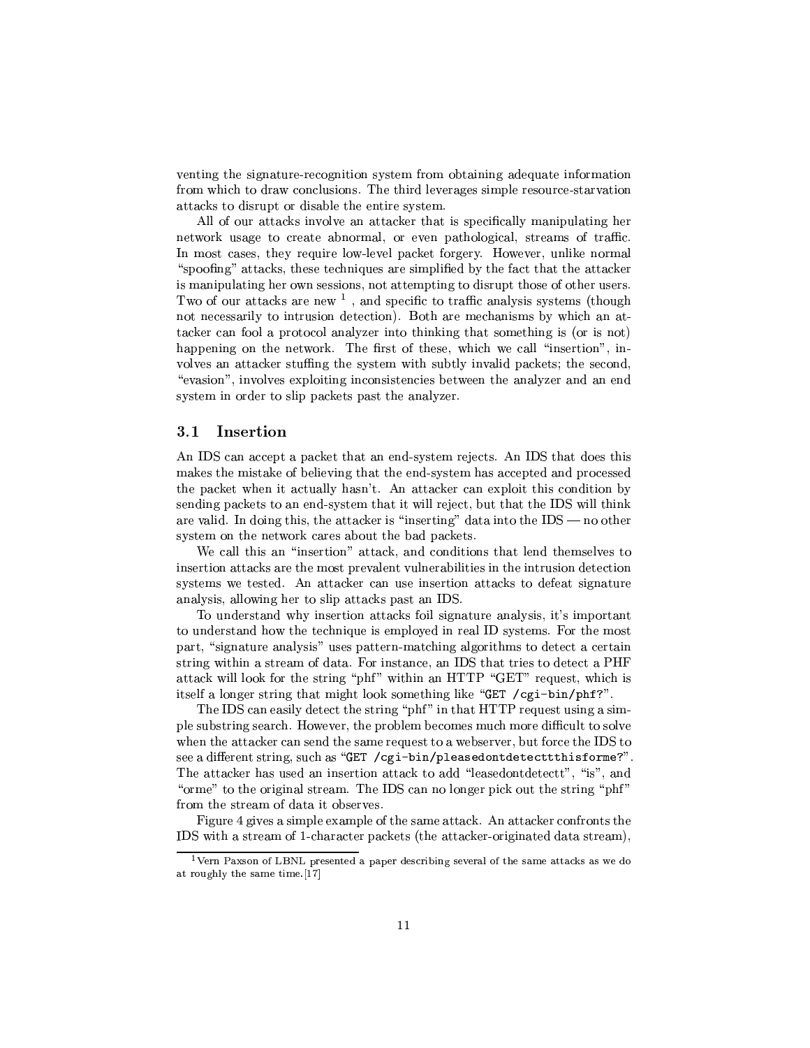venting the signature-recognition system from obtaining adequate information from which to draw conclusions. The third leverages simple resource-starvation attacks to disrupt or disable the entire system.

All of our attacks involve an attacker that is specifically manipulating her network usage to create abnormal, or even pathological, streams of traffic. In most cases, they require low-level packet forgery. However, unlike normal "spoofing" attacks, these techniques are simplified by the fact that the attacker is manipulating her own sessions, not attempting to disrupt those of other users. Two of our attacks are new [1], and specific to traffic analysis systems (though not necessarily to intrusion detection). Both are mechanisms by which an attacker can fool a protocol analyzer into thinking that something is (or is not) happening on the network. The first of these, which we call "insertion", involves an attacker stuffing the system with subtly invalid packets; the second, "evasion", involves exploiting inconsistencies between the analyzer and an end system in order to slip packets past the analyzer.

## 3.1 Insertion

An IDS can accept a packet that an end-system rejects. An IDS that does this makes the mistake of believing that the end-system has accepted and processed the packet when it actually hasn't. An attacker can exploit this condition by sending packets to an end-system that it will reject, but that the IDS will think are valid. In doing this, the attacker is "inserting" data into the IDS — no other system on the network cares about the bad packets.

We call this an "insertion" attack, and conditions that lend themselves to insertion attacks are the most prevalent vulnerabilities in the intrusion detection systems we tested. An attacker can use insertion attacks to defeat signature analysis, allowing her to slip attacks past an IDS.

To understand why insertion attacks foil signature analysis, it's important to understand how the technique is employed in real ID systems. For the most part, "signature analysis" uses pattern-matching algorithms to detect a certain string within a stream of data. For instance, an IDS that tries to detect a PHF attack will look for the string "phf" within an HTTP "GET" request, which is itself a longer string that might look something like "`GET /cgi-bin/phf?`".

The IDS can easily detect the string "phf" in that HTTP request using a simple substring search. However, the problem becomes much more difficult to solve when the attacker can send the same request to a webserver, but force the IDS to see a different string, such as "`GET /cgi-bin/pleasedontdetecttthisforme?`". The attacker has used an insertion attack to add "leasedontdetectt", "is", and "orme" to the original stream. The IDS can no longer pick out the string "phf" from the stream of data it observes.

Figure 4 gives a simple example of the same attack. An attacker confronts the IDS with a stream of 1-character packets (the attacker-originated data stream),

[1] Vern Paxson of LBNL presented a paper describing several of the same attacks as we do at roughly the same time.[17]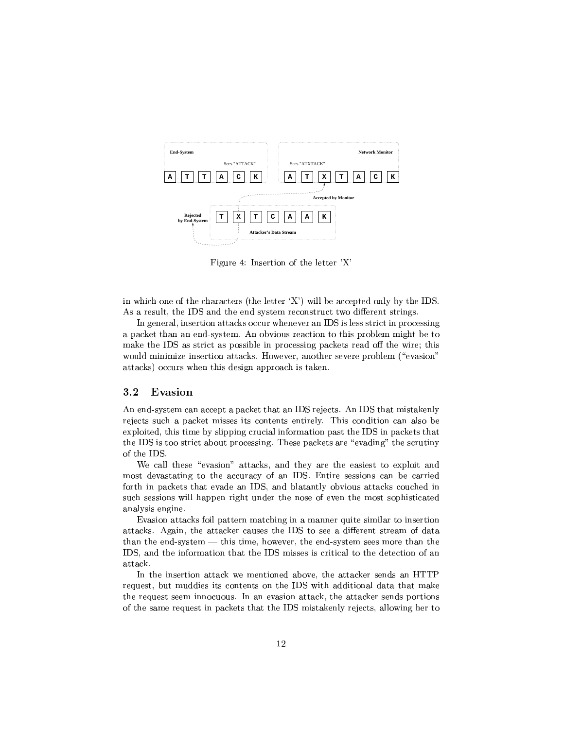Figure 4: Insertion of the letter 'X'

in which one of the characters (the letter 'X') will be accepted only by the IDS. As a result, the IDS and the end system reconstruct two different strings.

In general, insertion attacks occur whenever an IDS is less strict in processing a packet than an end-system. An obvious reaction to this problem might be to make the IDS as strict as possible in processing packets read off the wire; this would minimize insertion attacks. However, another severe problem ("evasion" attacks) occurs when this design approach is taken.

### 3.2 Evasion

An end-system can accept a packet that an IDS rejects. An IDS that mistakenly rejects such a packet misses its contents entirely. This condition can also be exploited, this time by slipping crucial information past the IDS in packets that the IDS is too strict about processing. These packets are "evading" the scrutiny of the IDS.

We call these "evasion" attacks, and they are the easiest to exploit and most devastating to the accuracy of an IDS. Entire sessions can be carried forth in packets that evade an IDS, and blatantly obvious attacks couched in such sessions will happen right under the nose of even the most sophisticated analysis engine.

Evasion attacks foil pattern matching in a manner quite similar to insertion attacks. Again, the attacker causes the IDS to see a different stream of data than the end-system — this time, however, the end-system sees more than the IDS, and the information that the IDS misses is critical to the detection of an attack.

In the insertion attack we mentioned above, the attacker sends an HTTP request, but muddies its contents on the IDS with additional data that make the request seem innocuous. In an evasion attack, the attacker sends portions of the same request in packets that the IDS mistakenly rejects, allowing her to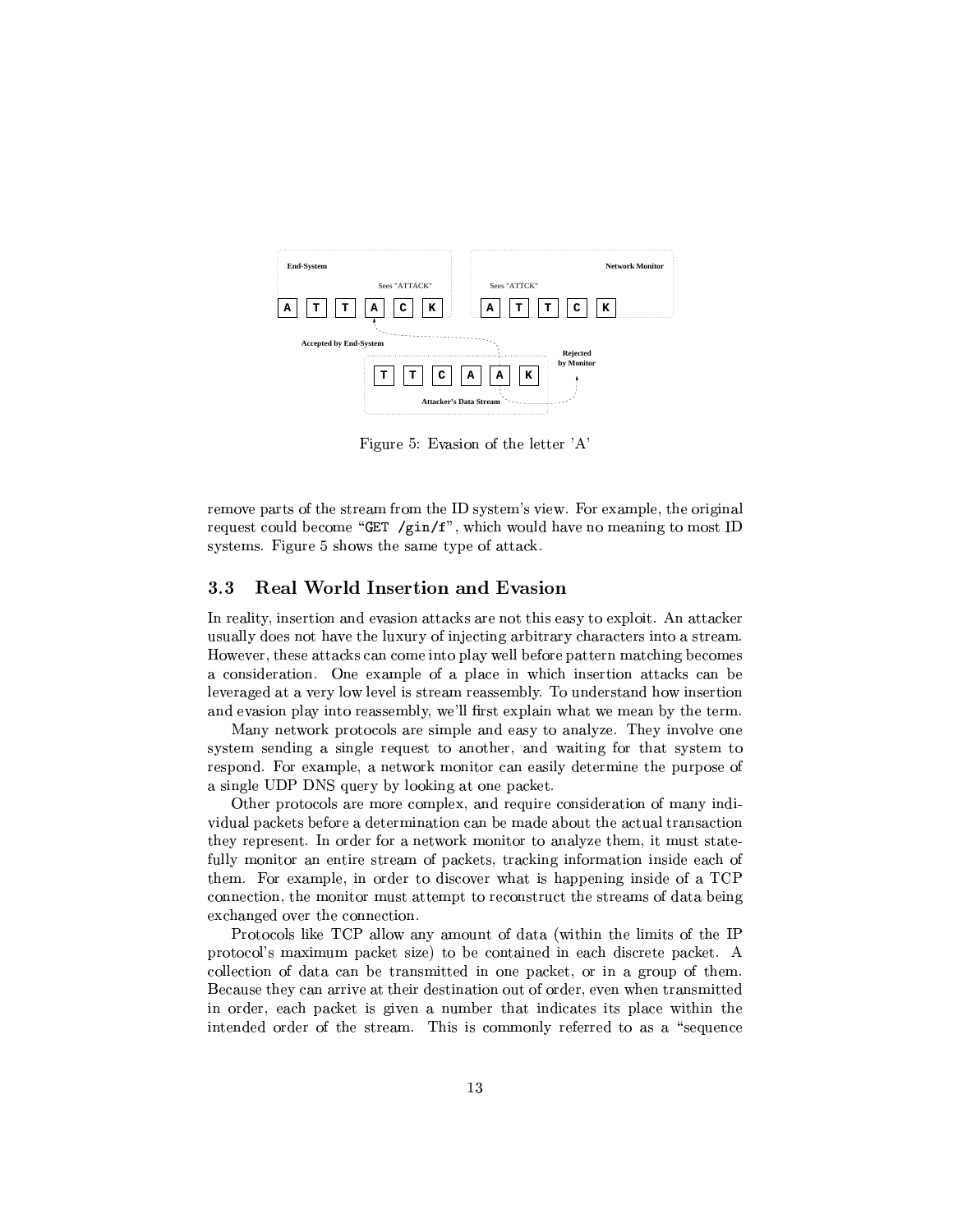Figure 5: Evasion of the letter 'A'

remove parts of the stream from the ID system's view. For example, the original request could become "GET /gin/f", which would have no meaning to most ID systems. Figure 5 shows the same type of attack.

## 3.3 Real World Insertion and Evasion

In reality, insertion and evasion attacks are not this easy to exploit. An attacker usually does not have the luxury of injecting arbitrary characters into a stream. However, these attacks can come into play well before pattern matching becomes a consideration. One example of a place in which insertion attacks can be leveraged at a very low level is stream reassembly. To understand how insertion and evasion play into reassembly, we'll first explain what we mean by the term.

Many network protocols are simple and easy to analyze. They involve one system sending a single request to another, and waiting for that system to respond. For example, a network monitor can easily determine the purpose of a single UDP DNS query by looking at one packet.

Other protocols are more complex, and require consideration of many individual packets before a determination can be made about the actual transaction they represent. In order for a network monitor to analyze them, it must statefully monitor an entire stream of packets, tracking information inside each of them. For example, in order to discover what is happening inside of a TCP connection, the monitor must attempt to reconstruct the streams of data being exchanged over the connection.

Protocols like TCP allow any amount of data (within the limits of the IP protocol's maximum packet size) to be contained in each discrete packet. A collection of data can be transmitted in one packet, or in a group of them. Because they can arrive at their destination out of order, even when transmitted in order, each packet is given a number that indicates its place within the intended order of the stream. This is commonly referred to as a "sequence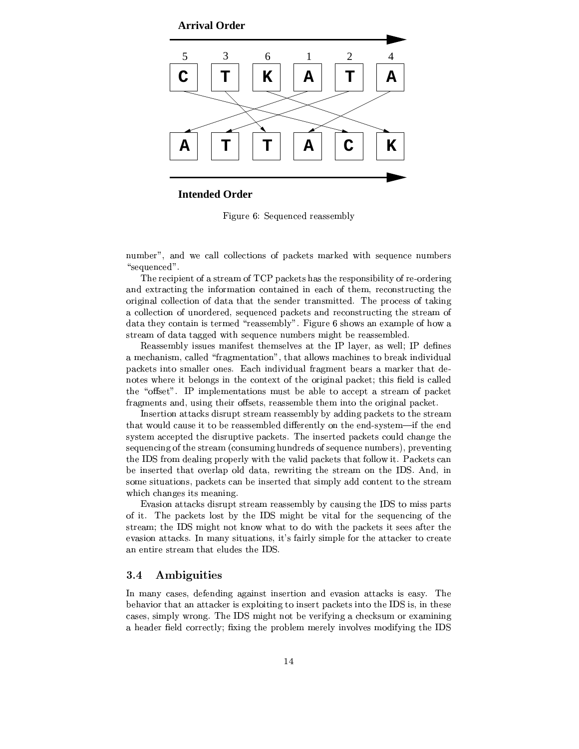Figure 6: Sequenced reassembly

number", and we call collections of packets marked with sequence numbers "sequenced".

The recipient of a stream of TCP packets has the responsibility of re-ordering and extracting the information contained in each of them, reconstructing the original collection of data that the sender transmitted. The process of taking a collection of unordered, sequenced packets and reconstructing the stream of data they contain is termed "reassembly". Figure 6 shows an example of how a stream of data tagged with sequence numbers might be reassembled.

Reassembly issues manifest themselves at the IP layer, as well; IP defines a mechanism, called "fragmentation", that allows machines to break individual packets into smaller ones. Each individual fragment bears a marker that denotes where it belongs in the context of the original packet; this field is called the "offset". IP implementations must be able to accept a stream of packet fragments and, using their offsets, reassemble them into the original packet.

Insertion attacks disrupt stream reassembly by adding packets to the stream that would cause it to be reassembled differently on the end-system—if the end system accepted the disruptive packets. The inserted packets could change the sequencing of the stream (consuming hundreds of sequence numbers), preventing the IDS from dealing properly with the valid packets that follow it. Packets can be inserted that overlap old data, rewriting the stream on the IDS. And, in some situations, packets can be inserted that simply add content to the stream which changes its meaning.

Evasion attacks disrupt stream reassembly by causing the IDS to miss parts of it. The packets lost by the IDS might be vital for the sequencing of the stream; the IDS might not know what to do with the packets it sees after the evasion attacks. In many situations, it's fairly simple for the attacker to create an entire stream that eludes the IDS.

## 3.4 Ambiguities

In many cases, defending against insertion and evasion attacks is easy. The behavior that an attacker is exploiting to insert packets into the IDS is, in these cases, simply wrong. The IDS might not be verifying a checksum or examining a header field correctly; fixing the problem merely involves modifying the IDS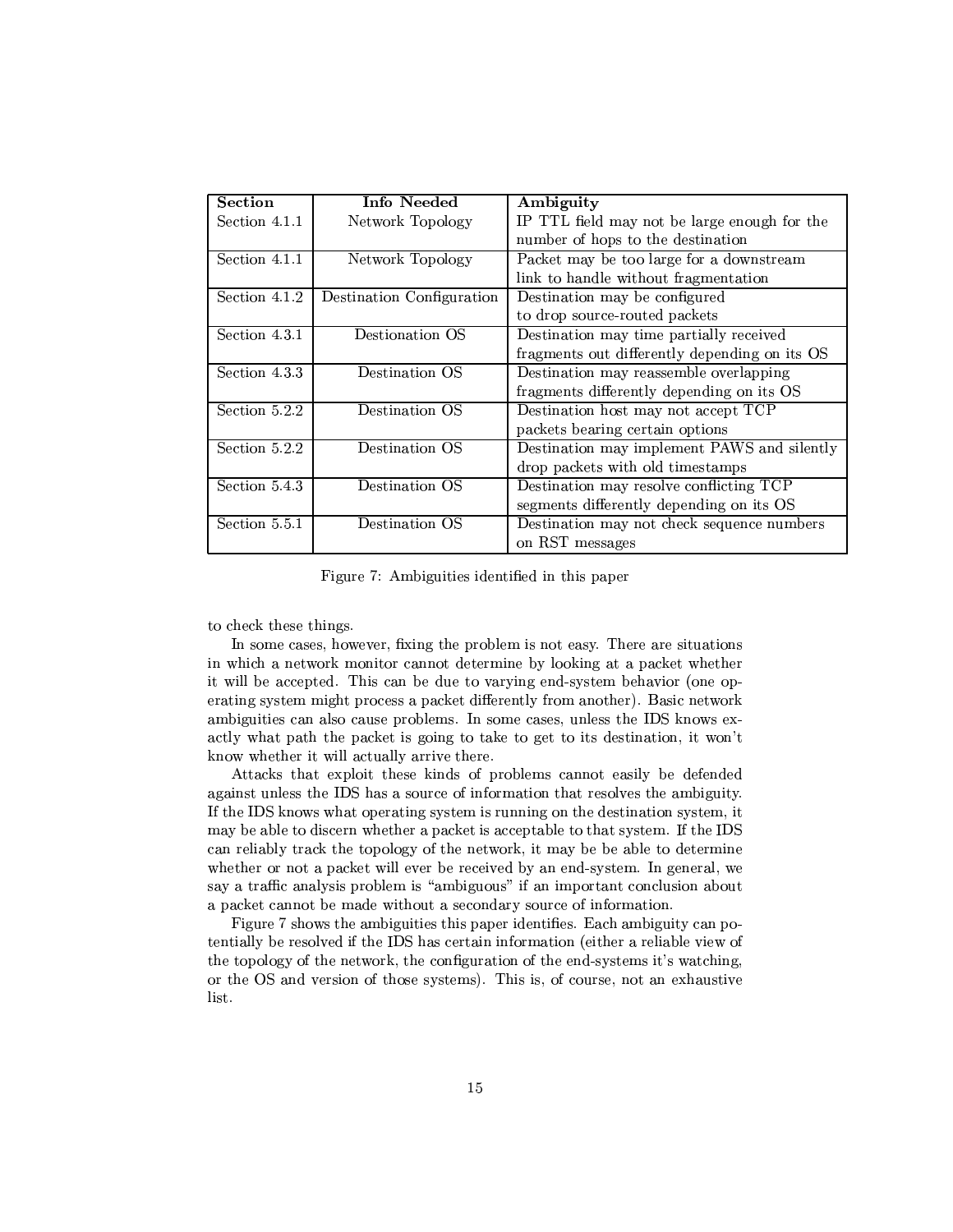| Section | Info Needed | Ambiguity |
|---|---|---|
| Section 4.1.1 | Network Topology | IP TTL field may not be large enough for the number of hops to the destination |
| Section 4.1.1 | Network Topology | Packet may be too large for a downstream link to handle without fragmentation |
| Section 4.1.2 | Destination Configuration | Destination may be configured to drop source-routed packets |
| Section 4.3.1 | Destionation OS | Destination may time partially received fragments out differently depending on its OS |
| Section 4.3.3 | Destination OS | Destination may reassemble overlapping fragments differently depending on its OS |
| Section 5.2.2 | Destination OS | Destination host may not accept TCP packets bearing certain options |
| Section 5.2.2 | Destination OS | Destination may implement PAWS and silently drop packets with old timestamps |
| Section 5.4.3 | Destination OS | Destination may resolve conflicting TCP segments differently depending on its OS |
| Section 5.5.1 | Destination OS | Destination may not check sequence numbers on RST messages |

Figure 7: Ambiguities identified in this paper

to check these things.

In some cases, however, fixing the problem is not easy. There are situations in which a network monitor cannot determine by looking at a packet whether it will be accepted. This can be due to varying end-system behavior (one operating system might process a packet differently from another). Basic network ambiguities can also cause problems. In some cases, unless the IDS knows exactly what path the packet is going to take to get to its destination, it won't know whether it will actually arrive there.

Attacks that exploit these kinds of problems cannot easily be defended against unless the IDS has a source of information that resolves the ambiguity. If the IDS knows what operating system is running on the destination system, it may be able to discern whether a packet is acceptable to that system. If the IDS can reliably track the topology of the network, it may be be able to determine whether or not a packet will ever be received by an end-system. In general, we say a traffic analysis problem is "ambiguous" if an important conclusion about a packet cannot be made without a secondary source of information.

Figure 7 shows the ambiguities this paper identifies. Each ambiguity can potentially be resolved if the IDS has certain information (either a reliable view of the topology of the network, the configuration of the end-systems it's watching, or the OS and version of those systems). This is, of course, not an exhaustive list.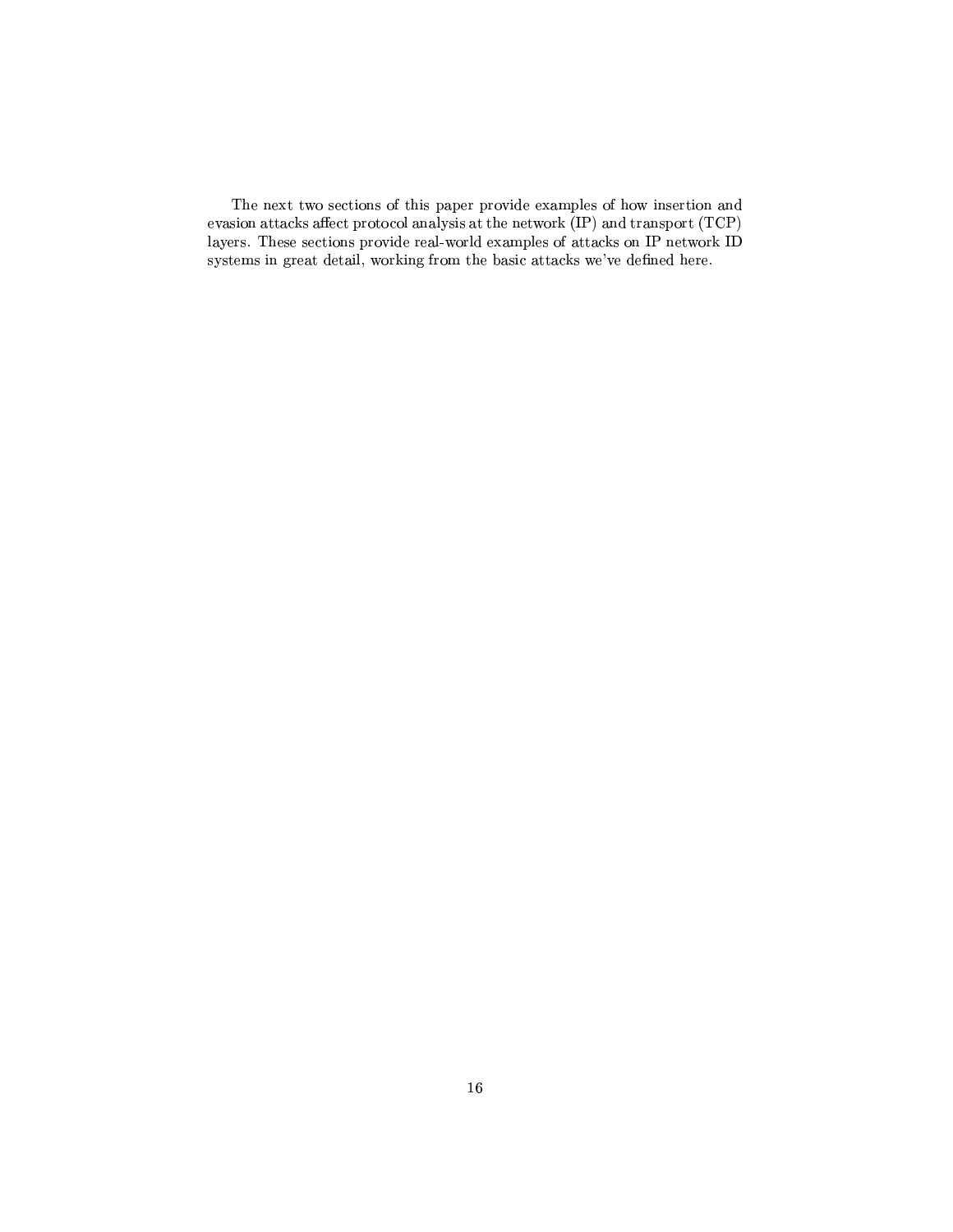The next two sections of this paper provide examples of how insertion and evasion attacks affect protocol analysis at the network (IP) and transport (TCP) layers. These sections provide real-world examples of attacks on IP network ID systems in great detail, working from the basic attacks we've defined here.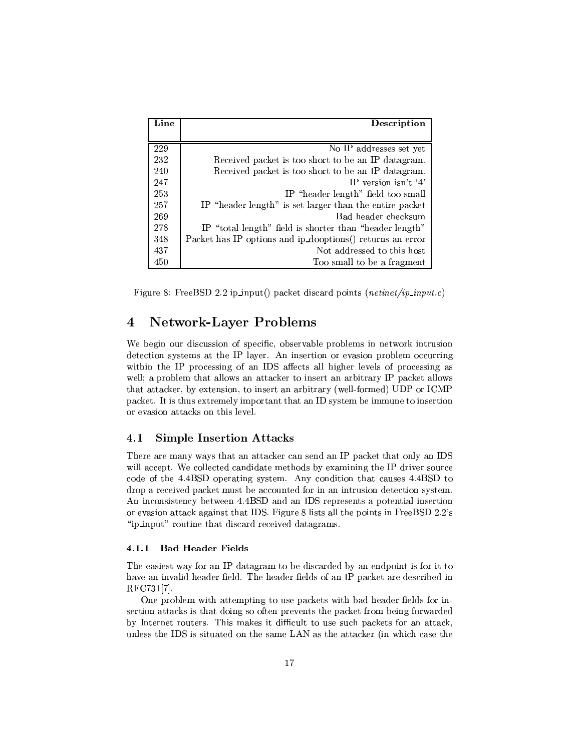| Line | Description |
|---|---|
| 229 | No IP addresses set yet |
| 232 | Received packet is too short to be an IP datagram. |
| 240 | Received packet is too short to be an IP datagram. |
| 247 | IP version isn't '4' |
| 253 | IP "header length" field too small |
| 257 | IP "header length" is set larger than the entire packet |
| 269 | Bad header checksum |
| 278 | IP "total length" field is shorter than "header length" |
| 348 | Packet has IP options and ip_dooptions() returns an error |
| 437 | Not addressed to this host |
| 450 | Too small to be a fragment |

Figure 8: FreeBSD 2.2 ip_input() packet discard points (*netinet/ip_input.c*)

# 4 Network-Layer Problems

We begin our discussion of specific, observable problems in network intrusion detection systems at the IP layer. An insertion or evasion problem occurring within the IP processing of an IDS affects all higher levels of processing as well; a problem that allows an attacker to insert an arbitrary IP packet allows that attacker, by extension, to insert an arbitrary (well-formed) UDP or ICMP packet. It is thus extremely important that an ID system be immune to insertion or evasion attacks on this level.

## 4.1 Simple Insertion Attacks

There are many ways that an attacker can send an IP packet that only an IDS will accept. We collected candidate methods by examining the IP driver source code of the 4.4BSD operating system. Any condition that causes 4.4BSD to drop a received packet must be accounted for in an intrusion detection system. An inconsistency between 4.4BSD and an IDS represents a potential insertion or evasion attack against that IDS. Figure 8 lists all the points in FreeBSD 2.2's "ip_input" routine that discard received datagrams.

### 4.1.1 Bad Header Fields

The easiest way for an IP datagram to be discarded by an endpoint is for it to have an invalid header field. The header fields of an IP packet are described in RFC731[7].

One problem with attempting to use packets with bad header fields for insertion attacks is that doing so often prevents the packet from being forwarded by Internet routers. This makes it difficult to use such packets for an attack, unless the IDS is situated on the same LAN as the attacker (in which case the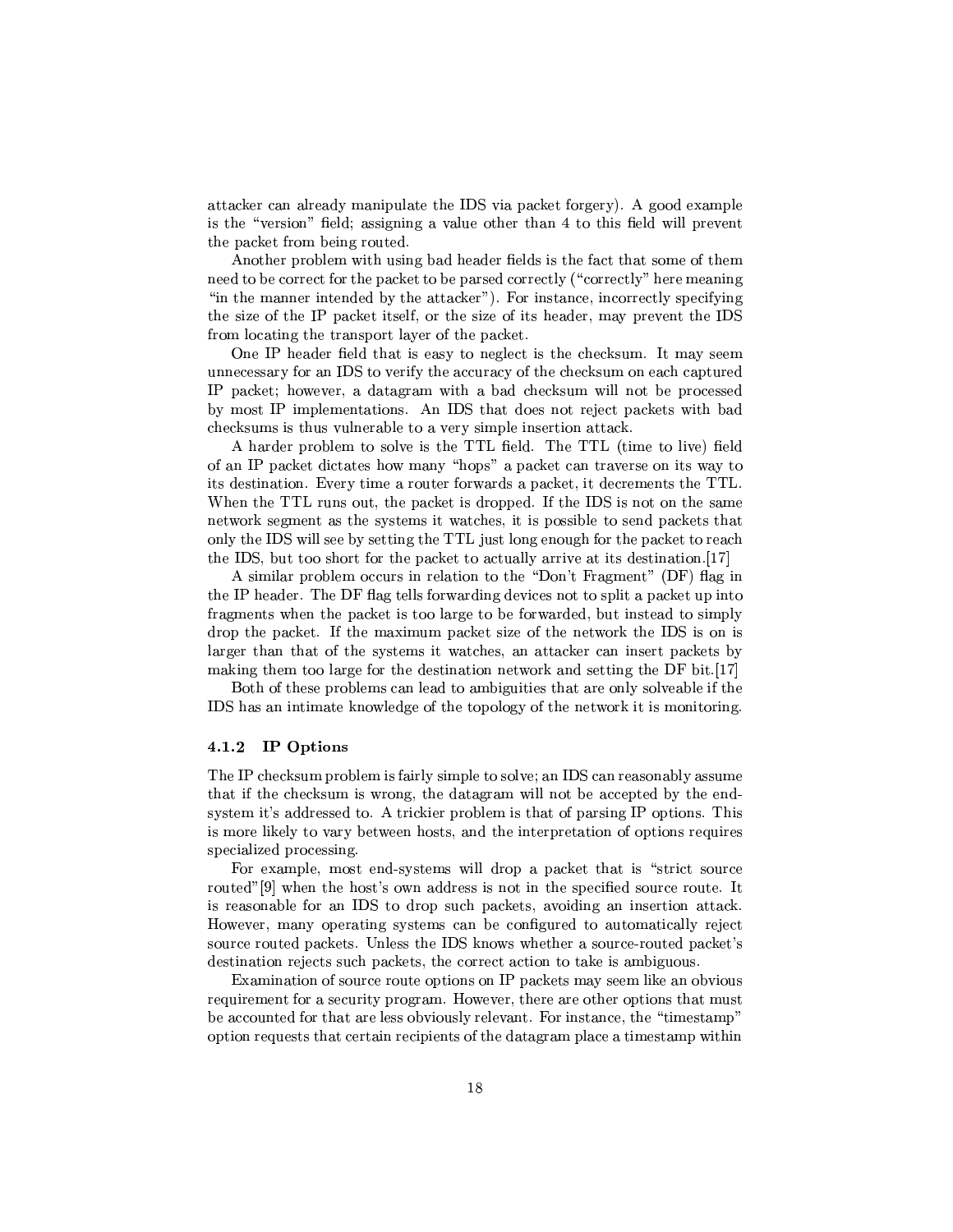attacker can already manipulate the IDS via packet forgery). A good example is the "version" field; assigning a value other than 4 to this field will prevent the packet from being routed.

Another problem with using bad header fields is the fact that some of them need to be correct for the packet to be parsed correctly ("correctly" here meaning "in the manner intended by the attacker"). For instance, incorrectly specifying the size of the IP packet itself, or the size of its header, may prevent the IDS from locating the transport layer of the packet.

One IP header field that is easy to neglect is the checksum. It may seem unnecessary for an IDS to verify the accuracy of the checksum on each captured IP packet; however, a datagram with a bad checksum will not be processed by most IP implementations. An IDS that does not reject packets with bad checksums is thus vulnerable to a very simple insertion attack.

A harder problem to solve is the TTL field. The TTL (time to live) field of an IP packet dictates how many "hops" a packet can traverse on its way to its destination. Every time a router forwards a packet, it decrements the TTL. When the TTL runs out, the packet is dropped. If the IDS is not on the same network segment as the systems it watches, it is possible to send packets that only the IDS will see by setting the TTL just long enough for the packet to reach the IDS, but too short for the packet to actually arrive at its destination.[17]

A similar problem occurs in relation to the "Don't Fragment" (DF) flag in the IP header. The DF flag tells forwarding devices not to split a packet up into fragments when the packet is too large to be forwarded, but instead to simply drop the packet. If the maximum packet size of the network the IDS is on is larger than that of the systems it watches, an attacker can insert packets by making them too large for the destination network and setting the DF bit.[17]

Both of these problems can lead to ambiguities that are only solveable if the IDS has an intimate knowledge of the topology of the network it is monitoring.

### 4.1.2 IP Options

The IP checksum problem is fairly simple to solve; an IDS can reasonably assume that if the checksum is wrong, the datagram will not be accepted by the end-system it's addressed to. A trickier problem is that of parsing IP options. This is more likely to vary between hosts, and the interpretation of options requires specialized processing.

For example, most end-systems will drop a packet that is "strict source routed"[9] when the host's own address is not in the specified source route. It is reasonable for an IDS to drop such packets, avoiding an insertion attack. However, many operating systems can be configured to automatically reject source routed packets. Unless the IDS knows whether a source-routed packet's destination rejects such packets, the correct action to take is ambiguous.

Examination of source route options on IP packets may seem like an obvious requirement for a security program. However, there are other options that must be accounted for that are less obviously relevant. For instance, the "timestamp" option requests that certain recipients of the datagram place a timestamp within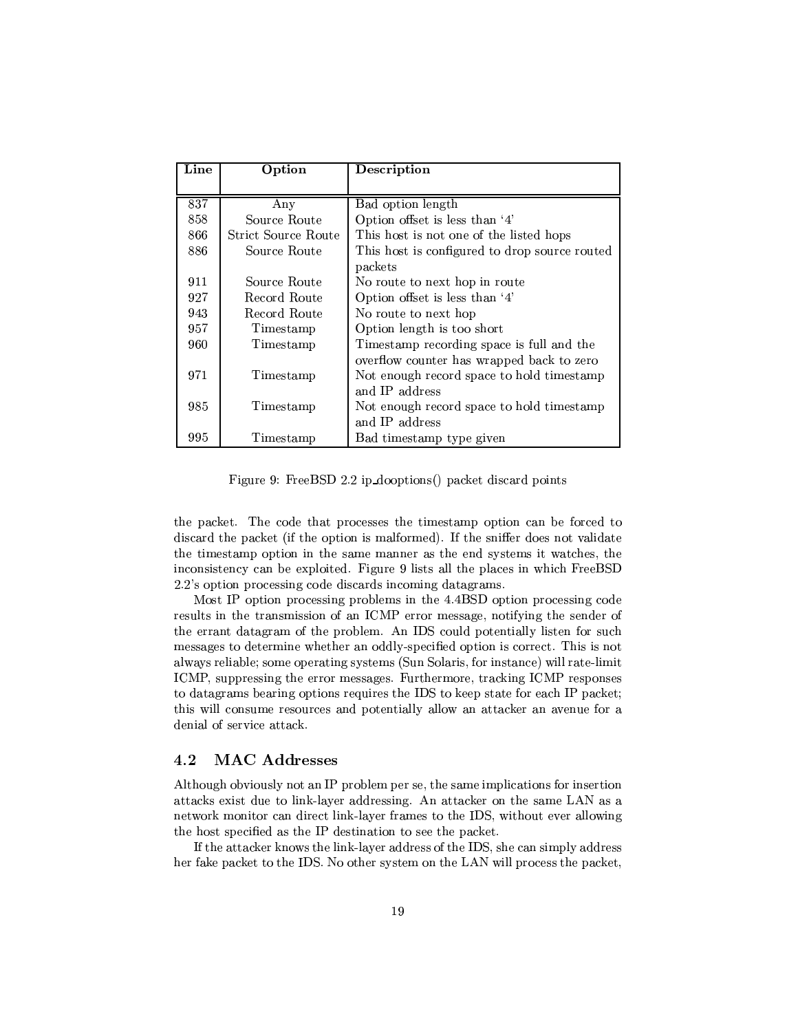| Line | Option | Description |
|---|---|---|
| 837 | Any | Bad option length |
| 858 | Source Route | Option offset is less than ‘4’ |
| 866 | Strict Source Route | This host is not one of the listed hops |
| 886 | Source Route | This host is configured to drop source routed packets |
| 911 | Source Route | No route to next hop in route |
| 927 | Record Route | Option offset is less than ‘4’ |
| 943 | Record Route | No route to next hop |
| 957 | Timestamp | Option length is too short |
| 960 | Timestamp | Timestamp recording space is full and the overflow counter has wrapped back to zero |
| 971 | Timestamp | Not enough record space to hold timestamp and IP address |
| 985 | Timestamp | Not enough record space to hold timestamp and IP address |
| 995 | Timestamp | Bad timestamp type given |

Figure 9: FreeBSD 2.2 ip_dooptions() packet discard points

the packet. The code that processes the timestamp option can be forced to discard the packet (if the option is malformed). If the sniffer does not validate the timestamp option in the same manner as the end systems it watches, the inconsistency can be exploited. Figure 9 lists all the places in which FreeBSD 2.2's option processing code discards incoming datagrams.

Most IP option processing problems in the 4.4BSD option processing code results in the transmission of an ICMP error message, notifying the sender of the errant datagram of the problem. An IDS could potentially listen for such messages to determine whether an oddly-specified option is correct. This is not always reliable; some operating systems (Sun Solaris, for instance) will rate-limit ICMP, suppressing the error messages. Furthermore, tracking ICMP responses to datagrams bearing options requires the IDS to keep state for each IP packet; this will consume resources and potentially allow an attacker an avenue for a denial of service attack.

### 4.2 MAC Addresses

Although obviously not an IP problem per se, the same implications for insertion attacks exist due to link-layer addressing. An attacker on the same LAN as a network monitor can direct link-layer frames to the IDS, without ever allowing the host specified as the IP destination to see the packet.

If the attacker knows the link-layer address of the IDS, she can simply address her fake packet to the IDS. No other system on the LAN will process the packet,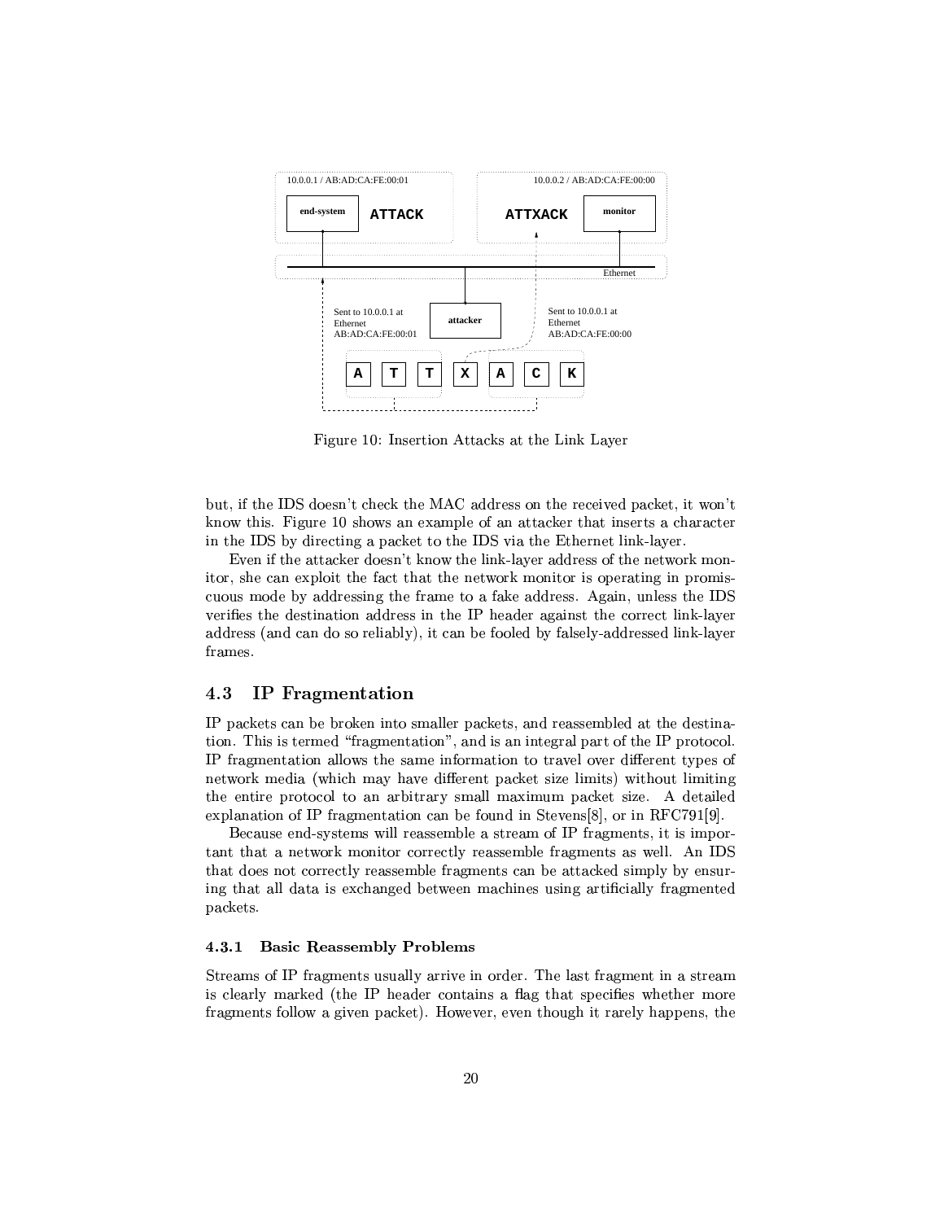Figure 10: Insertion Attacks at the Link Layer

but, if the IDS doesn't check the MAC address on the received packet, it won't know this. Figure 10 shows an example of an attacker that inserts a character in the IDS by directing a packet to the IDS via the Ethernet link-layer.

Even if the attacker doesn't know the link-layer address of the network monitor, she can exploit the fact that the network monitor is operating in promiscuous mode by addressing the frame to a fake address. Again, unless the IDS verifies the destination address in the IP header against the correct link-layer address (and can do so reliably), it can be fooled by falsely-addressed link-layer frames.

## 4.3 IP Fragmentation

IP packets can be broken into smaller packets, and reassembled at the destination. This is termed "fragmentation", and is an integral part of the IP protocol. IP fragmentation allows the same information to travel over different types of network media (which may have different packet size limits) without limiting the entire protocol to an arbitrary small maximum packet size. A detailed explanation of IP fragmentation can be found in Stevens[8], or in RFC791[9].

Because end-systems will reassemble a stream of IP fragments, it is important that a network monitor correctly reassemble fragments as well. An IDS that does not correctly reassemble fragments can be attacked simply by ensuring that all data is exchanged between machines using artificially fragmented packets.

### 4.3.1 Basic Reassembly Problems

Streams of IP fragments usually arrive in order. The last fragment in a stream is clearly marked (the IP header contains a flag that specifies whether more fragments follow a given packet). However, even though it rarely happens, the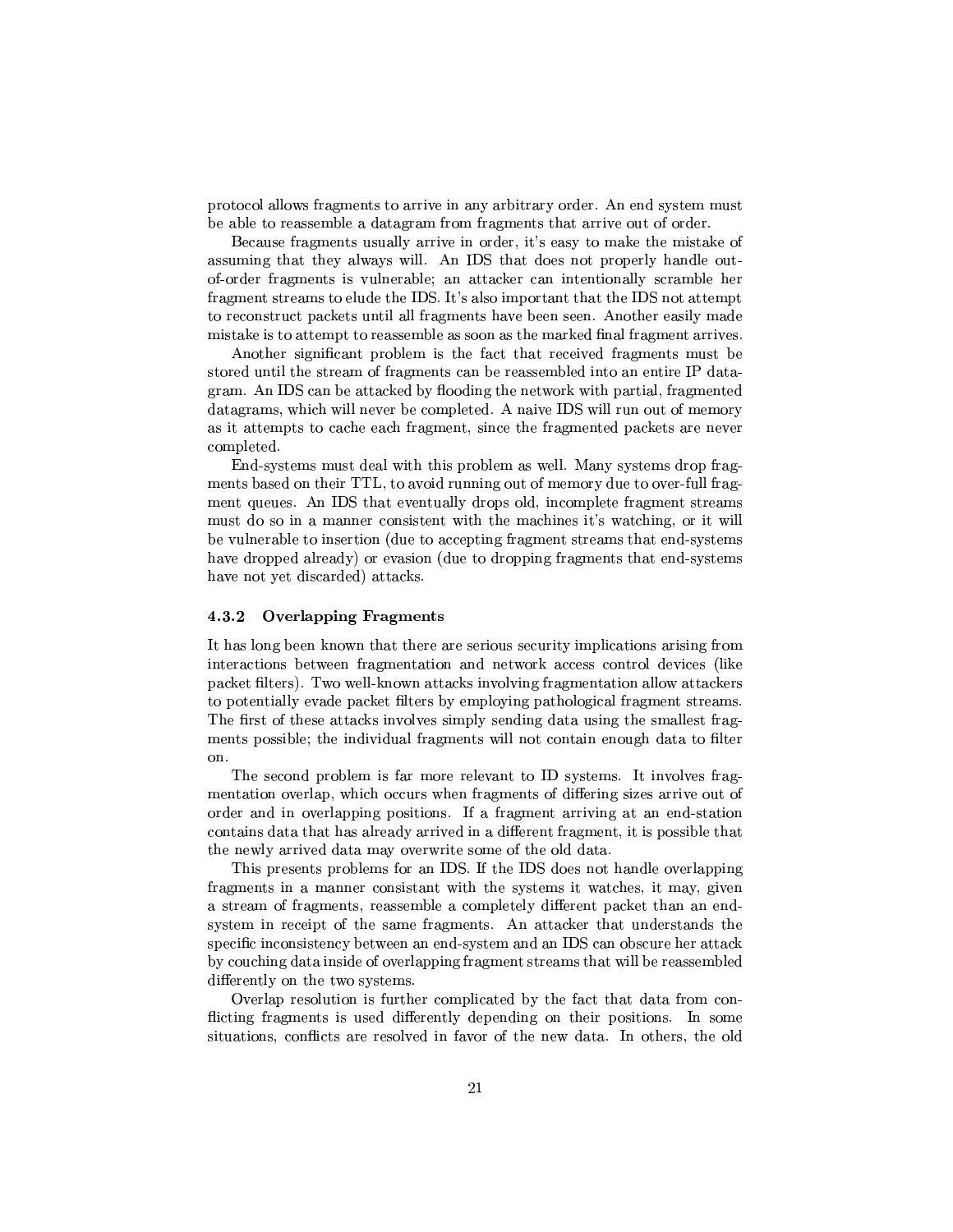protocol allows fragments to arrive in any arbitrary order. An end system must be able to reassemble a datagram from fragments that arrive out of order.

Because fragments usually arrive in order, it's easy to make the mistake of assuming that they always will. An IDS that does not properly handle out-of-order fragments is vulnerable; an attacker can intentionally scramble her fragment streams to elude the IDS. It's also important that the IDS not attempt to reconstruct packets until all fragments have been seen. Another easily made mistake is to attempt to reassemble as soon as the marked final fragment arrives.

Another significant problem is the fact that received fragments must be stored until the stream of fragments can be reassembled into an entire IP datagram. An IDS can be attacked by flooding the network with partial, fragmented datagrams, which will never be completed. A naive IDS will run out of memory as it attempts to cache each fragment, since the fragmented packets are never completed.

End-systems must deal with this problem as well. Many systems drop fragments based on their TTL, to avoid running out of memory due to over-full fragment queues. An IDS that eventually drops old, incomplete fragment streams must do so in a manner consistent with the machines it's watching, or it will be vulnerable to insertion (due to accepting fragment streams that end-systems have dropped already) or evasion (due to dropping fragments that end-systems have not yet discarded) attacks.

### 4.3.2 Overlapping Fragments

It has long been known that there are serious security implications arising from interactions between fragmentation and network access control devices (like packet filters). Two well-known attacks involving fragmentation allow attackers to potentially evade packet filters by employing pathological fragment streams. The first of these attacks involves simply sending data using the smallest fragments possible; the individual fragments will not contain enough data to filter on.

The second problem is far more relevant to ID systems. It involves fragmentation overlap, which occurs when fragments of differing sizes arrive out of order and in overlapping positions. If a fragment arriving at an end-station contains data that has already arrived in a different fragment, it is possible that the newly arrived data may overwrite some of the old data.

This presents problems for an IDS. If the IDS does not handle overlapping fragments in a manner consistant with the systems it watches, it may, given a stream of fragments, reassemble a completely different packet than an end-system in receipt of the same fragments. An attacker that understands the specific inconsistency between an end-system and an IDS can obscure her attack by couching data inside of overlapping fragment streams that will be reassembled differently on the two systems.

Overlap resolution is further complicated by the fact that data from conflicting fragments is used differently depending on their positions. In some situations, conflicts are resolved in favor of the new data. In others, the old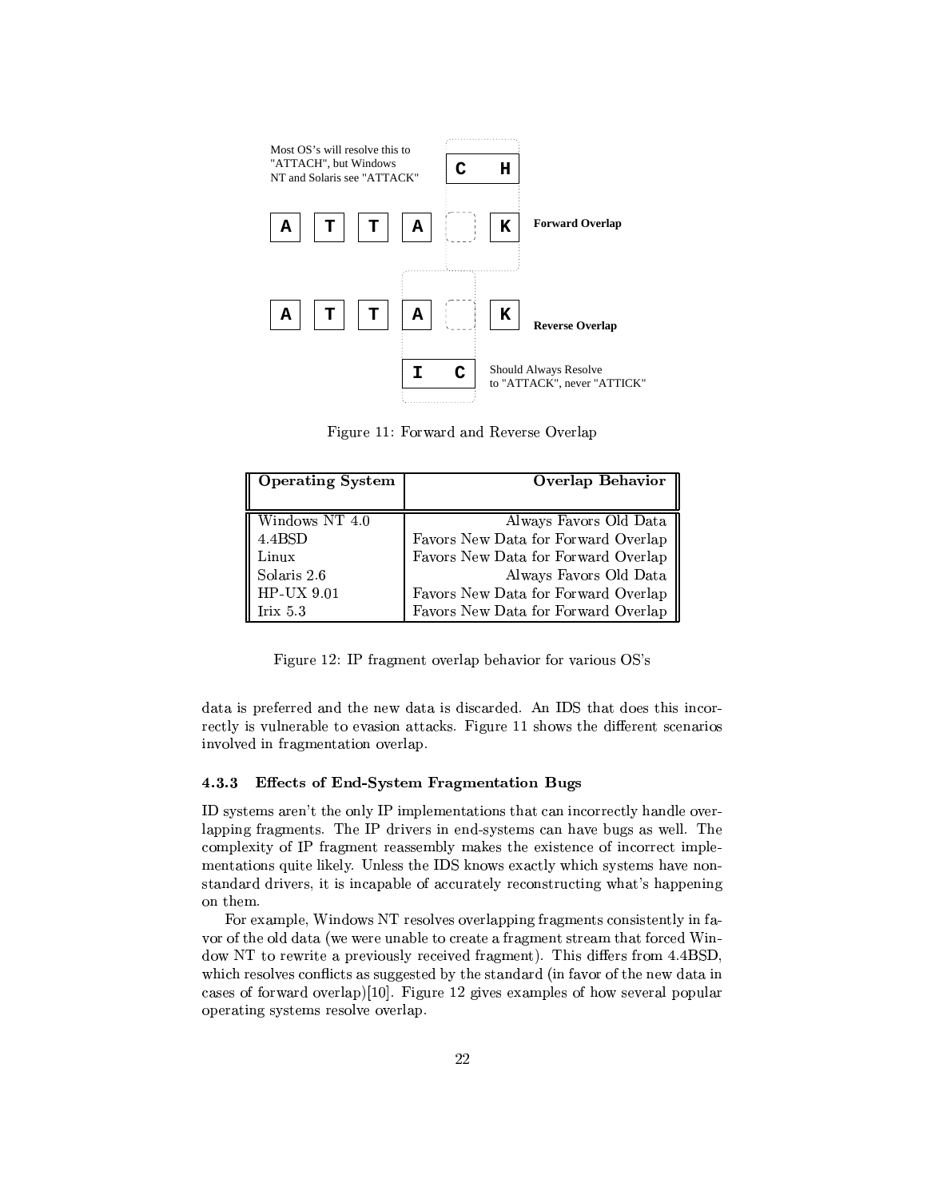Most OS's will resolve this to "ATTACH", but Windows NT and Solaris see "ATTACK"

Forward Overlap

Reverse Overlap

Should Always Resolve to "ATTACK", never "ATTICK"

Figure 11: Forward and Reverse Overlap

| Operating System | Overlap Behavior |
|---|---|
| Windows NT 4.0 | Always Favors Old Data |
| 4.4BSD | Favors New Data for Forward Overlap |
| Linux | Favors New Data for Forward Overlap |
| Solaris 2.6 | Always Favors Old Data |
| HP-UX 9.01 | Favors New Data for Forward Overlap |
| Irix 5.3 | Favors New Data for Forward Overlap |

Figure 12: IP fragment overlap behavior for various OS's

data is preferred and the new data is discarded. An IDS that does this incorrectly is vulnerable to evasion attacks. Figure 11 shows the different scenarios involved in fragmentation overlap.

#### 4.3.3 Effects of End-System Fragmentation Bugs

ID systems aren't the only IP implementations that can incorrectly handle overlapping fragments. The IP drivers in end-systems can have bugs as well. The complexity of IP fragment reassembly makes the existence of incorrect implementations quite likely. Unless the IDS knows exactly which systems have non-standard drivers, it is incapable of accurately reconstructing what's happening on them.

For example, Windows NT resolves overlapping fragments consistently in favor of the old data (we were unable to create a fragment stream that forced Window NT to rewrite a previously received fragment). This differs from 4.4BSD, which resolves conflicts as suggested by the standard (in favor of the new data in cases of forward overlap)[10]. Figure 12 gives examples of how several popular operating systems resolve overlap.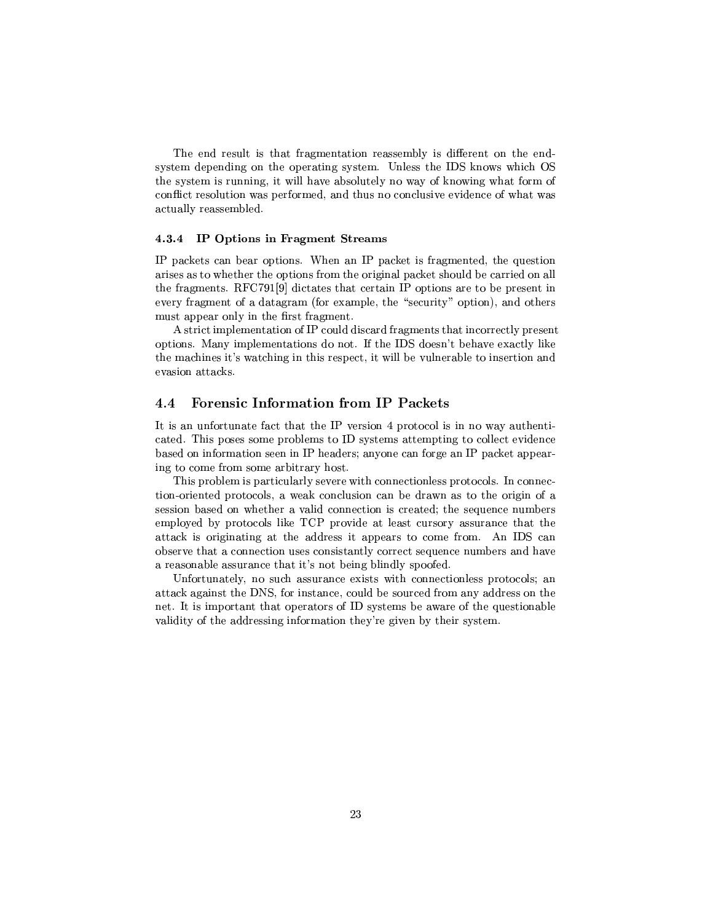The end result is that fragmentation reassembly is different on the end-system depending on the operating system. Unless the IDS knows which OS the system is running, it will have absolutely no way of knowing what form of conflict resolution was performed, and thus no conclusive evidence of what was actually reassembled.

#### 4.3.4 IP Options in Fragment Streams

IP packets can bear options. When an IP packet is fragmented, the question arises as to whether the options from the original packet should be carried on all the fragments. RFC791[9] dictates that certain IP options are to be present in every fragment of a datagram (for example, the "security" option), and others must appear only in the first fragment.

A strict implementation of IP could discard fragments that incorrectly present options. Many implementations do not. If the IDS doesn't behave exactly like the machines it's watching in this respect, it will be vulnerable to insertion and evasion attacks.

### 4.4 Forensic Information from IP Packets

It is an unfortunate fact that the IP version 4 protocol is in no way authenticated. This poses some problems to ID systems attempting to collect evidence based on information seen in IP headers; anyone can forge an IP packet appearing to come from some arbitrary host.

This problem is particularly severe with connectionless protocols. In connection-oriented protocols, a weak conclusion can be drawn as to the origin of a session based on whether a valid connection is created; the sequence numbers employed by protocols like TCP provide at least cursory assurance that the attack is originating at the address it appears to come from. An IDS can observe that a connection uses consistantly correct sequence numbers and have a reasonable assurance that it's not being blindly spoofed.

Unfortunately, no such assurance exists with connectionless protocols; an attack against the DNS, for instance, could be sourced from any address on the net. It is important that operators of ID systems be aware of the questionable validity of the addressing information they're given by their system.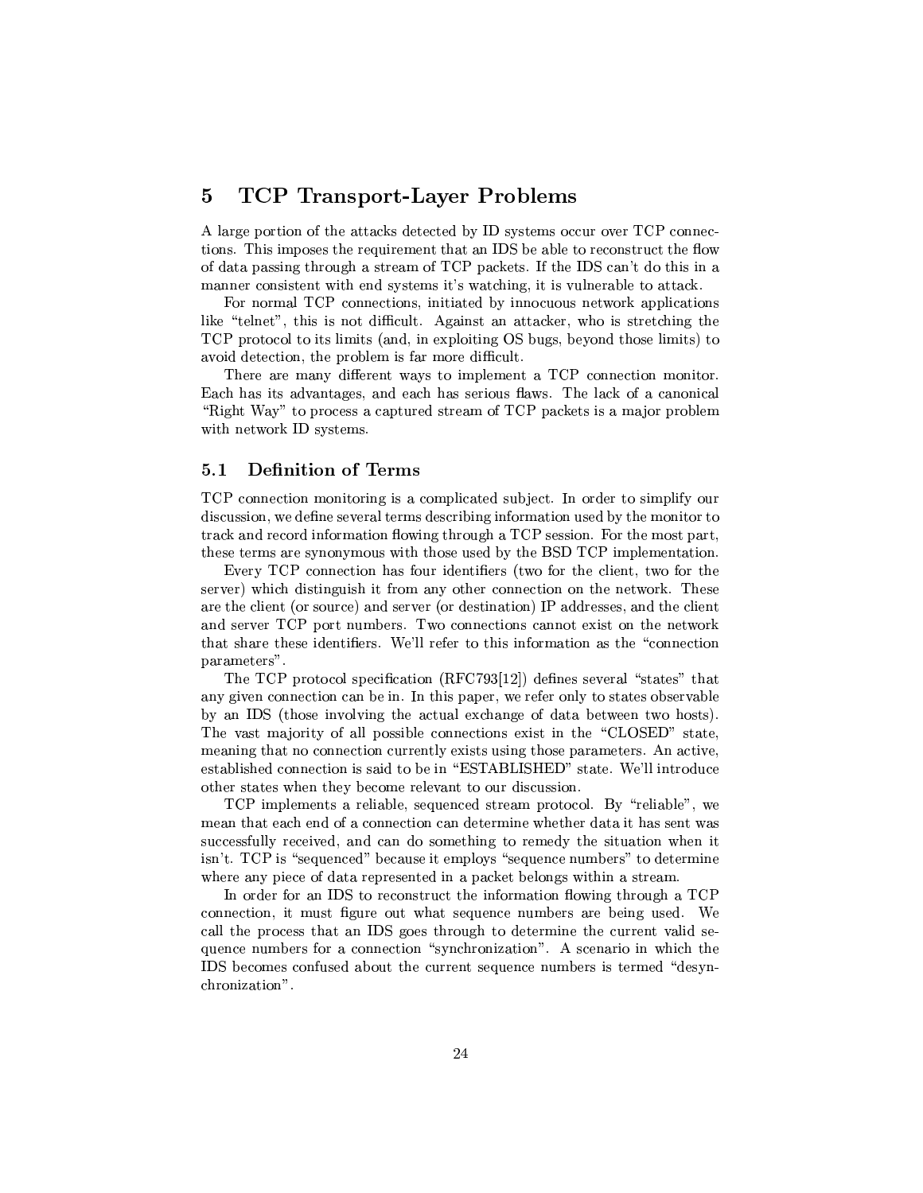# 5 TCP Transport-Layer Problems

A large portion of the attacks detected by ID systems occur over TCP connections. This imposes the requirement that an IDS be able to reconstruct the flow of data passing through a stream of TCP packets. If the IDS can't do this in a manner consistent with end systems it's watching, it is vulnerable to attack.

For normal TCP connections, initiated by innocuous network applications like "telnet", this is not difficult. Against an attacker, who is stretching the TCP protocol to its limits (and, in exploiting OS bugs, beyond those limits) to avoid detection, the problem is far more difficult.

There are many different ways to implement a TCP connection monitor. Each has its advantages, and each has serious flaws. The lack of a canonical "Right Way" to process a captured stream of TCP packets is a major problem with network ID systems.

## 5.1 Definition of Terms

TCP connection monitoring is a complicated subject. In order to simplify our discussion, we define several terms describing information used by the monitor to track and record information flowing through a TCP session. For the most part, these terms are synonymous with those used by the BSD TCP implementation.

Every TCP connection has four identifiers (two for the client, two for the server) which distinguish it from any other connection on the network. These are the client (or source) and server (or destination) IP addresses, and the client and server TCP port numbers. Two connections cannot exist on the network that share these identifiers. We'll refer to this information as the "connection parameters".

The TCP protocol specification (RFC793[12]) defines several "states" that any given connection can be in. In this paper, we refer only to states observable by an IDS (those involving the actual exchange of data between two hosts). The vast majority of all possible connections exist in the "CLOSED" state, meaning that no connection currently exists using those parameters. An active, established connection is said to be in "ESTABLISHED" state. We'll introduce other states when they become relevant to our discussion.

TCP implements a reliable, sequenced stream protocol. By "reliable", we mean that each end of a connection can determine whether data it has sent was successfully received, and can do something to remedy the situation when it isn't. TCP is "sequenced" because it employs "sequence numbers" to determine where any piece of data represented in a packet belongs within a stream.

In order for an IDS to reconstruct the information flowing through a TCP connection, it must figure out what sequence numbers are being used. We call the process that an IDS goes through to determine the current valid sequence numbers for a connection "synchronization". A scenario in which the IDS becomes confused about the current sequence numbers is termed "desynchronization".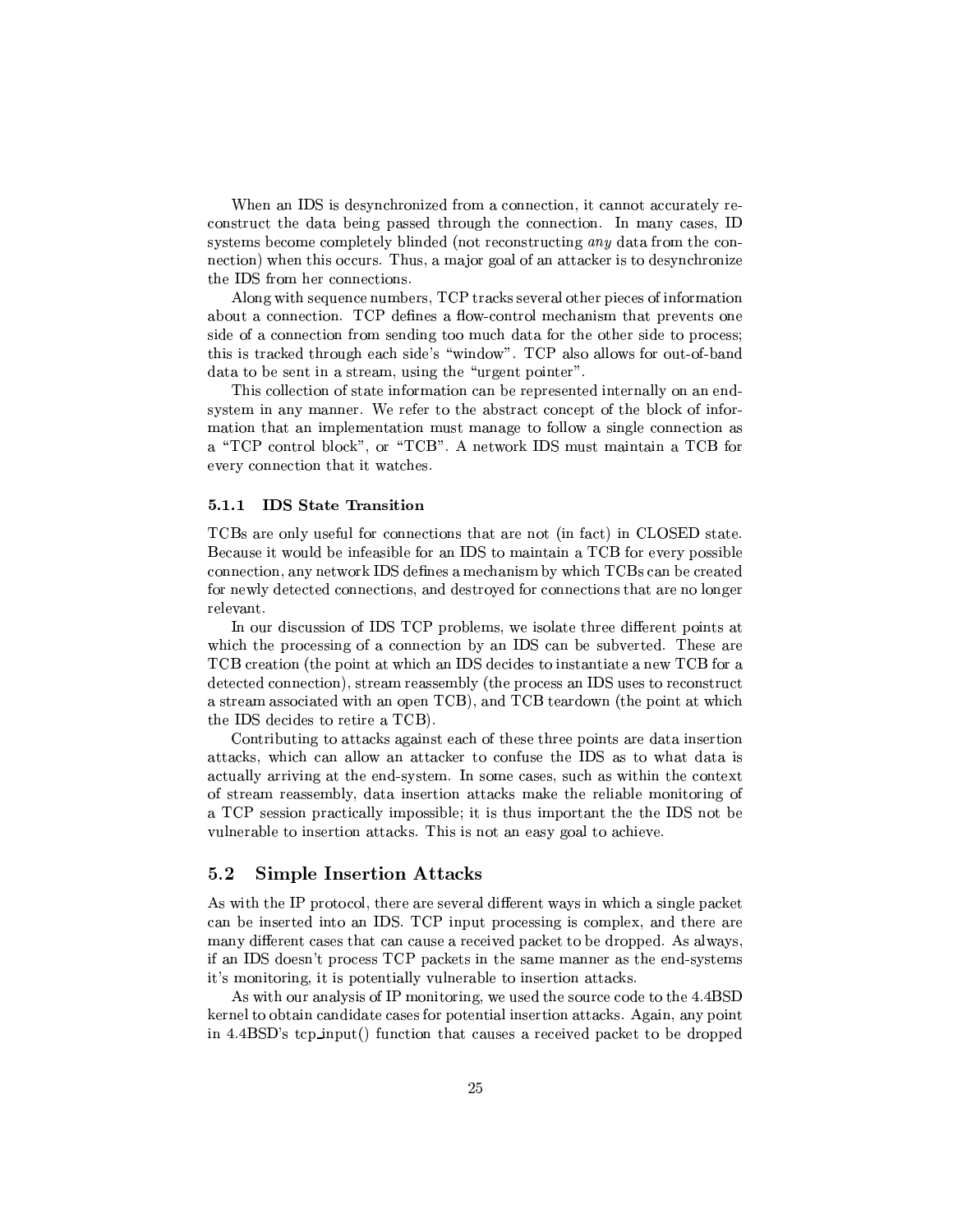When an IDS is desynchronized from a connection, it cannot accurately reconstruct the data being passed through the connection. In many cases, ID systems become completely blinded (not reconstructing *any* data from the connection) when this occurs. Thus, a major goal of an attacker is to desynchronize the IDS from her connections.

Along with sequence numbers, TCP tracks several other pieces of information about a connection. TCP defines a flow-control mechanism that prevents one side of a connection from sending too much data for the other side to process; this is tracked through each side's "window". TCP also allows for out-of-band data to be sent in a stream, using the "urgent pointer".

This collection of state information can be represented internally on an end-system in any manner. We refer to the abstract concept of the block of information that an implementation must manage to follow a single connection as a "TCP control block", or "TCB". A network IDS must maintain a TCB for every connection that it watches.

### 5.1.1 IDS State Transition

TCBs are only useful for connections that are not (in fact) in CLOSED state. Because it would be infeasible for an IDS to maintain a TCB for every possible connection, any network IDS defines a mechanism by which TCBs can be created for newly detected connections, and destroyed for connections that are no longer relevant.

In our discussion of IDS TCP problems, we isolate three different points at which the processing of a connection by an IDS can be subverted. These are TCB creation (the point at which an IDS decides to instantiate a new TCB for a detected connection), stream reassembly (the process an IDS uses to reconstruct a stream associated with an open TCB), and TCB teardown (the point at which the IDS decides to retire a TCB).

Contributing to attacks against each of these three points are data insertion attacks, which can allow an attacker to confuse the IDS as to what data is actually arriving at the end-system. In some cases, such as within the context of stream reassembly, data insertion attacks make the reliable monitoring of a TCP session practically impossible; it is thus important the the IDS not be vulnerable to insertion attacks. This is not an easy goal to achieve.

## 5.2 Simple Insertion Attacks

As with the IP protocol, there are several different ways in which a single packet can be inserted into an IDS. TCP input processing is complex, and there are many different cases that can cause a received packet to be dropped. As always, if an IDS doesn't process TCP packets in the same manner as the end-systems it's monitoring, it is potentially vulnerable to insertion attacks.

As with our analysis of IP monitoring, we used the source code to the 4.4BSD kernel to obtain candidate cases for potential insertion attacks. Again, any point in 4.4BSD's tcp_input() function that causes a received packet to be dropped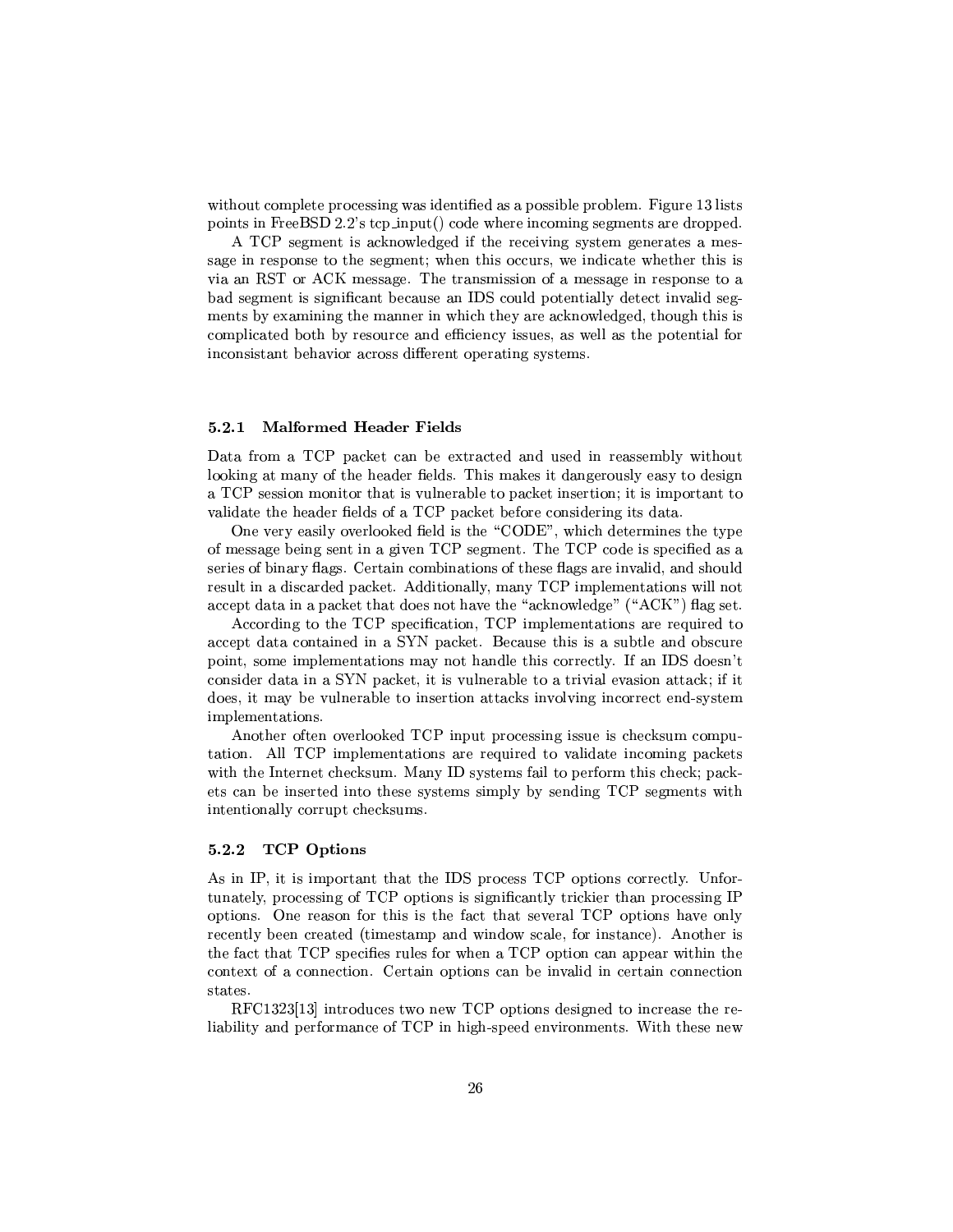without complete processing was identified as a possible problem. Figure 13 lists points in FreeBSD 2.2's tcp_input() code where incoming segments are dropped.

A TCP segment is acknowledged if the receiving system generates a message in response to the segment; when this occurs, we indicate whether this is via an RST or ACK message. The transmission of a message in response to a bad segment is significant because an IDS could potentially detect invalid segments by examining the manner in which they are acknowledged, though this is complicated both by resource and efficiency issues, as well as the potential for inconsistant behavior across different operating systems.

### 5.2.1 Malformed Header Fields

Data from a TCP packet can be extracted and used in reassembly without looking at many of the header fields. This makes it dangerously easy to design a TCP session monitor that is vulnerable to packet insertion; it is important to validate the header fields of a TCP packet before considering its data.

One very easily overlooked field is the "CODE", which determines the type of message being sent in a given TCP segment. The TCP code is specified as a series of binary flags. Certain combinations of these flags are invalid, and should result in a discarded packet. Additionally, many TCP implementations will not accept data in a packet that does not have the "acknowledge" ("ACK") flag set.

According to the TCP specification, TCP implementations are required to accept data contained in a SYN packet. Because this is a subtle and obscure point, some implementations may not handle this correctly. If an IDS doesn't consider data in a SYN packet, it is vulnerable to a trivial evasion attack; if it does, it may be vulnerable to insertion attacks involving incorrect end-system implementations.

Another often overlooked TCP input processing issue is checksum computation. All TCP implementations are required to validate incoming packets with the Internet checksum. Many ID systems fail to perform this check; packets can be inserted into these systems simply by sending TCP segments with intentionally corrupt checksums.

### 5.2.2 TCP Options

As in IP, it is important that the IDS process TCP options correctly. Unfortunately, processing of TCP options is significantly trickier than processing IP options. One reason for this is the fact that several TCP options have only recently been created (timestamp and window scale, for instance). Another is the fact that TCP specifies rules for when a TCP option can appear within the context of a connection. Certain options can be invalid in certain connection states.

RFC1323[13] introduces two new TCP options designed to increase the reliability and performance of TCP in high-speed environments. With these new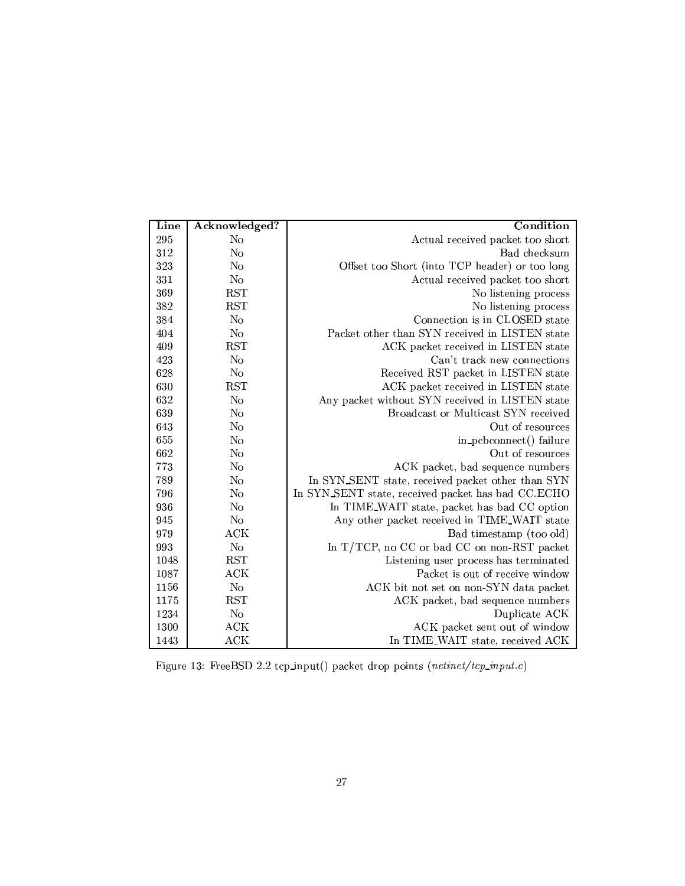| Line | Acknowledged? | Condition |
|---|---|---|
| 295 | No | Actual received packet too short |
| 312 | No | Bad checksum |
| 323 | No | Offset too Short (into TCP header) or too long |
| 331 | No | Actual received packet too short |
| 369 | RST | No listening process |
| 382 | RST | No listening process |
| 384 | No | Connection is in CLOSED state |
| 404 | No | Packet other than SYN received in LISTEN state |
| 409 | RST | ACK packet received in LISTEN state |
| 423 | No | Can't track new connections |
| 628 | No | Received RST packet in LISTEN state |
| 630 | RST | ACK packet received in LISTEN state |
| 632 | No | Any packet without SYN received in LISTEN state |
| 639 | No | Broadcast or Multicast SYN received |
| 643 | No | Out of resources |
| 655 | No | in_pcbconnect() failure |
| 662 | No | Out of resources |
| 773 | No | ACK packet, bad sequence numbers |
| 789 | No | In SYN_SENT state, received packet other than SYN |
| 796 | No | In SYN_SENT state, received packet has bad CC.ECHO |
| 936 | No | In TIME_WAIT state, packet has bad CC option |
| 945 | No | Any other packet received in TIME_WAIT state |
| 979 | ACK | Bad timestamp (too old) |
| 993 | No | In T/TCP, no CC or bad CC on non-RST packet |
| 1048 | RST | Listening user process has terminated |
| 1087 | ACK | Packet is out of receive window |
| 1156 | No | ACK bit not set on non-SYN data packet |
| 1175 | RST | ACK packet, bad sequence numbers |
| 1234 | No | Duplicate ACK |
| 1300 | ACK | ACK packet sent out of window |
| 1443 | ACK | In TIME_WAIT state, received ACK |

Figure 13: FreeBSD 2.2 tcp_input() packet drop points (*netinet/tcp_input.c*)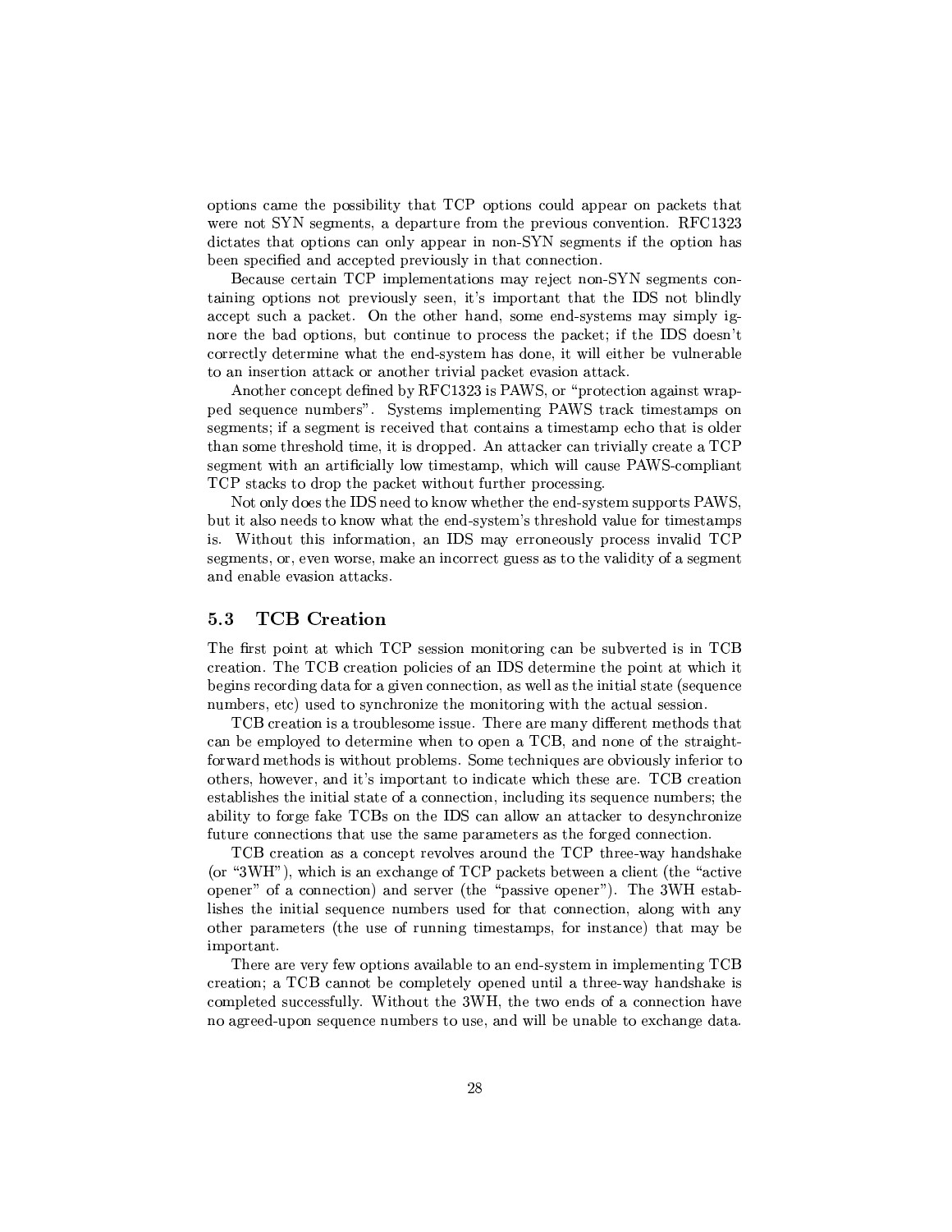options came the possibility that TCP options could appear on packets that were not SYN segments, a departure from the previous convention. RFC1323 dictates that options can only appear in non-SYN segments if the option has been specified and accepted previously in that connection.

Because certain TCP implementations may reject non-SYN segments containing options not previously seen, it's important that the IDS not blindly accept such a packet. On the other hand, some end-systems may simply ignore the bad options, but continue to process the packet; if the IDS doesn't correctly determine what the end-system has done, it will either be vulnerable to an insertion attack or another trivial packet evasion attack.

Another concept defined by RFC1323 is PAWS, or "protection against wrapped sequence numbers". Systems implementing PAWS track timestamps on segments; if a segment is received that contains a timestamp echo that is older than some threshold time, it is dropped. An attacker can trivially create a TCP segment with an artificially low timestamp, which will cause PAWS-compliant TCP stacks to drop the packet without further processing.

Not only does the IDS need to know whether the end-system supports PAWS, but it also needs to know what the end-system's threshold value for timestamps is. Without this information, an IDS may erroneously process invalid TCP segments, or, even worse, make an incorrect guess as to the validity of a segment and enable evasion attacks.

## 5.3 TCB Creation

The first point at which TCP session monitoring can be subverted is in TCB creation. The TCB creation policies of an IDS determine the point at which it begins recording data for a given connection, as well as the initial state (sequence numbers, etc) used to synchronize the monitoring with the actual session.

TCB creation is a troublesome issue. There are many different methods that can be employed to determine when to open a TCB, and none of the straightforward methods is without problems. Some techniques are obviously inferior to others, however, and it's important to indicate which these are. TCB creation establishes the initial state of a connection, including its sequence numbers; the ability to forge fake TCBs on the IDS can allow an attacker to desynchronize future connections that use the same parameters as the forged connection.

TCB creation as a concept revolves around the TCP three-way handshake (or "3WH"), which is an exchange of TCP packets between a client (the "active opener" of a connection) and server (the "passive opener"). The 3WH establishes the initial sequence numbers used for that connection, along with any other parameters (the use of running timestamps, for instance) that may be important.

There are very few options available to an end-system in implementing TCB creation; a TCB cannot be completely opened until a three-way handshake is completed successfully. Without the 3WH, the two ends of a connection have no agreed-upon sequence numbers to use, and will be unable to exchange data.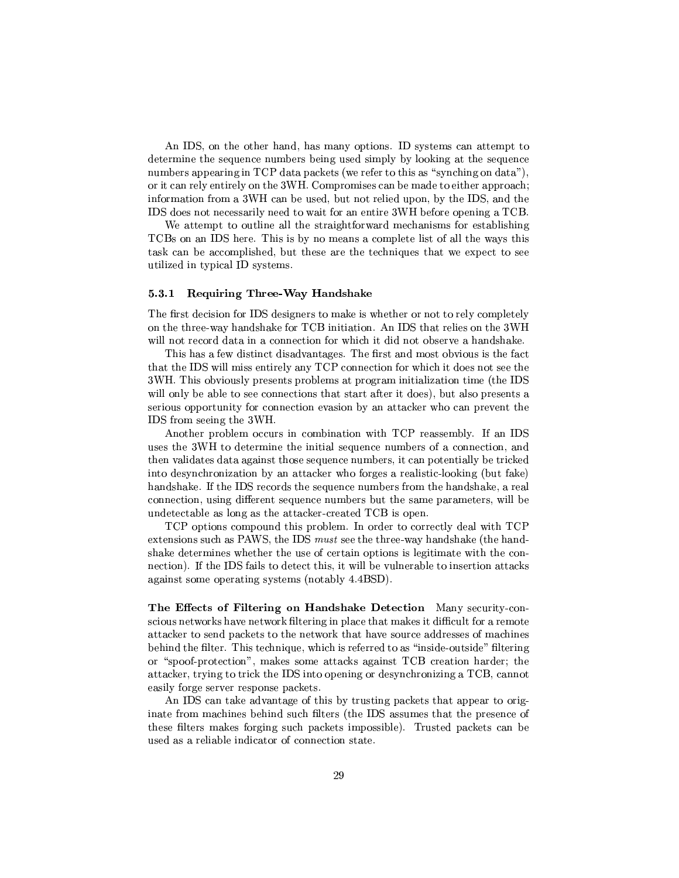An IDS, on the other hand, has many options. ID systems can attempt to determine the sequence numbers being used simply by looking at the sequence numbers appearing in TCP data packets (we refer to this as "synching on data"), or it can rely entirely on the 3WH. Compromises can be made to either approach; information from a 3WH can be used, but not relied upon, by the IDS, and the IDS does not necessarily need to wait for an entire 3WH before opening a TCB.

We attempt to outline all the straightforward mechanisms for establishing TCBs on an IDS here. This is by no means a complete list of all the ways this task can be accomplished, but these are the techniques that we expect to see utilized in typical ID systems.

#### 5.3.1 Requiring Three-Way Handshake

The first decision for IDS designers to make is whether or not to rely completely on the three-way handshake for TCB initiation. An IDS that relies on the 3WH will not record data in a connection for which it did not observe a handshake.

This has a few distinct disadvantages. The first and most obvious is the fact that the IDS will miss entirely any TCP connection for which it does not see the 3WH. This obviously presents problems at program initialization time (the IDS will only be able to see connections that start after it does), but also presents a serious opportunity for connection evasion by an attacker who can prevent the IDS from seeing the 3WH.

Another problem occurs in combination with TCP reassembly. If an IDS uses the 3WH to determine the initial sequence numbers of a connection, and then validates data against those sequence numbers, it can potentially be tricked into desynchronization by an attacker who forges a realistic-looking (but fake) handshake. If the IDS records the sequence numbers from the handshake, a real connection, using different sequence numbers but the same parameters, will be undetectable as long as the attacker-created TCB is open.

TCP options compound this problem. In order to correctly deal with TCP extensions such as PAWS, the IDS *must* see the three-way handshake (the handshake determines whether the use of certain options is legitimate with the connection). If the IDS fails to detect this, it will be vulnerable to insertion attacks against some operating systems (notably 4.4BSD).

**The Effects of Filtering on Handshake Detection** Many security-conscious networks have network filtering in place that makes it difficult for a remote attacker to send packets to the network that have source addresses of machines behind the filter. This technique, which is referred to as "inside-outside" filtering or "spoof-protection", makes some attacks against TCB creation harder; the attacker, trying to trick the IDS into opening or desynchronizing a TCB, cannot easily forge server response packets.

An IDS can take advantage of this by trusting packets that appear to originate from machines behind such filters (the IDS assumes that the presence of these filters makes forging such packets impossible). Trusted packets can be used as a reliable indicator of connection state.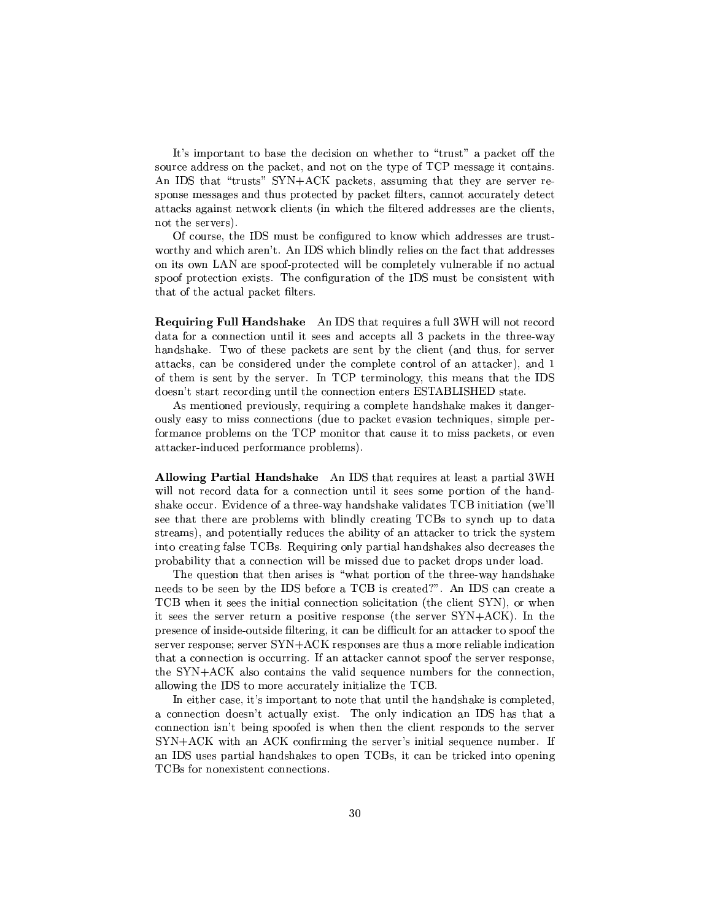It's important to base the decision on whether to "trust" a packet off the source address on the packet, and not on the type of TCP message it contains. An IDS that "trusts" SYN+ACK packets, assuming that they are server response messages and thus protected by packet filters, cannot accurately detect attacks against network clients (in which the filtered addresses are the clients, not the servers).

Of course, the IDS must be configured to know which addresses are trustworthy and which aren't. An IDS which blindly relies on the fact that addresses on its own LAN are spoof-protected will be completely vulnerable if no actual spoof protection exists. The configuration of the IDS must be consistent with that of the actual packet filters.

**Requiring Full Handshake** An IDS that requires a full 3WH will not record data for a connection until it sees and accepts all 3 packets in the three-way handshake. Two of these packets are sent by the client (and thus, for server attacks, can be considered under the complete control of an attacker), and 1 of them is sent by the server. In TCP terminology, this means that the IDS doesn't start recording until the connection enters ESTABLISHED state.

As mentioned previously, requiring a complete handshake makes it dangerously easy to miss connections (due to packet evasion techniques, simple performance problems on the TCP monitor that cause it to miss packets, or even attacker-induced performance problems).

**Allowing Partial Handshake** An IDS that requires at least a partial 3WH will not record data for a connection until it sees some portion of the handshake occur. Evidence of a three-way handshake validates TCB initiation (we'll see that there are problems with blindly creating TCBs to synch up to data streams), and potentially reduces the ability of an attacker to trick the system into creating false TCBs. Requiring only partial handshakes also decreases the probability that a connection will be missed due to packet drops under load.

The question that then arises is "what portion of the three-way handshake needs to be seen by the IDS before a TCB is created?". An IDS can create a TCB when it sees the initial connection solicitation (the client SYN), or when it sees the server return a positive response (the server SYN+ACK). In the presence of inside-outside filtering, it can be difficult for an attacker to spoof the server response; server SYN+ACK responses are thus a more reliable indication that a connection is occurring. If an attacker cannot spoof the server response, the SYN+ACK also contains the valid sequence numbers for the connection, allowing the IDS to more accurately initialize the TCB.

In either case, it's important to note that until the handshake is completed, a connection doesn't actually exist. The only indication an IDS has that a connection isn't being spoofed is when then the client responds to the server SYN+ACK with an ACK confirming the server's initial sequence number. If an IDS uses partial handshakes to open TCBs, it can be tricked into opening TCBs for nonexistent connections.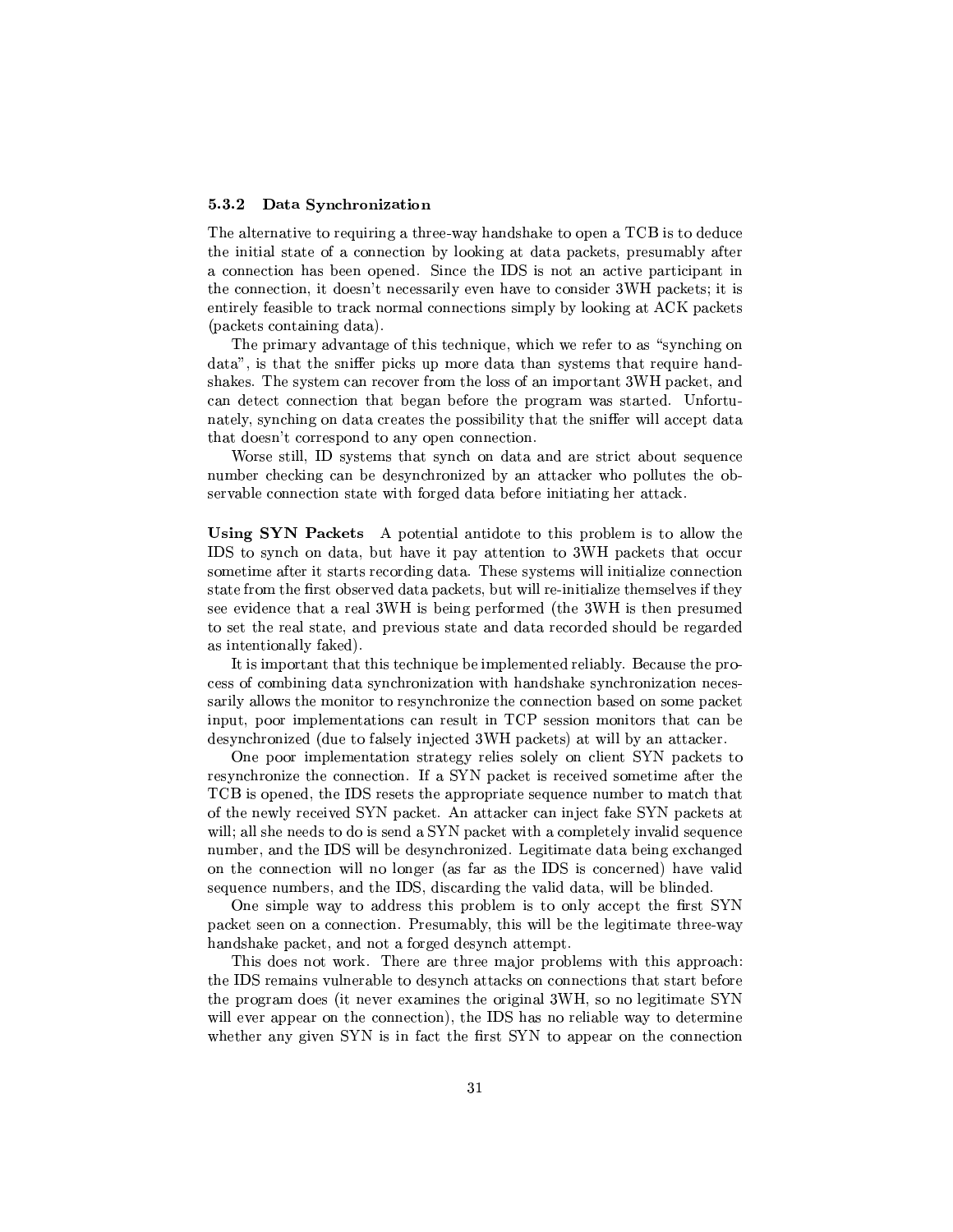### 5.3.2 Data Synchronization

The alternative to requiring a three-way handshake to open a TCB is to deduce the initial state of a connection by looking at data packets, presumably after a connection has been opened. Since the IDS is not an active participant in the connection, it doesn't necessarily even have to consider 3WH packets; it is entirely feasible to track normal connections simply by looking at ACK packets (packets containing data).

The primary advantage of this technique, which we refer to as "synching on data", is that the sniffer picks up more data than systems that require handshakes. The system can recover from the loss of an important 3WH packet, and can detect connection that began before the program was started. Unfortunately, synching on data creates the possibility that the sniffer will accept data that doesn't correspond to any open connection.

Worse still, ID systems that synch on data and are strict about sequence number checking can be desynchronized by an attacker who pollutes the observable connection state with forged data before initiating her attack.

**Using SYN Packets** A potential antidote to this problem is to allow the IDS to synch on data, but have it pay attention to 3WH packets that occur sometime after it starts recording data. These systems will initialize connection state from the first observed data packets, but will re-initialize themselves if they see evidence that a real 3WH is being performed (the 3WH is then presumed to set the real state, and previous state and data recorded should be regarded as intentionally faked).

It is important that this technique be implemented reliably. Because the process of combining data synchronization with handshake synchronization necessarily allows the monitor to resynchronize the connection based on some packet input, poor implementations can result in TCP session monitors that can be desynchronized (due to falsely injected 3WH packets) at will by an attacker.

One poor implementation strategy relies solely on client SYN packets to resynchronize the connection. If a SYN packet is received sometime after the TCB is opened, the IDS resets the appropriate sequence number to match that of the newly received SYN packet. An attacker can inject fake SYN packets at will; all she needs to do is send a SYN packet with a completely invalid sequence number, and the IDS will be desynchronized. Legitimate data being exchanged on the connection will no longer (as far as the IDS is concerned) have valid sequence numbers, and the IDS, discarding the valid data, will be blinded.

One simple way to address this problem is to only accept the first SYN packet seen on a connection. Presumably, this will be the legitimate three-way handshake packet, and not a forged desynch attempt.

This does not work. There are three major problems with this approach: the IDS remains vulnerable to desynch attacks on connections that start before the program does (it never examines the original 3WH, so no legitimate SYN will ever appear on the connection), the IDS has no reliable way to determine whether any given SYN is in fact the first SYN to appear on the connection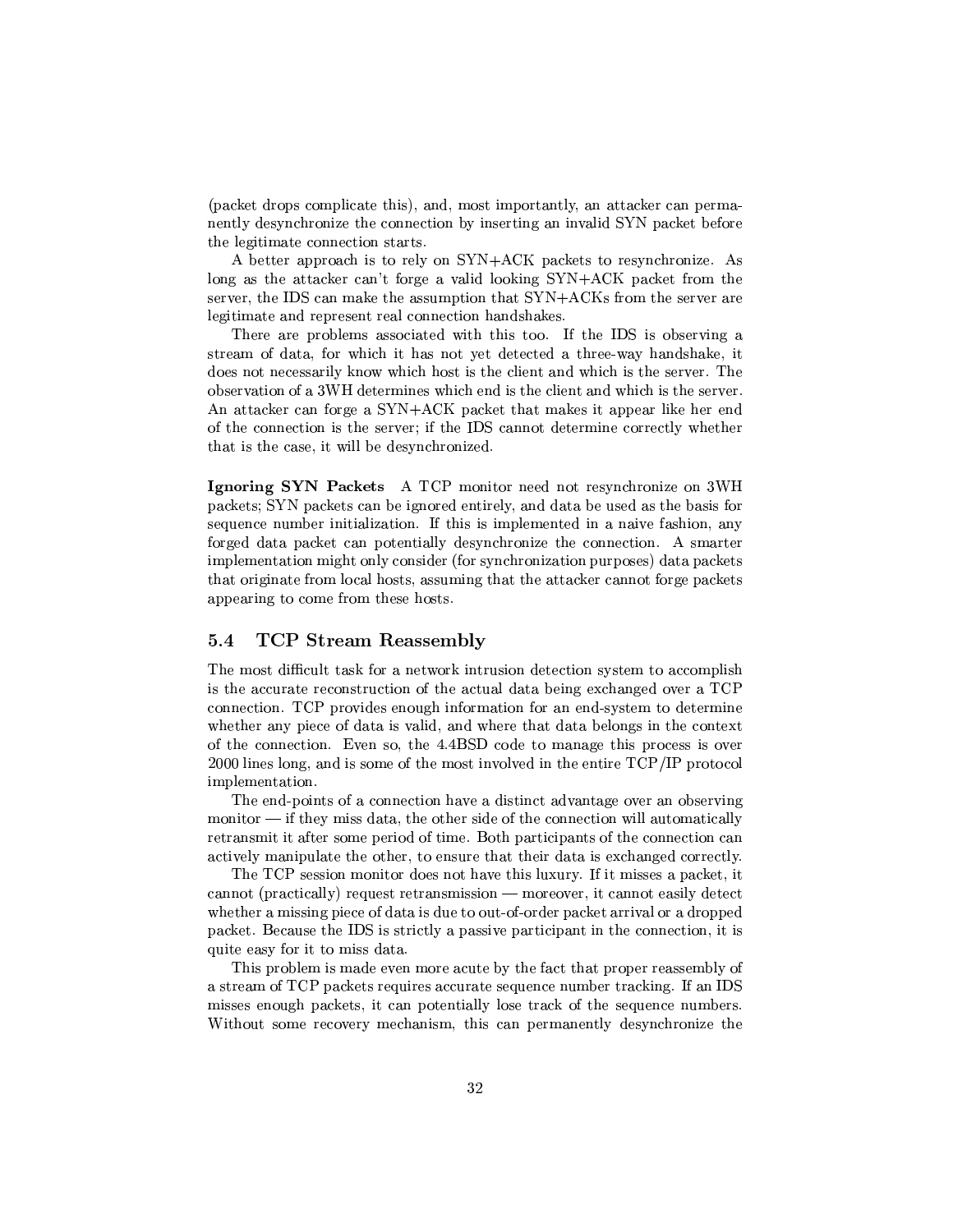(packet drops complicate this), and, most importantly, an attacker can permanently desynchronize the connection by inserting an invalid SYN packet before the legitimate connection starts.

A better approach is to rely on SYN+ACK packets to resynchronize. As long as the attacker can't forge a valid looking SYN+ACK packet from the server, the IDS can make the assumption that SYN+ACKs from the server are legitimate and represent real connection handshakes.

There are problems associated with this too. If the IDS is observing a stream of data, for which it has not yet detected a three-way handshake, it does not necessarily know which host is the client and which is the server. The observation of a 3WH determines which end is the client and which is the server. An attacker can forge a SYN+ACK packet that makes it appear like her end of the connection is the server; if the IDS cannot determine correctly whether that is the case, it will be desynchronized.

**Ignoring SYN Packets** A TCP monitor need not resynchronize on 3WH packets; SYN packets can be ignored entirely, and data be used as the basis for sequence number initialization. If this is implemented in a naive fashion, any forged data packet can potentially desynchronize the connection. A smarter implementation might only consider (for synchronization purposes) data packets that originate from local hosts, assuming that the attacker cannot forge packets appearing to come from these hosts.

## 5.4 TCP Stream Reassembly

The most difficult task for a network intrusion detection system to accomplish is the accurate reconstruction of the actual data being exchanged over a TCP connection. TCP provides enough information for an end-system to determine whether any piece of data is valid, and where that data belongs in the context of the connection. Even so, the 4.4BSD code to manage this process is over 2000 lines long, and is some of the most involved in the entire TCP/IP protocol implementation.

The end-points of a connection have a distinct advantage over an observing monitor — if they miss data, the other side of the connection will automatically retransmit it after some period of time. Both participants of the connection can actively manipulate the other, to ensure that their data is exchanged correctly.

The TCP session monitor does not have this luxury. If it misses a packet, it cannot (practically) request retransmission — moreover, it cannot easily detect whether a missing piece of data is due to out-of-order packet arrival or a dropped packet. Because the IDS is strictly a passive participant in the connection, it is quite easy for it to miss data.

This problem is made even more acute by the fact that proper reassembly of a stream of TCP packets requires accurate sequence number tracking. If an IDS misses enough packets, it can potentially lose track of the sequence numbers. Without some recovery mechanism, this can permanently desynchronize the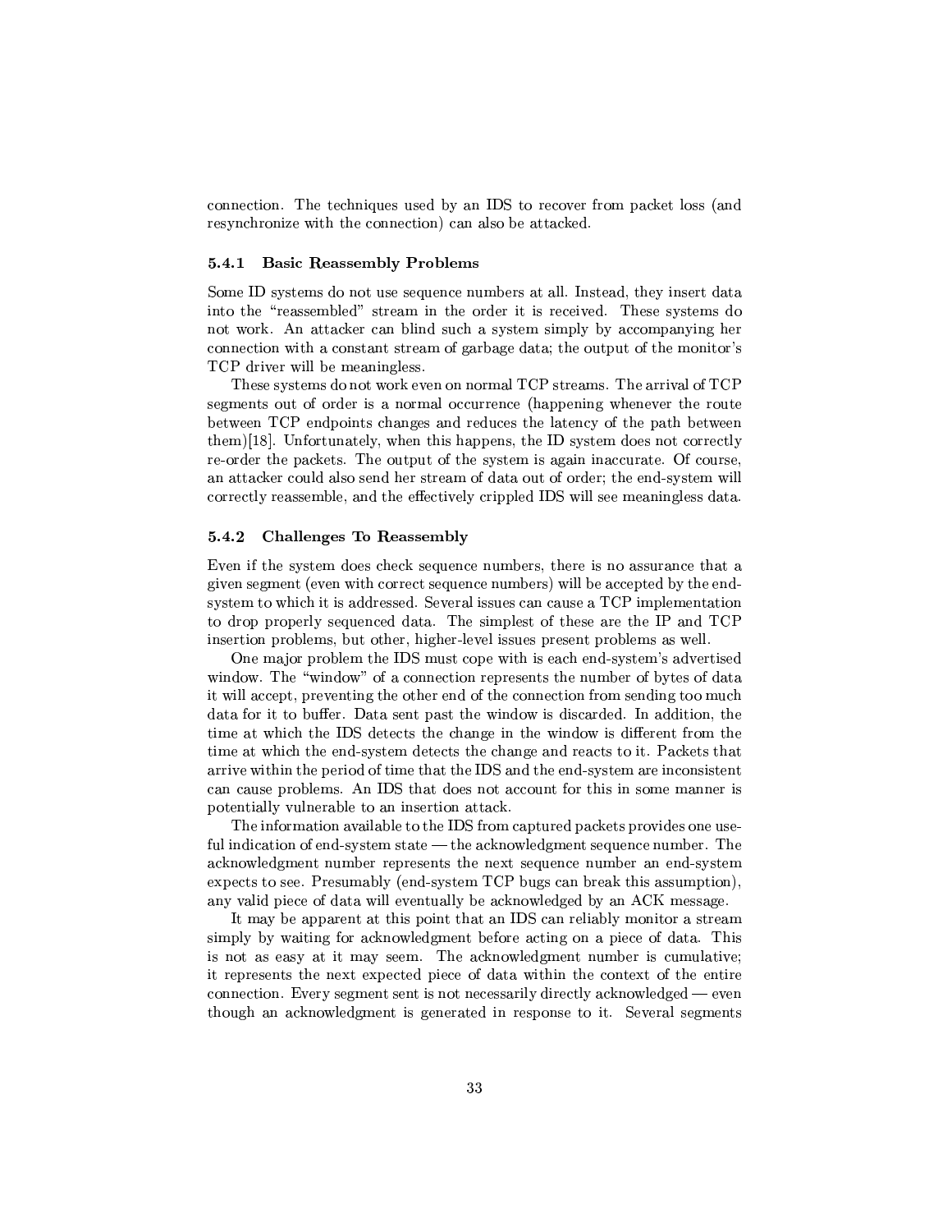connection. The techniques used by an IDS to recover from packet loss (and resynchronize with the connection) can also be attacked.

### 5.4.1 Basic Reassembly Problems

Some ID systems do not use sequence numbers at all. Instead, they insert data into the "reassembled" stream in the order it is received. These systems do not work. An attacker can blind such a system simply by accompanying her connection with a constant stream of garbage data; the output of the monitor's TCP driver will be meaningless.

These systems do not work even on normal TCP streams. The arrival of TCP segments out of order is a normal occurrence (happening whenever the route between TCP endpoints changes and reduces the latency of the path between them)[18]. Unfortunately, when this happens, the ID system does not correctly re-order the packets. The output of the system is again inaccurate. Of course, an attacker could also send her stream of data out of order; the end-system will correctly reassemble, and the effectively crippled IDS will see meaningless data.

### 5.4.2 Challenges To Reassembly

Even if the system does check sequence numbers, there is no assurance that a given segment (even with correct sequence numbers) will be accepted by the end-system to which it is addressed. Several issues can cause a TCP implementation to drop properly sequenced data. The simplest of these are the IP and TCP insertion problems, but other, higher-level issues present problems as well.

One major problem the IDS must cope with is each end-system's advertised window. The "window" of a connection represents the number of bytes of data it will accept, preventing the other end of the connection from sending too much data for it to buffer. Data sent past the window is discarded. In addition, the time at which the IDS detects the change in the window is different from the time at which the end-system detects the change and reacts to it. Packets that arrive within the period of time that the IDS and the end-system are inconsistent can cause problems. An IDS that does not account for this in some manner is potentially vulnerable to an insertion attack.

The information available to the IDS from captured packets provides one useful indication of end-system state — the acknowledgment sequence number. The acknowledgment number represents the next sequence number an end-system expects to see. Presumably (end-system TCP bugs can break this assumption), any valid piece of data will eventually be acknowledged by an ACK message.

It may be apparent at this point that an IDS can reliably monitor a stream simply by waiting for acknowledgment before acting on a piece of data. This is not as easy at it may seem. The acknowledgment number is cumulative; it represents the next expected piece of data within the context of the entire connection. Every segment sent is not necessarily directly acknowledged — even though an acknowledgment is generated in response to it. Several segments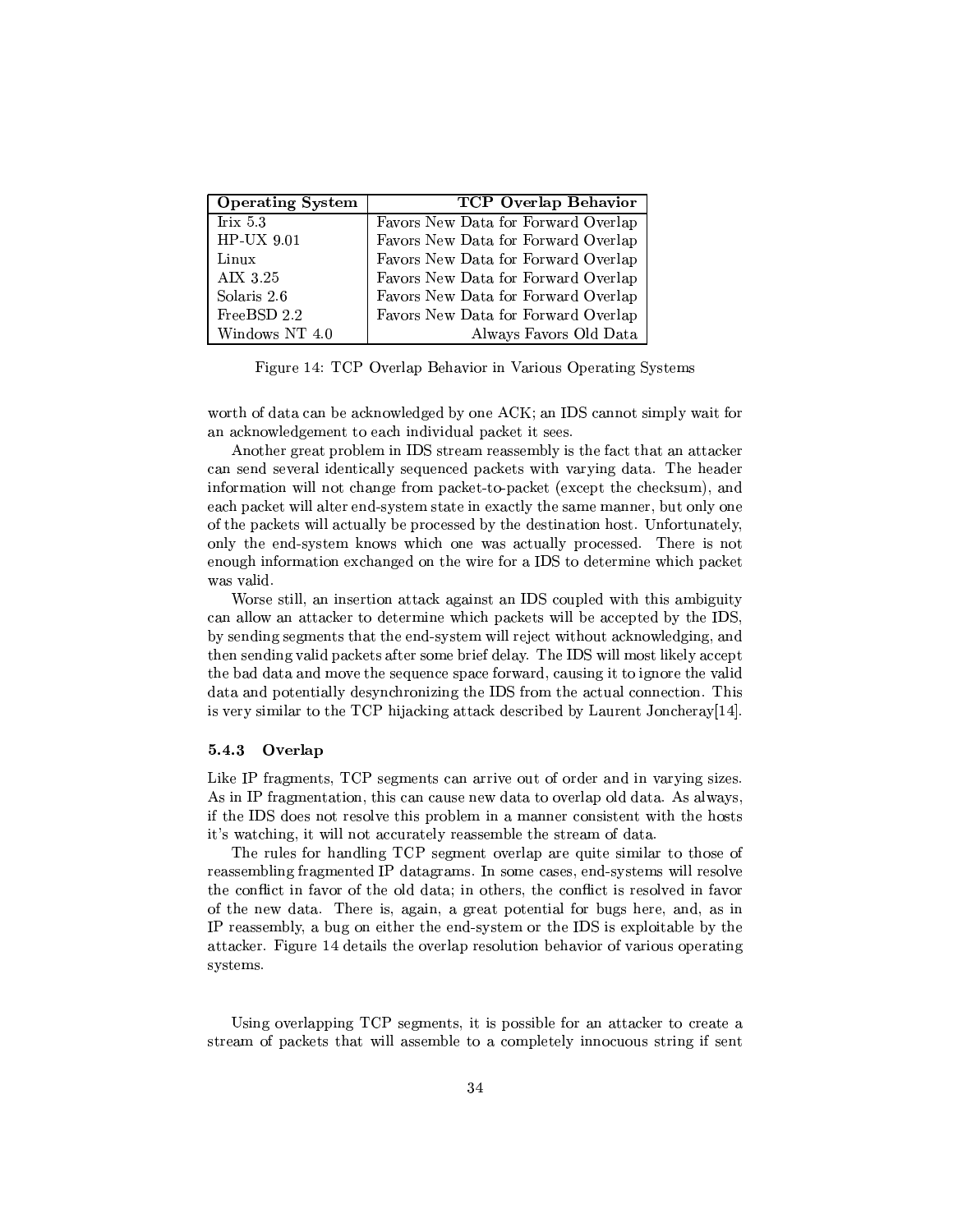| Operating System | TCP Overlap Behavior |
|---|---|
| Irix 5.3 | Favors New Data for Forward Overlap |
| HP-UX 9.01 | Favors New Data for Forward Overlap |
| Linux | Favors New Data for Forward Overlap |
| AIX 3.25 | Favors New Data for Forward Overlap |
| Solaris 2.6 | Favors New Data for Forward Overlap |
| FreeBSD 2.2 | Favors New Data for Forward Overlap |
| Windows NT 4.0 | Always Favors Old Data |

Figure 14: TCP Overlap Behavior in Various Operating Systems

worth of data can be acknowledged by one ACK; an IDS cannot simply wait for an acknowledgement to each individual packet it sees.

Another great problem in IDS stream reassembly is the fact that an attacker can send several identically sequenced packets with varying data. The header information will not change from packet-to-packet (except the checksum), and each packet will alter end-system state in exactly the same manner, but only one of the packets will actually be processed by the destination host. Unfortunately, only the end-system knows which one was actually processed. There is not enough information exchanged on the wire for a IDS to determine which packet was valid.

Worse still, an insertion attack against an IDS coupled with this ambiguity can allow an attacker to determine which packets will be accepted by the IDS, by sending segments that the end-system will reject without acknowledging, and then sending valid packets after some brief delay. The IDS will most likely accept the bad data and move the sequence space forward, causing it to ignore the valid data and potentially desynchronizing the IDS from the actual connection. This is very similar to the TCP hijacking attack described by Laurent Joncheray[14].

### 5.4.3 Overlap

Like IP fragments, TCP segments can arrive out of order and in varying sizes. As in IP fragmentation, this can cause new data to overlap old data. As always, if the IDS does not resolve this problem in a manner consistent with the hosts it's watching, it will not accurately reassemble the stream of data.

The rules for handling TCP segment overlap are quite similar to those of reassembling fragmented IP datagrams. In some cases, end-systems will resolve the conflict in favor of the old data; in others, the conflict is resolved in favor of the new data. There is, again, a great potential for bugs here, and, as in IP reassembly, a bug on either the end-system or the IDS is exploitable by the attacker. Figure 14 details the overlap resolution behavior of various operating systems.

Using overlapping TCP segments, it is possible for an attacker to create a stream of packets that will assemble to a completely innocuous string if sent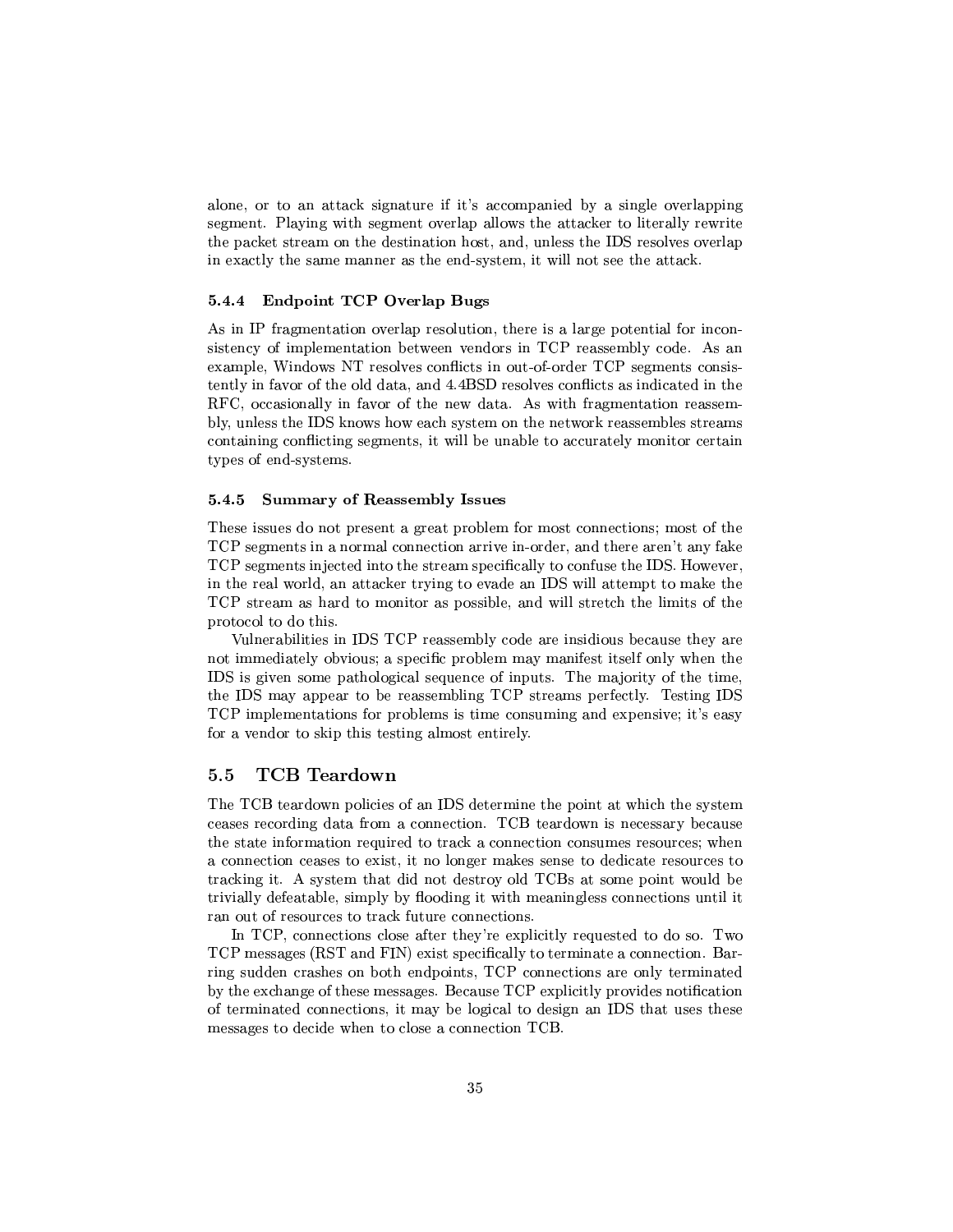alone, or to an attack signature if it's accompanied by a single overlapping segment. Playing with segment overlap allows the attacker to literally rewrite the packet stream on the destination host, and, unless the IDS resolves overlap in exactly the same manner as the end-system, it will not see the attack.

#### 5.4.4 Endpoint TCP Overlap Bugs

As in IP fragmentation overlap resolution, there is a large potential for inconsistency of implementation between vendors in TCP reassembly code. As an example, Windows NT resolves conflicts in out-of-order TCP segments consistently in favor of the old data, and 4.4BSD resolves conflicts as indicated in the RFC, occasionally in favor of the new data. As with fragmentation reassembly, unless the IDS knows how each system on the network reassembles streams containing conflicting segments, it will be unable to accurately monitor certain types of end-systems.

#### 5.4.5 Summary of Reassembly Issues

These issues do not present a great problem for most connections; most of the TCP segments in a normal connection arrive in-order, and there aren't any fake TCP segments injected into the stream specifically to confuse the IDS. However, in the real world, an attacker trying to evade an IDS will attempt to make the TCP stream as hard to monitor as possible, and will stretch the limits of the protocol to do this.

Vulnerabilities in IDS TCP reassembly code are insidious because they are not immediately obvious; a specific problem may manifest itself only when the IDS is given some pathological sequence of inputs. The majority of the time, the IDS may appear to be reassembling TCP streams perfectly. Testing IDS TCP implementations for problems is time consuming and expensive; it's easy for a vendor to skip this testing almost entirely.

### 5.5 TCB Teardown

The TCB teardown policies of an IDS determine the point at which the system ceases recording data from a connection. TCB teardown is necessary because the state information required to track a connection consumes resources; when a connection ceases to exist, it no longer makes sense to dedicate resources to tracking it. A system that did not destroy old TCBs at some point would be trivially defeatable, simply by flooding it with meaningless connections until it ran out of resources to track future connections.

In TCP, connections close after they're explicitly requested to do so. Two TCP messages (RST and FIN) exist specifically to terminate a connection. Barring sudden crashes on both endpoints, TCP connections are only terminated by the exchange of these messages. Because TCP explicitly provides notification of terminated connections, it may be logical to design an IDS that uses these messages to decide when to close a connection TCB.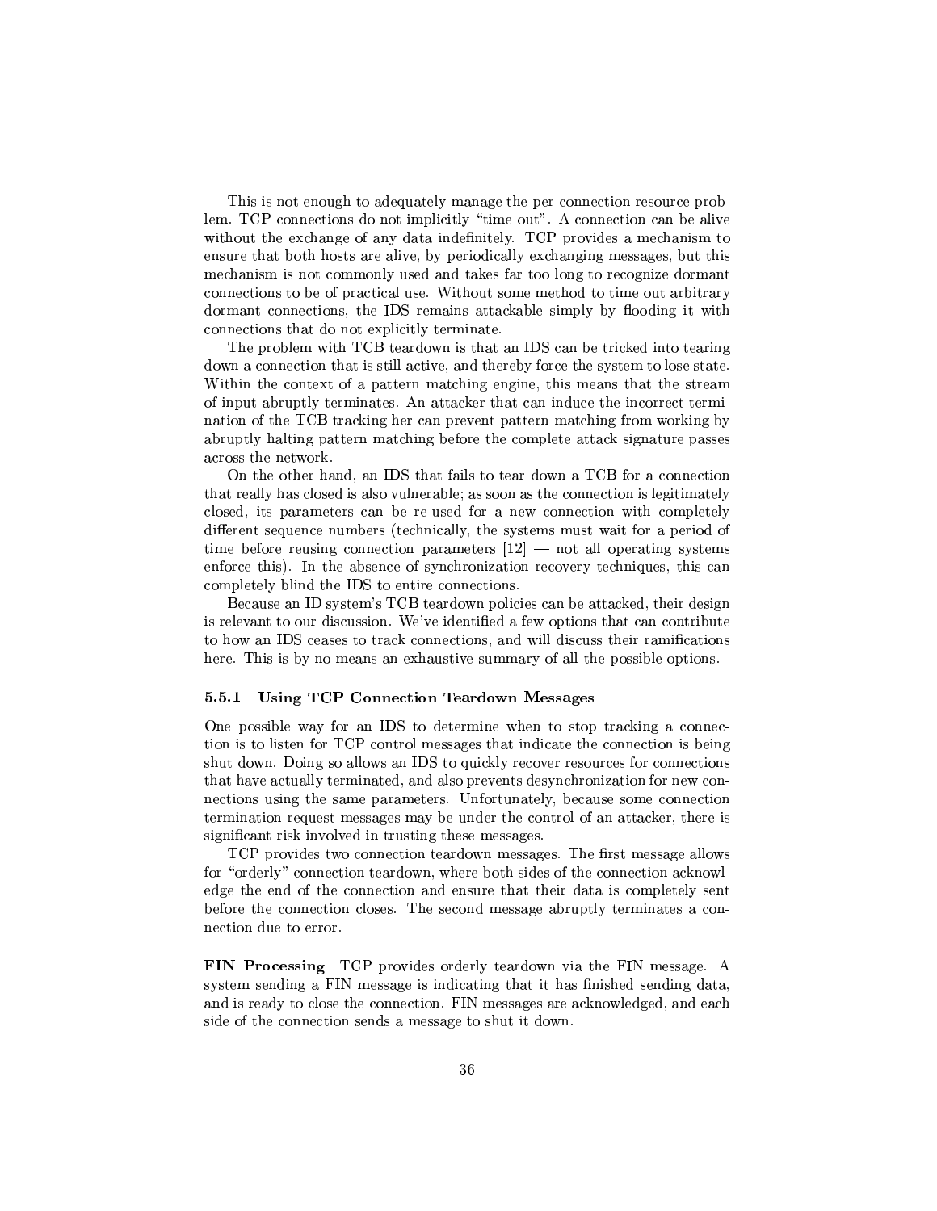This is not enough to adequately manage the per-connection resource problem. TCP connections do not implicitly "time out". A connection can be alive without the exchange of any data indefinitely. TCP provides a mechanism to ensure that both hosts are alive, by periodically exchanging messages, but this mechanism is not commonly used and takes far too long to recognize dormant connections to be of practical use. Without some method to time out arbitrary dormant connections, the IDS remains attackable simply by flooding it with connections that do not explicitly terminate.

The problem with TCB teardown is that an IDS can be tricked into tearing down a connection that is still active, and thereby force the system to lose state. Within the context of a pattern matching engine, this means that the stream of input abruptly terminates. An attacker that can induce the incorrect termination of the TCB tracking her can prevent pattern matching from working by abruptly halting pattern matching before the complete attack signature passes across the network.

On the other hand, an IDS that fails to tear down a TCB for a connection that really has closed is also vulnerable; as soon as the connection is legitimately closed, its parameters can be re-used for a new connection with completely different sequence numbers (technically, the systems must wait for a period of time before reusing connection parameters [12] — not all operating systems enforce this). In the absence of synchronization recovery techniques, this can completely blind the IDS to entire connections.

Because an ID system's TCB teardown policies can be attacked, their design is relevant to our discussion. We've identified a few options that can contribute to how an IDS ceases to track connections, and will discuss their ramifications here. This is by no means an exhaustive summary of all the possible options.

### 5.5.1 Using TCP Connection Teardown Messages

One possible way for an IDS to determine when to stop tracking a connection is to listen for TCP control messages that indicate the connection is being shut down. Doing so allows an IDS to quickly recover resources for connections that have actually terminated, and also prevents desynchronization for new connections using the same parameters. Unfortunately, because some connection termination request messages may be under the control of an attacker, there is significant risk involved in trusting these messages.

TCP provides two connection teardown messages. The first message allows for "orderly" connection teardown, where both sides of the connection acknowledge the end of the connection and ensure that their data is completely sent before the connection closes. The second message abruptly terminates a connection due to error.

**FIN Processing** TCP provides orderly teardown via the FIN message. A system sending a FIN message is indicating that it has finished sending data, and is ready to close the connection. FIN messages are acknowledged, and each side of the connection sends a message to shut it down.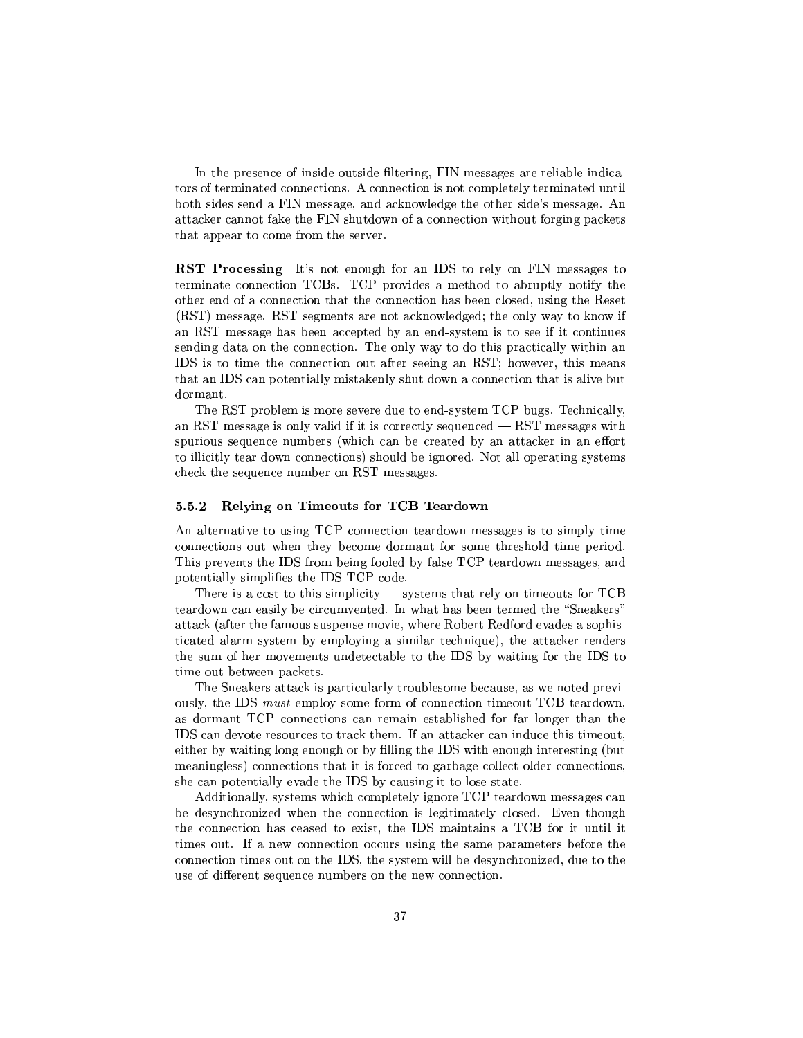In the presence of inside-outside filtering, FIN messages are reliable indicators of terminated connections. A connection is not completely terminated until both sides send a FIN message, and acknowledge the other side's message. An attacker cannot fake the FIN shutdown of a connection without forging packets that appear to come from the server.

**RST Processing** It's not enough for an IDS to rely on FIN messages to terminate connection TCBs. TCP provides a method to abruptly notify the other end of a connection that the connection has been closed, using the Reset (RST) message. RST segments are not acknowledged; the only way to know if an RST message has been accepted by an end-system is to see if it continues sending data on the connection. The only way to do this practically within an IDS is to time the connection out after seeing an RST; however, this means that an IDS can potentially mistakenly shut down a connection that is alive but dormant.

The RST problem is more severe due to end-system TCP bugs. Technically, an RST message is only valid if it is correctly sequenced — RST messages with spurious sequence numbers (which can be created by an attacker in an effort to illicitly tear down connections) should be ignored. Not all operating systems check the sequence number on RST messages.

### 5.5.2 Relying on Timeouts for TCB Teardown

An alternative to using TCP connection teardown messages is to simply time connections out when they become dormant for some threshold time period. This prevents the IDS from being fooled by false TCP teardown messages, and potentially simplifies the IDS TCP code.

There is a cost to this simplicity — systems that rely on timeouts for TCB teardown can easily be circumvented. In what has been termed the "Sneakers" attack (after the famous suspense movie, where Robert Redford evades a sophisticated alarm system by employing a similar technique), the attacker renders the sum of her movements undetectable to the IDS by waiting for the IDS to time out between packets.

The Sneakers attack is particularly troublesome because, as we noted previously, the IDS *must* employ some form of connection timeout TCB teardown, as dormant TCP connections can remain established for far longer than the IDS can devote resources to track them. If an attacker can induce this timeout, either by waiting long enough or by filling the IDS with enough interesting (but meaningless) connections that it is forced to garbage-collect older connections, she can potentially evade the IDS by causing it to lose state.

Additionally, systems which completely ignore TCP teardown messages can be desynchronized when the connection is legitimately closed. Even though the connection has ceased to exist, the IDS maintains a TCB for it until it times out. If a new connection occurs using the same parameters before the connection times out on the IDS, the system will be desynchronized, due to the use of different sequence numbers on the new connection.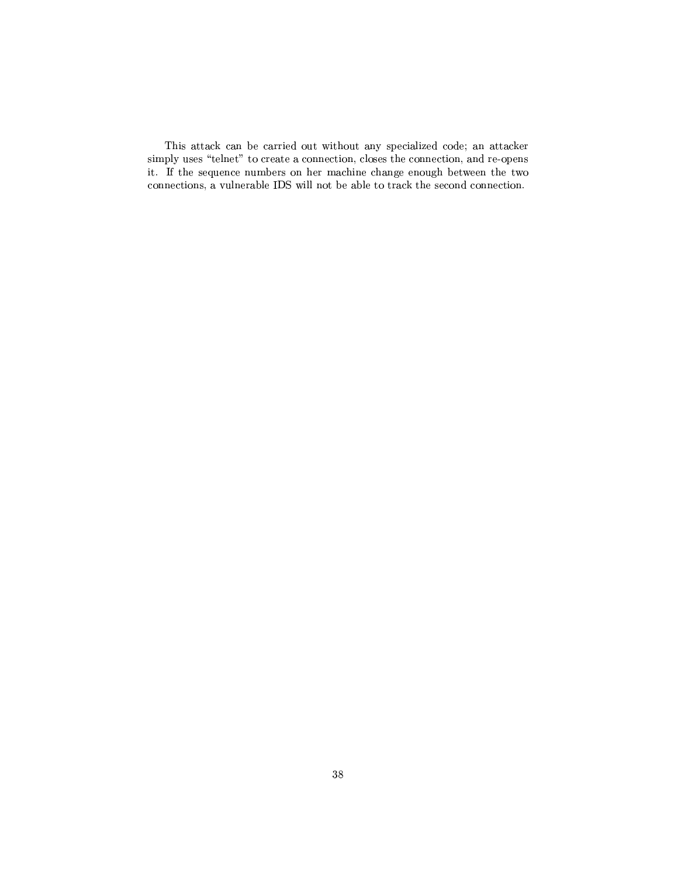This attack can be carried out without any specialized code; an attacker simply uses "telnet" to create a connection, closes the connection, and re-opens it. If the sequence numbers on her machine change enough between the two connections, a vulnerable IDS will not be able to track the second connection.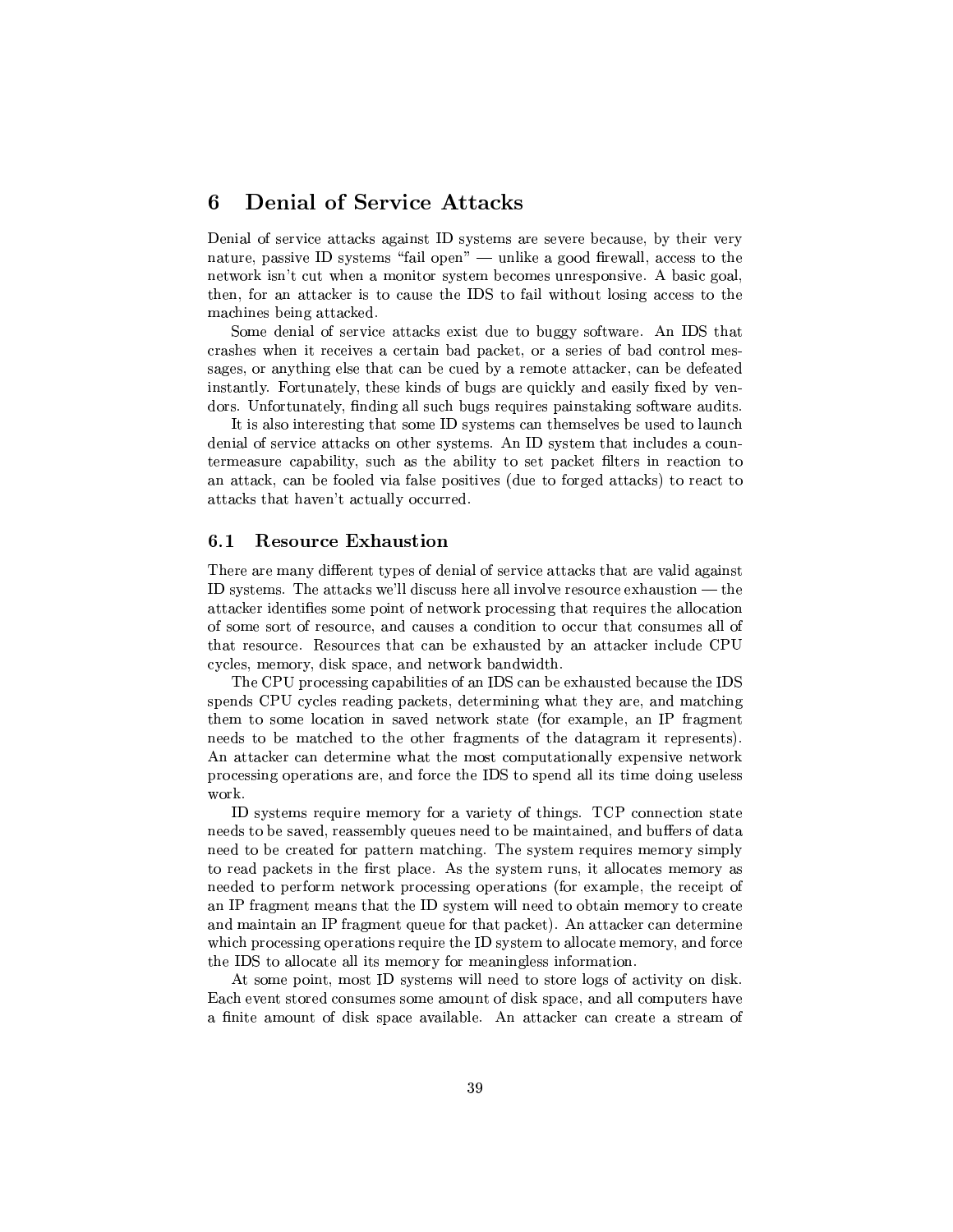# 6 Denial of Service Attacks

Denial of service attacks against ID systems are severe because, by their very nature, passive ID systems "fail open" — unlike a good firewall, access to the network isn't cut when a monitor system becomes unresponsive. A basic goal, then, for an attacker is to cause the IDS to fail without losing access to the machines being attacked.

Some denial of service attacks exist due to buggy software. An IDS that crashes when it receives a certain bad packet, or a series of bad control messages, or anything else that can be cued by a remote attacker, can be defeated instantly. Fortunately, these kinds of bugs are quickly and easily fixed by vendors. Unfortunately, finding all such bugs requires painstaking software audits.

It is also interesting that some ID systems can themselves be used to launch denial of service attacks on other systems. An ID system that includes a countermeasure capability, such as the ability to set packet filters in reaction to an attack, can be fooled via false positives (due to forged attacks) to react to attacks that haven't actually occurred.

## 6.1 Resource Exhaustion

There are many different types of denial of service attacks that are valid against ID systems. The attacks we'll discuss here all involve resource exhaustion — the attacker identifies some point of network processing that requires the allocation of some sort of resource, and causes a condition to occur that consumes all of that resource. Resources that can be exhausted by an attacker include CPU cycles, memory, disk space, and network bandwidth.

The CPU processing capabilities of an IDS can be exhausted because the IDS spends CPU cycles reading packets, determining what they are, and matching them to some location in saved network state (for example, an IP fragment needs to be matched to the other fragments of the datagram it represents). An attacker can determine what the most computationally expensive network processing operations are, and force the IDS to spend all its time doing useless work.

ID systems require memory for a variety of things. TCP connection state needs to be saved, reassembly queues need to be maintained, and buffers of data need to be created for pattern matching. The system requires memory simply to read packets in the first place. As the system runs, it allocates memory as needed to perform network processing operations (for example, the receipt of an IP fragment means that the ID system will need to obtain memory to create and maintain an IP fragment queue for that packet). An attacker can determine which processing operations require the ID system to allocate memory, and force the IDS to allocate all its memory for meaningless information.

At some point, most ID systems will need to store logs of activity on disk. Each event stored consumes some amount of disk space, and all computers have a finite amount of disk space available. An attacker can create a stream of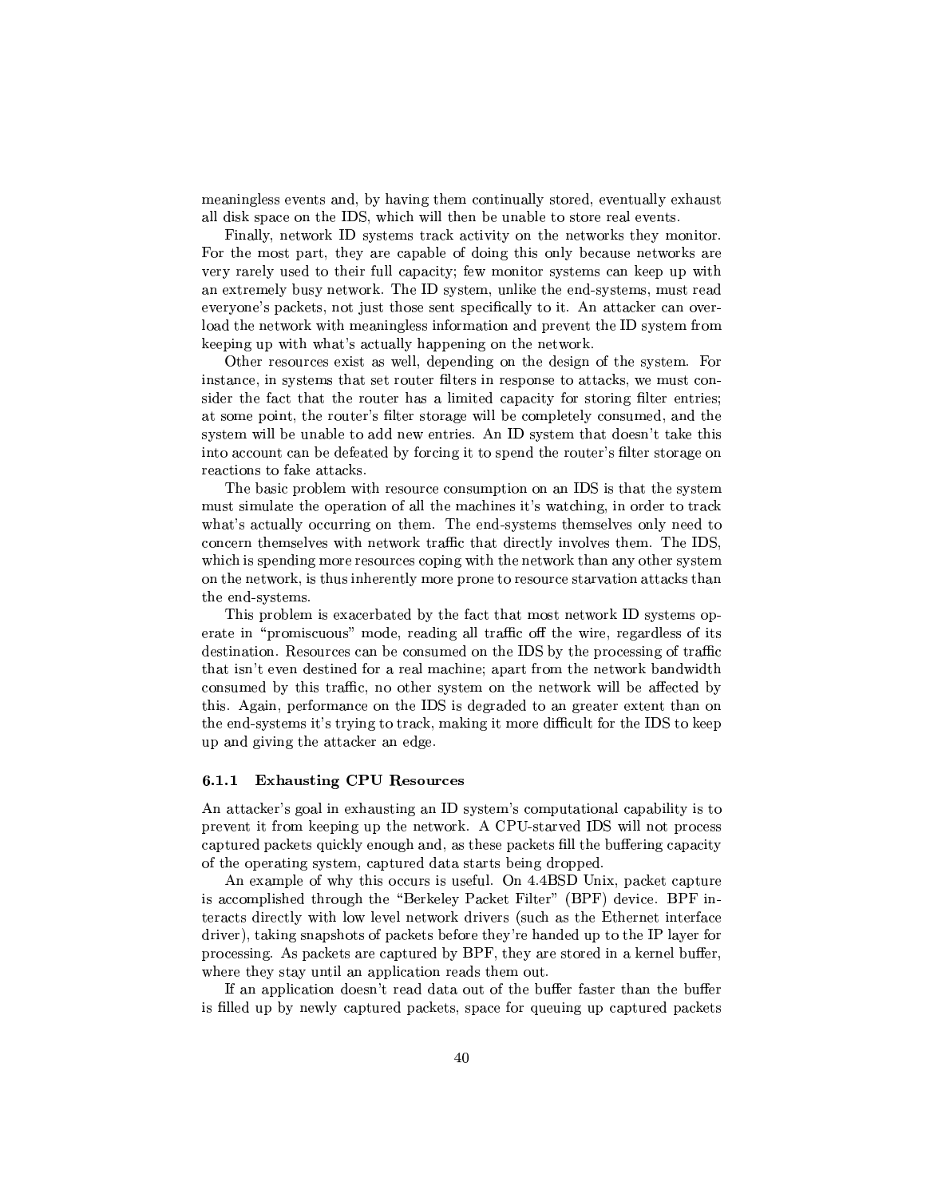meaningless events and, by having them continually stored, eventually exhaust all disk space on the IDS, which will then be unable to store real events.

Finally, network ID systems track activity on the networks they monitor. For the most part, they are capable of doing this only because networks are very rarely used to their full capacity; few monitor systems can keep up with an extremely busy network. The ID system, unlike the end-systems, must read everyone's packets, not just those sent specifically to it. An attacker can overload the network with meaningless information and prevent the ID system from keeping up with what's actually happening on the network.

Other resources exist as well, depending on the design of the system. For instance, in systems that set router filters in response to attacks, we must consider the fact that the router has a limited capacity for storing filter entries; at some point, the router's filter storage will be completely consumed, and the system will be unable to add new entries. An ID system that doesn't take this into account can be defeated by forcing it to spend the router's filter storage on reactions to fake attacks.

The basic problem with resource consumption on an IDS is that the system must simulate the operation of all the machines it's watching, in order to track what's actually occurring on them. The end-systems themselves only need to concern themselves with network traffic that directly involves them. The IDS, which is spending more resources coping with the network than any other system on the network, is thus inherently more prone to resource starvation attacks than the end-systems.

This problem is exacerbated by the fact that most network ID systems operate in "promiscuous" mode, reading all traffic off the wire, regardless of its destination. Resources can be consumed on the IDS by the processing of traffic that isn't even destined for a real machine; apart from the network bandwidth consumed by this traffic, no other system on the network will be affected by this. Again, performance on the IDS is degraded to an greater extent than on the end-systems it's trying to track, making it more difficult for the IDS to keep up and giving the attacker an edge.

### 6.1.1 Exhausting CPU Resources

An attacker's goal in exhausting an ID system's computational capability is to prevent it from keeping up the network. A CPU-starved IDS will not process captured packets quickly enough and, as these packets fill the buffering capacity of the operating system, captured data starts being dropped.

An example of why this occurs is useful. On 4.4BSD Unix, packet capture is accomplished through the "Berkeley Packet Filter" (BPF) device. BPF interacts directly with low level network drivers (such as the Ethernet interface driver), taking snapshots of packets before they're handed up to the IP layer for processing. As packets are captured by BPF, they are stored in a kernel buffer, where they stay until an application reads them out.

If an application doesn't read data out of the buffer faster than the buffer is filled up by newly captured packets, space for queuing up captured packets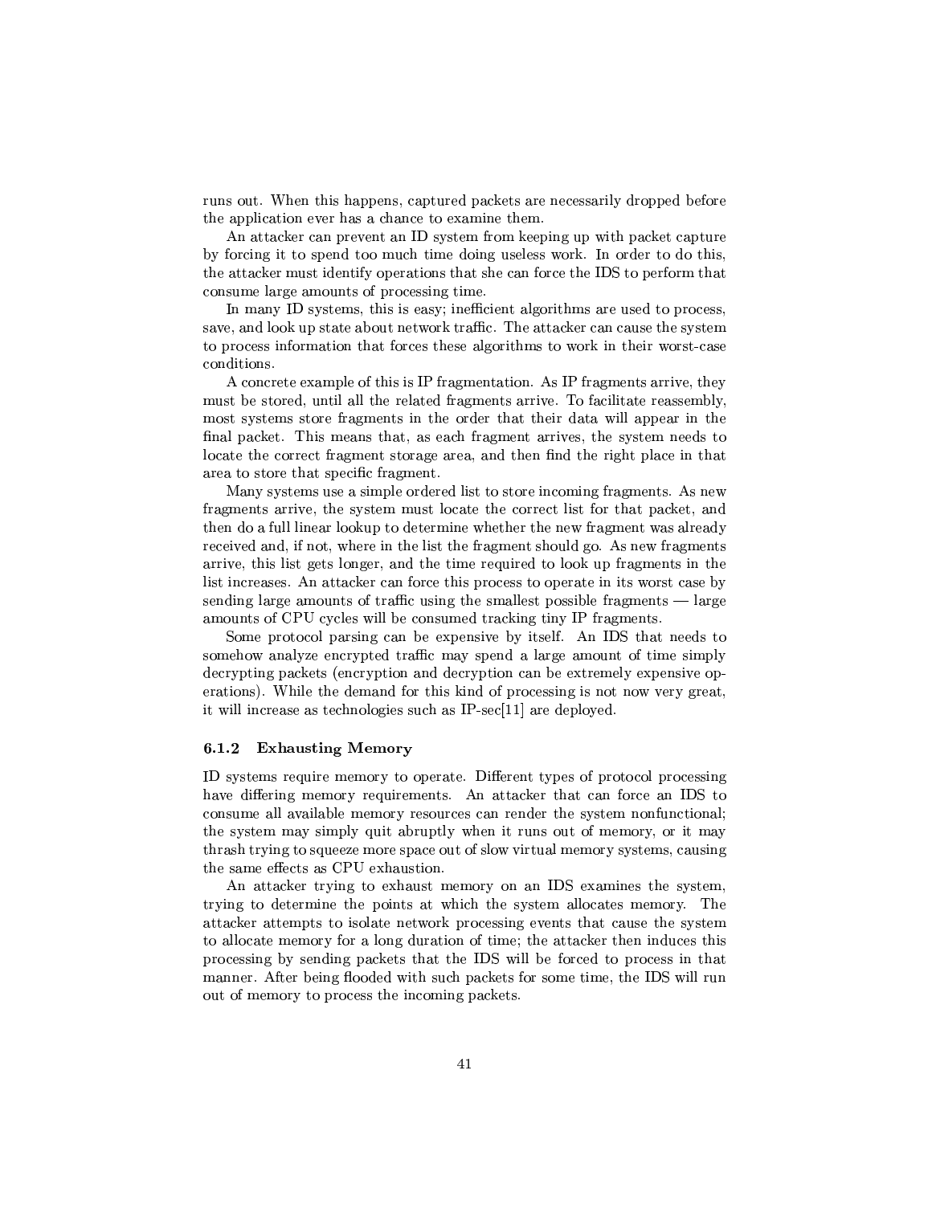runs out. When this happens, captured packets are necessarily dropped before the application ever has a chance to examine them.

An attacker can prevent an ID system from keeping up with packet capture by forcing it to spend too much time doing useless work. In order to do this, the attacker must identify operations that she can force the IDS to perform that consume large amounts of processing time.

In many ID systems, this is easy; inefficient algorithms are used to process, save, and look up state about network traffic. The attacker can cause the system to process information that forces these algorithms to work in their worst-case conditions.

A concrete example of this is IP fragmentation. As IP fragments arrive, they must be stored, until all the related fragments arrive. To facilitate reassembly, most systems store fragments in the order that their data will appear in the final packet. This means that, as each fragment arrives, the system needs to locate the correct fragment storage area, and then find the right place in that area to store that specific fragment.

Many systems use a simple ordered list to store incoming fragments. As new fragments arrive, the system must locate the correct list for that packet, and then do a full linear lookup to determine whether the new fragment was already received and, if not, where in the list the fragment should go. As new fragments arrive, this list gets longer, and the time required to look up fragments in the list increases. An attacker can force this process to operate in its worst case by sending large amounts of traffic using the smallest possible fragments — large amounts of CPU cycles will be consumed tracking tiny IP fragments.

Some protocol parsing can be expensive by itself. An IDS that needs to somehow analyze encrypted traffic may spend a large amount of time simply decrypting packets (encryption and decryption can be extremely expensive operations). While the demand for this kind of processing is not now very great, it will increase as technologies such as IP-sec[11] are deployed.

### 6.1.2 Exhausting Memory

ID systems require memory to operate. Different types of protocol processing have differing memory requirements. An attacker that can force an IDS to consume all available memory resources can render the system nonfunctional; the system may simply quit abruptly when it runs out of memory, or it may thrash trying to squeeze more space out of slow virtual memory systems, causing the same effects as CPU exhaustion.

An attacker trying to exhaust memory on an IDS examines the system, trying to determine the points at which the system allocates memory. The attacker attempts to isolate network processing events that cause the system to allocate memory for a long duration of time; the attacker then induces this processing by sending packets that the IDS will be forced to process in that manner. After being flooded with such packets for some time, the IDS will run out of memory to process the incoming packets.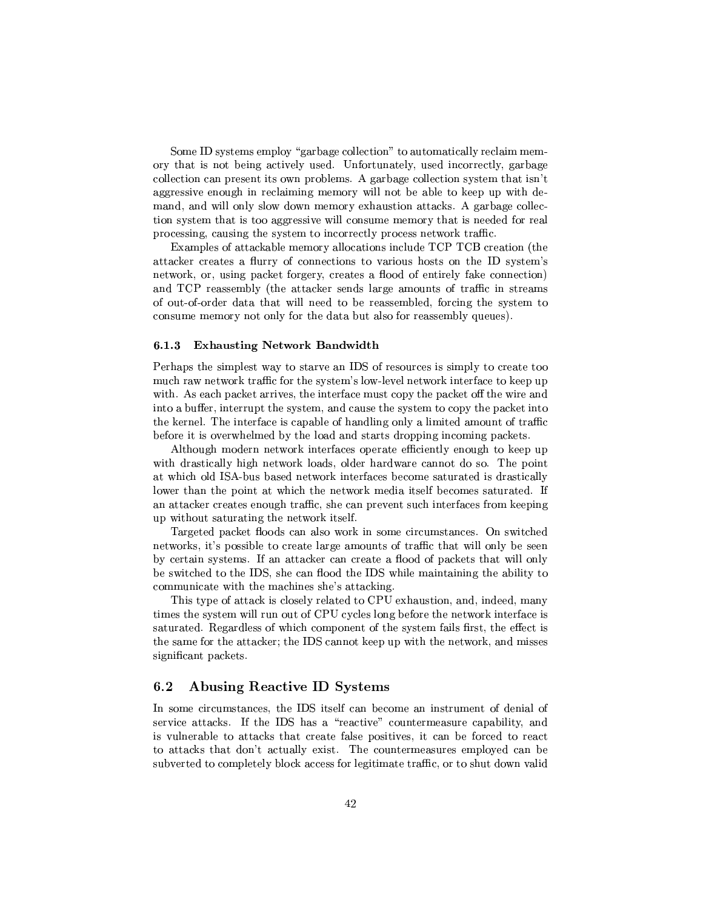Some ID systems employ "garbage collection" to automatically reclaim memory that is not being actively used. Unfortunately, used incorrectly, garbage collection can present its own problems. A garbage collection system that isn't aggressive enough in reclaiming memory will not be able to keep up with demand, and will only slow down memory exhaustion attacks. A garbage collection system that is too aggressive will consume memory that is needed for real processing, causing the system to incorrectly process network traffic.

Examples of attackable memory allocations include TCP TCB creation (the attacker creates a flurry of connections to various hosts on the ID system's network, or, using packet forgery, creates a flood of entirely fake connection) and TCP reassembly (the attacker sends large amounts of traffic in streams of out-of-order data that will need to be reassembled, forcing the system to consume memory not only for the data but also for reassembly queues).

### 6.1.3 Exhausting Network Bandwidth

Perhaps the simplest way to starve an IDS of resources is simply to create too much raw network traffic for the system's low-level network interface to keep up with. As each packet arrives, the interface must copy the packet off the wire and into a buffer, interrupt the system, and cause the system to copy the packet into the kernel. The interface is capable of handling only a limited amount of traffic before it is overwhelmed by the load and starts dropping incoming packets.

Although modern network interfaces operate efficiently enough to keep up with drastically high network loads, older hardware cannot do so. The point at which old ISA-bus based network interfaces become saturated is drastically lower than the point at which the network media itself becomes saturated. If an attacker creates enough traffic, she can prevent such interfaces from keeping up without saturating the network itself.

Targeted packet floods can also work in some circumstances. On switched networks, it's possible to create large amounts of traffic that will only be seen by certain systems. If an attacker can create a flood of packets that will only be switched to the IDS, she can flood the IDS while maintaining the ability to communicate with the machines she's attacking.

This type of attack is closely related to CPU exhaustion, and, indeed, many times the system will run out of CPU cycles long before the network interface is saturated. Regardless of which component of the system fails first, the effect is the same for the attacker; the IDS cannot keep up with the network, and misses significant packets.

## 6.2 Abusing Reactive ID Systems

In some circumstances, the IDS itself can become an instrument of denial of service attacks. If the IDS has a "reactive" countermeasure capability, and is vulnerable to attacks that create false positives, it can be forced to react to attacks that don't actually exist. The countermeasures employed can be subverted to completely block access for legitimate traffic, or to shut down valid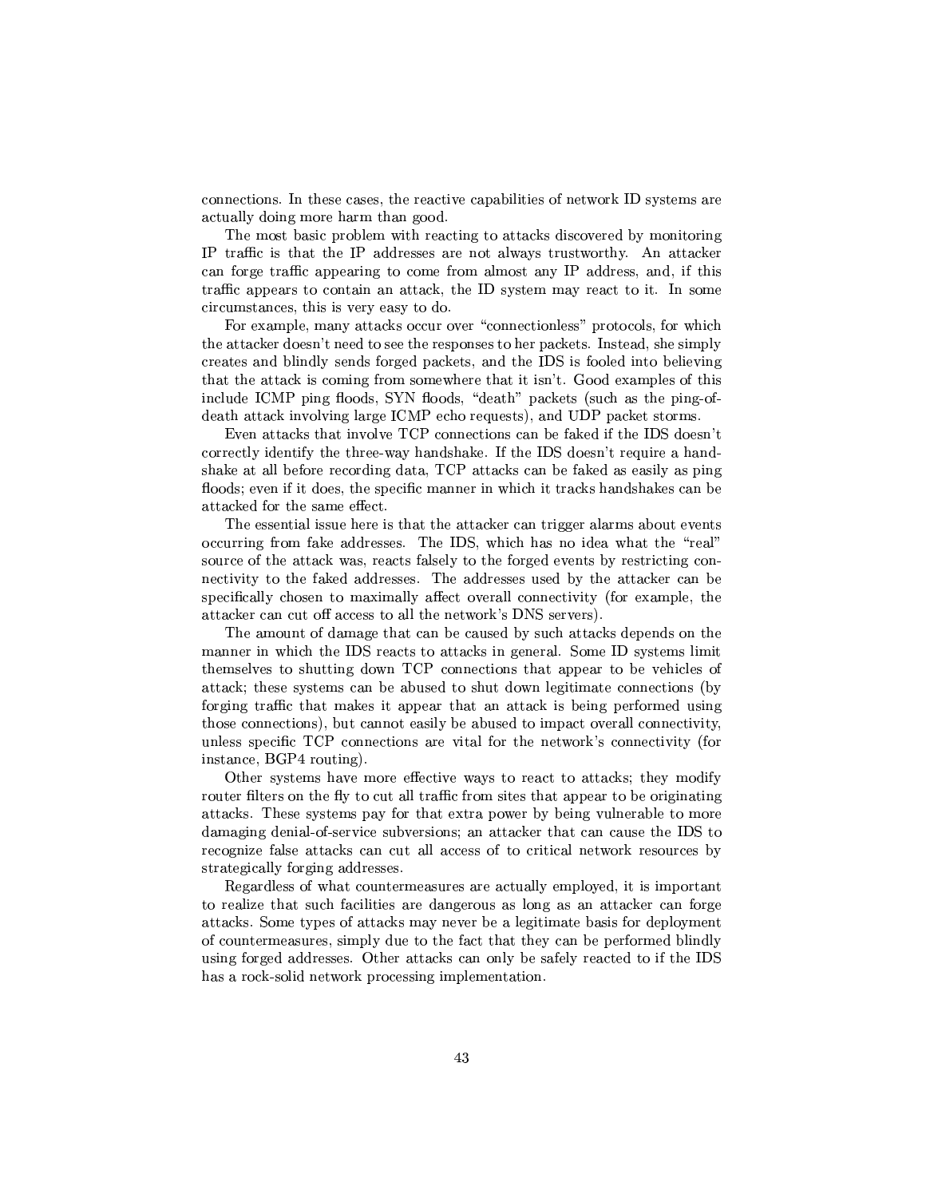connections. In these cases, the reactive capabilities of network ID systems are actually doing more harm than good.

The most basic problem with reacting to attacks discovered by monitoring IP traffic is that the IP addresses are not always trustworthy. An attacker can forge traffic appearing to come from almost any IP address, and, if this traffic appears to contain an attack, the ID system may react to it. In some circumstances, this is very easy to do.

For example, many attacks occur over "connectionless" protocols, for which the attacker doesn't need to see the responses to her packets. Instead, she simply creates and blindly sends forged packets, and the IDS is fooled into believing that the attack is coming from somewhere that it isn't. Good examples of this include ICMP ping floods, SYN floods, "death" packets (such as the ping-of-death attack involving large ICMP echo requests), and UDP packet storms.

Even attacks that involve TCP connections can be faked if the IDS doesn't correctly identify the three-way handshake. If the IDS doesn't require a handshake at all before recording data, TCP attacks can be faked as easily as ping floods; even if it does, the specific manner in which it tracks handshakes can be attacked for the same effect.

The essential issue here is that the attacker can trigger alarms about events occurring from fake addresses. The IDS, which has no idea what the "real" source of the attack was, reacts falsely to the forged events by restricting connectivity to the faked addresses. The addresses used by the attacker can be specifically chosen to maximally affect overall connectivity (for example, the attacker can cut off access to all the network's DNS servers).

The amount of damage that can be caused by such attacks depends on the manner in which the IDS reacts to attacks in general. Some ID systems limit themselves to shutting down TCP connections that appear to be vehicles of attack; these systems can be abused to shut down legitimate connections (by forging traffic that makes it appear that an attack is being performed using those connections), but cannot easily be abused to impact overall connectivity, unless specific TCP connections are vital for the network's connectivity (for instance, BGP4 routing).

Other systems have more effective ways to react to attacks; they modify router filters on the fly to cut all traffic from sites that appear to be originating attacks. These systems pay for that extra power by being vulnerable to more damaging denial-of-service subversions; an attacker that can cause the IDS to recognize false attacks can cut all access of to critical network resources by strategically forging addresses.

Regardless of what countermeasures are actually employed, it is important to realize that such facilities are dangerous as long as an attacker can forge attacks. Some types of attacks may never be a legitimate basis for deployment of countermeasures, simply due to the fact that they can be performed blindly using forged addresses. Other attacks can only be safely reacted to if the IDS has a rock-solid network processing implementation.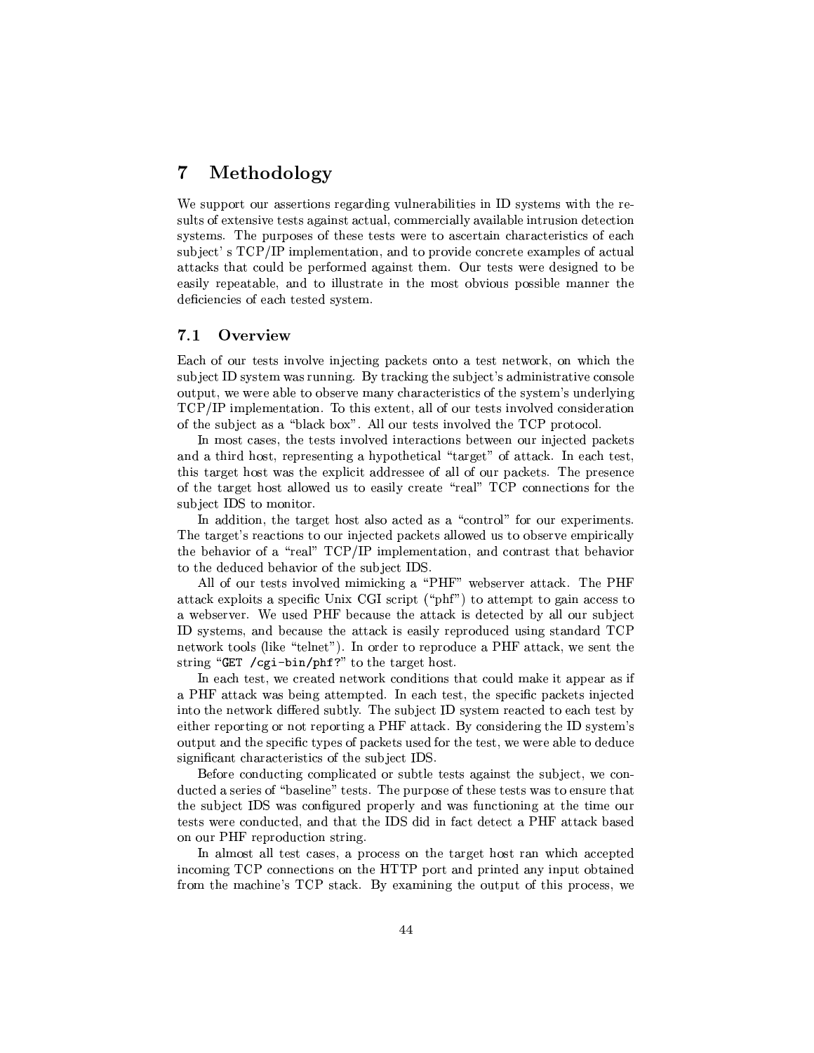# 7 Methodology

We support our assertions regarding vulnerabilities in ID systems with the results of extensive tests against actual, commercially available intrusion detection systems. The purposes of these tests were to ascertain characteristics of each subject' s TCP/IP implementation, and to provide concrete examples of actual attacks that could be performed against them. Our tests were designed to be easily repeatable, and to illustrate in the most obvious possible manner the deficiencies of each tested system.

## 7.1 Overview

Each of our tests involve injecting packets onto a test network, on which the subject ID system was running. By tracking the subject's administrative console output, we were able to observe many characteristics of the system's underlying TCP/IP implementation. To this extent, all of our tests involved consideration of the subject as a "black box". All our tests involved the TCP protocol.

In most cases, the tests involved interactions between our injected packets and a third host, representing a hypothetical "target" of attack. In each test, this target host was the explicit addressee of all of our packets. The presence of the target host allowed us to easily create "real" TCP connections for the subject IDS to monitor.

In addition, the target host also acted as a "control" for our experiments. The target's reactions to our injected packets allowed us to observe empirically the behavior of a "real" TCP/IP implementation, and contrast that behavior to the deduced behavior of the subject IDS.

All of our tests involved mimicking a "PHF" webserver attack. The PHF attack exploits a specific Unix CGI script ("phf") to attempt to gain access to a webserver. We used PHF because the attack is detected by all our subject ID systems, and because the attack is easily reproduced using standard TCP network tools (like "telnet"). In order to reproduce a PHF attack, we sent the string "`GET /cgi-bin/phf?`" to the target host.

In each test, we created network conditions that could make it appear as if a PHF attack was being attempted. In each test, the specific packets injected into the network differed subtly. The subject ID system reacted to each test by either reporting or not reporting a PHF attack. By considering the ID system's output and the specific types of packets used for the test, we were able to deduce significant characteristics of the subject IDS.

Before conducting complicated or subtle tests against the subject, we conducted a series of "baseline" tests. The purpose of these tests was to ensure that the subject IDS was configured properly and was functioning at the time our tests were conducted, and that the IDS did in fact detect a PHF attack based on our PHF reproduction string.

In almost all test cases, a process on the target host ran which accepted incoming TCP connections on the HTTP port and printed any input obtained from the machine's TCP stack. By examining the output of this process, we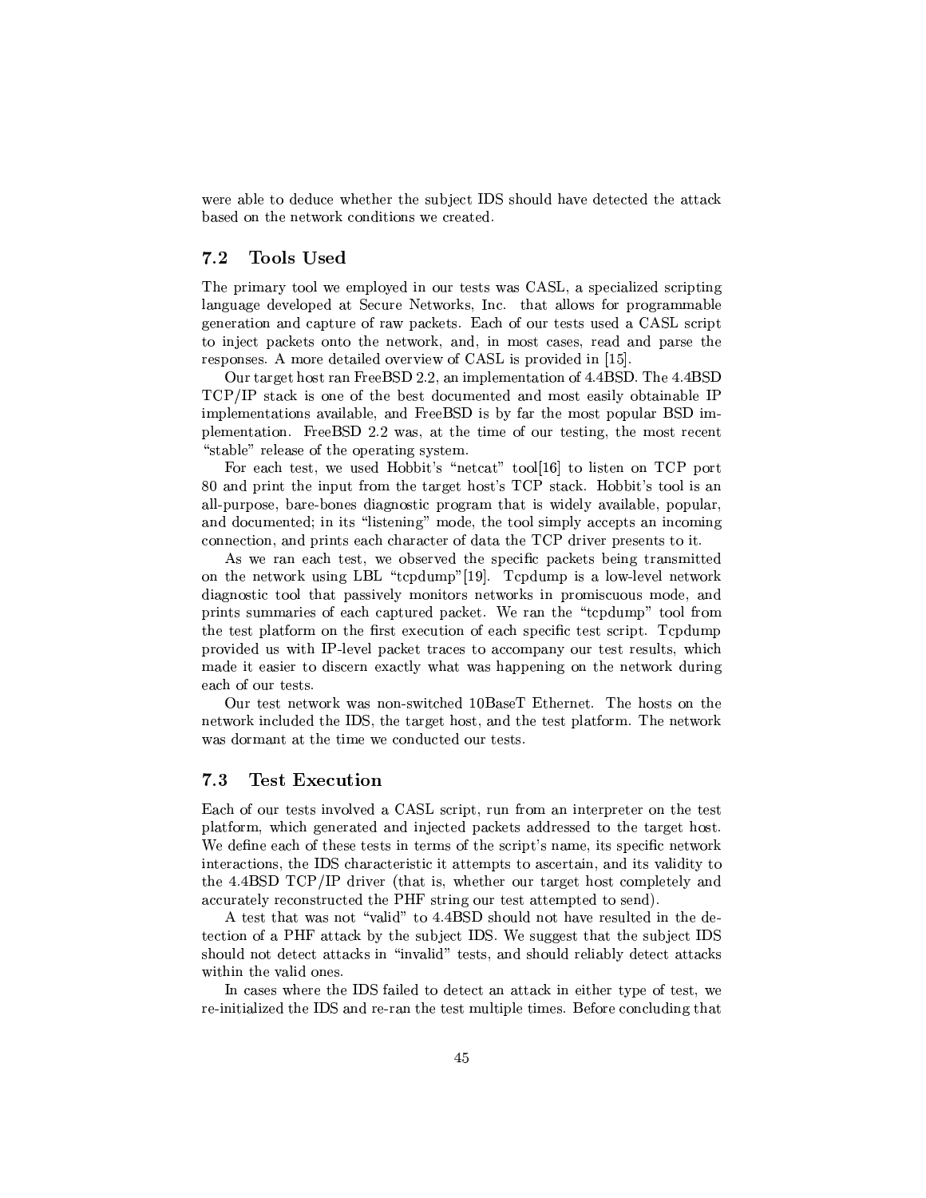were able to deduce whether the subject IDS should have detected the attack based on the network conditions we created.

### 7.2 Tools Used

The primary tool we employed in our tests was CASL, a specialized scripting language developed at Secure Networks, Inc. that allows for programmable generation and capture of raw packets. Each of our tests used a CASL script to inject packets onto the network, and, in most cases, read and parse the responses. A more detailed overview of CASL is provided in [15].

Our target host ran FreeBSD 2.2, an implementation of 4.4BSD. The 4.4BSD TCP/IP stack is one of the best documented and most easily obtainable IP implementations available, and FreeBSD is by far the most popular BSD implementation. FreeBSD 2.2 was, at the time of our testing, the most recent "stable" release of the operating system.

For each test, we used Hobbit's "netcat" tool[16] to listen on TCP port 80 and print the input from the target host's TCP stack. Hobbit's tool is an all-purpose, bare-bones diagnostic program that is widely available, popular, and documented; in its "listening" mode, the tool simply accepts an incoming connection, and prints each character of data the TCP driver presents to it.

As we ran each test, we observed the specific packets being transmitted on the network using LBL "tcpdump"[19]. Tcpdump is a low-level network diagnostic tool that passively monitors networks in promiscuous mode, and prints summaries of each captured packet. We ran the "tcpdump" tool from the test platform on the first execution of each specific test script. Tcpdump provided us with IP-level packet traces to accompany our test results, which made it easier to discern exactly what was happening on the network during each of our tests.

Our test network was non-switched 10BaseT Ethernet. The hosts on the network included the IDS, the target host, and the test platform. The network was dormant at the time we conducted our tests.

### 7.3 Test Execution

Each of our tests involved a CASL script, run from an interpreter on the test platform, which generated and injected packets addressed to the target host. We define each of these tests in terms of the script's name, its specific network interactions, the IDS characteristic it attempts to ascertain, and its validity to the 4.4BSD TCP/IP driver (that is, whether our target host completely and accurately reconstructed the PHF string our test attempted to send).

A test that was not "valid" to 4.4BSD should not have resulted in the detection of a PHF attack by the subject IDS. We suggest that the subject IDS should not detect attacks in "invalid" tests, and should reliably detect attacks within the valid ones.

In cases where the IDS failed to detect an attack in either type of test, we re-initialized the IDS and re-ran the test multiple times. Before concluding that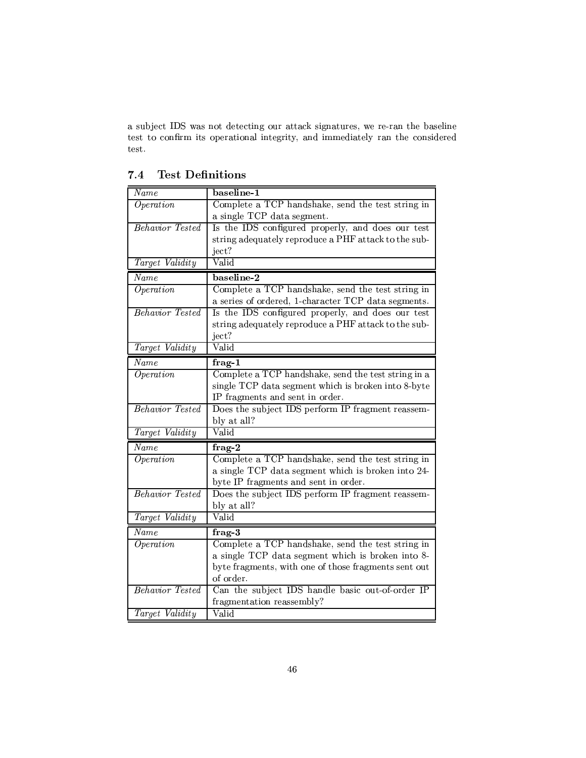a subject IDS was not detecting our attack signatures, we re-ran the baseline test to confirm its operational integrity, and immediately ran the considered test.

### 7.4 Test Definitions

| *Name* | **baseline-1** |
|---|---|
| *Operation* | Complete a TCP handshake, send the test string in a single TCP data segment. |
| *Behavior Tested* | Is the IDS configured properly, and does our test string adequately reproduce a PHF attack to the subject? |
| *Target Validity* | Valid |

| *Name* | **baseline-2** |
|---|---|
| *Operation* | Complete a TCP handshake, send the test string in a series of ordered, 1-character TCP data segments. |
| *Behavior Tested* | Is the IDS configured properly, and does our test string adequately reproduce a PHF attack to the subject? |
| *Target Validity* | Valid |

| *Name* | **frag-1** |
|---|---|
| *Operation* | Complete a TCP handshake, send the test string in a single TCP data segment which is broken into 8-byte IP fragments and sent in order. |
| *Behavior Tested* | Does the subject IDS perform IP fragment reassembly at all? |
| *Target Validity* | Valid |

| *Name* | **frag-2** |
|---|---|
| *Operation* | Complete a TCP handshake, send the test string in a single TCP data segment which is broken into 24-byte IP fragments and sent in order. |
| *Behavior Tested* | Does the subject IDS perform IP fragment reassembly at all? |
| *Target Validity* | Valid |

| *Name* | **frag-3** |
|---|---|
| *Operation* | Complete a TCP handshake, send the test string in a single TCP data segment which is broken into 8-byte fragments, with one of those fragments sent out of order. |
| *Behavior Tested* | Can the subject IDS handle basic out-of-order IP fragmentation reassembly? |
| *Target Validity* | Valid |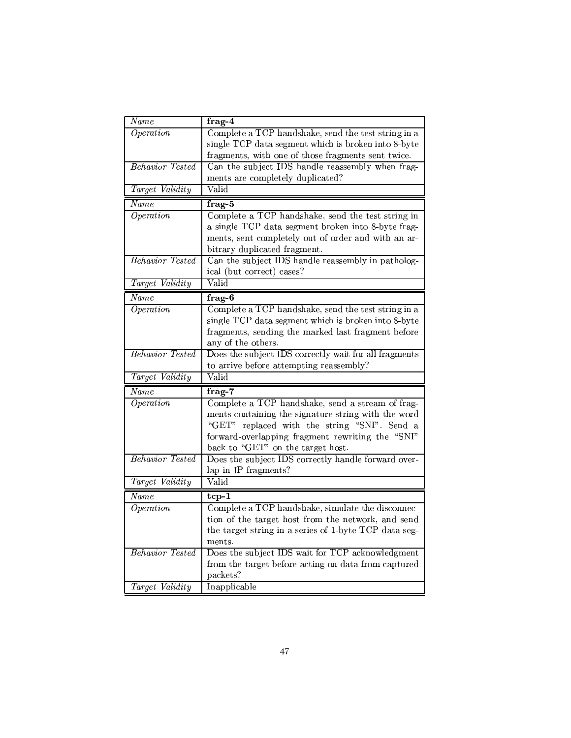| *Name* | **frag-4** |
|---|---|
| *Operation* | Complete a TCP handshake, send the test string in a single TCP data segment which is broken into 8-byte fragments, with one of those fragments sent twice. |
| *Behavior Tested* | Can the subject IDS handle reassembly when fragments are completely duplicated? |
| *Target Validity* | Valid |

| *Name* | **frag-5** |
|---|---|
| *Operation* | Complete a TCP handshake, send the test string in a single TCP data segment broken into 8-byte fragments, sent completely out of order and with an arbitrary duplicated fragment. |
| *Behavior Tested* | Can the subject IDS handle reassembly in pathological (but correct) cases? |
| *Target Validity* | Valid |

| *Name* | **frag-6** |
|---|---|
| *Operation* | Complete a TCP handshake, send the test string in a single TCP data segment which is broken into 8-byte fragments, sending the marked last fragment before any of the others. |
| *Behavior Tested* | Does the subject IDS correctly wait for all fragments to arrive before attempting reassembly? |
| *Target Validity* | Valid |

| *Name* | **frag-7** |
|---|---|
| *Operation* | Complete a TCP handshake, send a stream of fragments containing the signature string with the word "GET" replaced with the string "SNI". Send a forward-overlapping fragment rewriting the "SNI" back to "GET" on the target host. |
| *Behavior Tested* | Does the subject IDS correctly handle forward overlap in IP fragments? |
| *Target Validity* | Valid |

| *Name* | **tcp-1** |
|---|---|
| *Operation* | Complete a TCP handshake, simulate the disconnection of the target host from the network, and send the target string in a series of 1-byte TCP data segments. |
| *Behavior Tested* | Does the subject IDS wait for TCP acknowledgment from the target before acting on data from captured packets? |
| *Target Validity* | Inapplicable |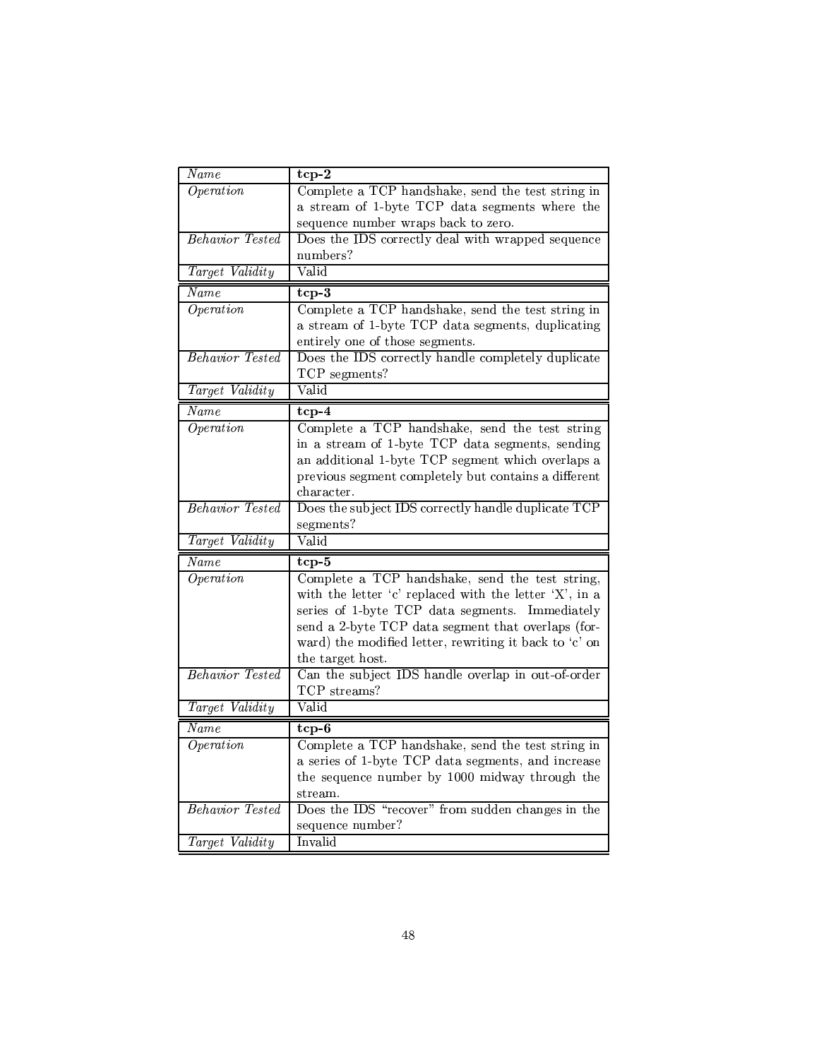| *Name* | **tcp-2** |
|---|---|
| *Operation* | Complete a TCP handshake, send the test string in a stream of 1-byte TCP data segments where the sequence number wraps back to zero. |
| *Behavior Tested* | Does the IDS correctly deal with wrapped sequence numbers? |
| *Target Validity* | Valid |

| *Name* | **tcp-3** |
|---|---|
| *Operation* | Complete a TCP handshake, send the test string in a stream of 1-byte TCP data segments, duplicating entirely one of those segments. |
| *Behavior Tested* | Does the IDS correctly handle completely duplicate TCP segments? |
| *Target Validity* | Valid |

| *Name* | **tcp-4** |
|---|---|
| *Operation* | Complete a TCP handshake, send the test string in a stream of 1-byte TCP data segments, sending an additional 1-byte TCP segment which overlaps a previous segment completely but contains a different character. |
| *Behavior Tested* | Does the subject IDS correctly handle duplicate TCP segments? |
| *Target Validity* | Valid |

| *Name* | **tcp-5** |
|---|---|
| *Operation* | Complete a TCP handshake, send the test string, with the letter 'c' replaced with the letter 'X', in a series of 1-byte TCP data segments. Immediately send a 2-byte TCP data segment that overlaps (forward) the modified letter, rewriting it back to 'c' on the target host. |
| *Behavior Tested* | Can the subject IDS handle overlap in out-of-order TCP streams? |
| *Target Validity* | Valid |

| *Name* | **tcp-6** |
|---|---|
| *Operation* | Complete a TCP handshake, send the test string in a series of 1-byte TCP data segments, and increase the sequence number by 1000 midway through the stream. |
| *Behavior Tested* | Does the IDS "recover" from sudden changes in the sequence number? |
| *Target Validity* | Invalid |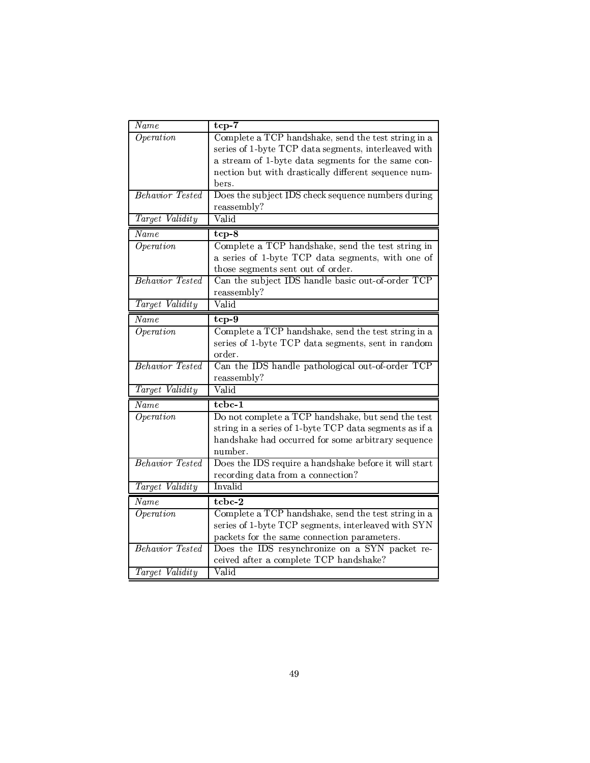| *Name* | **tcp-7** |
| --- | --- |
| *Operation* | Complete a TCP handshake, send the test string in a series of 1-byte TCP data segments, interleaved with a stream of 1-byte data segments for the same connection but with drastically different sequence numbers. |
| *Behavior Tested* | Does the subject IDS check sequence numbers during reassembly? |
| *Target Validity* | Valid |

| *Name* | **tcp-8** |
| --- | --- |
| *Operation* | Complete a TCP handshake, send the test string in a series of 1-byte TCP data segments, with one of those segments sent out of order. |
| *Behavior Tested* | Can the subject IDS handle basic out-of-order TCP reassembly? |
| *Target Validity* | Valid |

| *Name* | **tcp-9** |
| --- | --- |
| *Operation* | Complete a TCP handshake, send the test string in a series of 1-byte TCP data segments, sent in random order. |
| *Behavior Tested* | Can the IDS handle pathological out-of-order TCP reassembly? |
| *Target Validity* | Valid |

| *Name* | **tcbc-1** |
| --- | --- |
| *Operation* | Do not complete a TCP handshake, but send the test string in a series of 1-byte TCP data segments as if a handshake had occurred for some arbitrary sequence number. |
| *Behavior Tested* | Does the IDS require a handshake before it will start recording data from a connection? |
| *Target Validity* | Invalid |

| *Name* | **tcbc-2** |
| --- | --- |
| *Operation* | Complete a TCP handshake, send the test string in a series of 1-byte TCP segments, interleaved with SYN packets for the same connection parameters. |
| *Behavior Tested* | Does the IDS resynchronize on a SYN packet received after a complete TCP handshake? |
| *Target Validity* | Valid |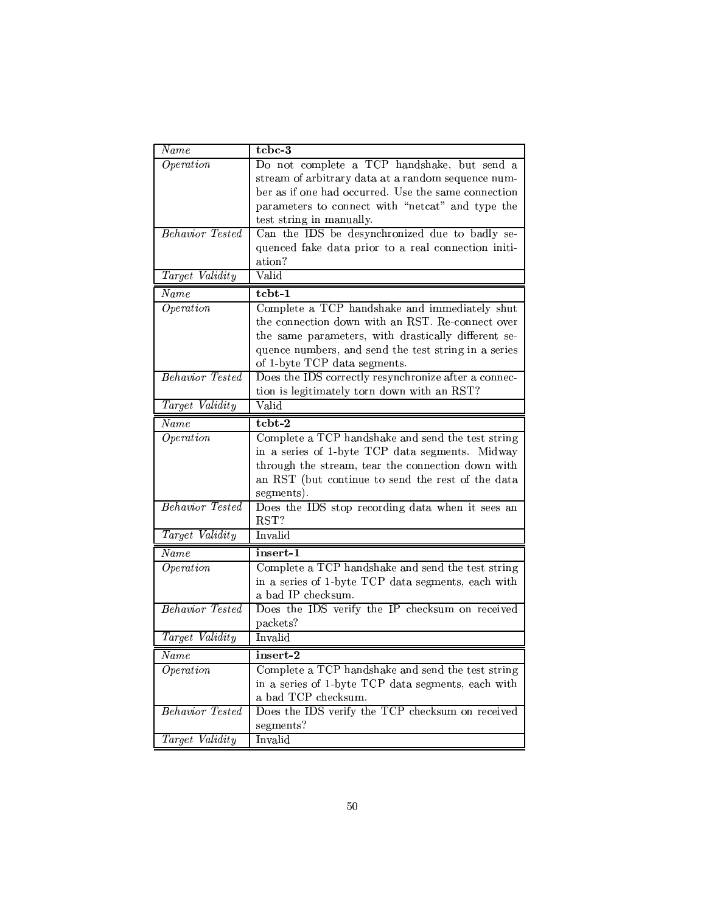| *Name* | **tcbc-3** |
|---|---|
| *Operation* | Do not complete a TCP handshake, but send a stream of arbitrary data at a random sequence number as if one had occurred. Use the same connection parameters to connect with "netcat" and type the test string in manually. |
| *Behavior Tested* | Can the IDS be desynchronized due to badly sequenced fake data prior to a real connection initiation? |
| *Target Validity* | Valid |

| *Name* | **tcbt-1** |
|---|---|
| *Operation* | Complete a TCP handshake and immediately shut the connection down with an RST. Re-connect over the same parameters, with drastically different sequence numbers, and send the test string in a series of 1-byte TCP data segments. |
| *Behavior Tested* | Does the IDS correctly resynchronize after a connection is legitimately torn down with an RST? |
| *Target Validity* | Valid |

| *Name* | **tcbt-2** |
|---|---|
| *Operation* | Complete a TCP handshake and send the test string in a series of 1-byte TCP data segments. Midway through the stream, tear the connection down with an RST (but continue to send the rest of the data segments). |
| *Behavior Tested* | Does the IDS stop recording data when it sees an RST? |
| *Target Validity* | Invalid |

| *Name* | **insert-1** |
|---|---|
| *Operation* | Complete a TCP handshake and send the test string in a series of 1-byte TCP data segments, each with a bad IP checksum. |
| *Behavior Tested* | Does the IDS verify the IP checksum on received packets? |
| *Target Validity* | Invalid |

| *Name* | **insert-2** |
|---|---|
| *Operation* | Complete a TCP handshake and send the test string in a series of 1-byte TCP data segments, each with a bad TCP checksum. |
| *Behavior Tested* | Does the IDS verify the TCP checksum on received segments? |
| *Target Validity* | Invalid |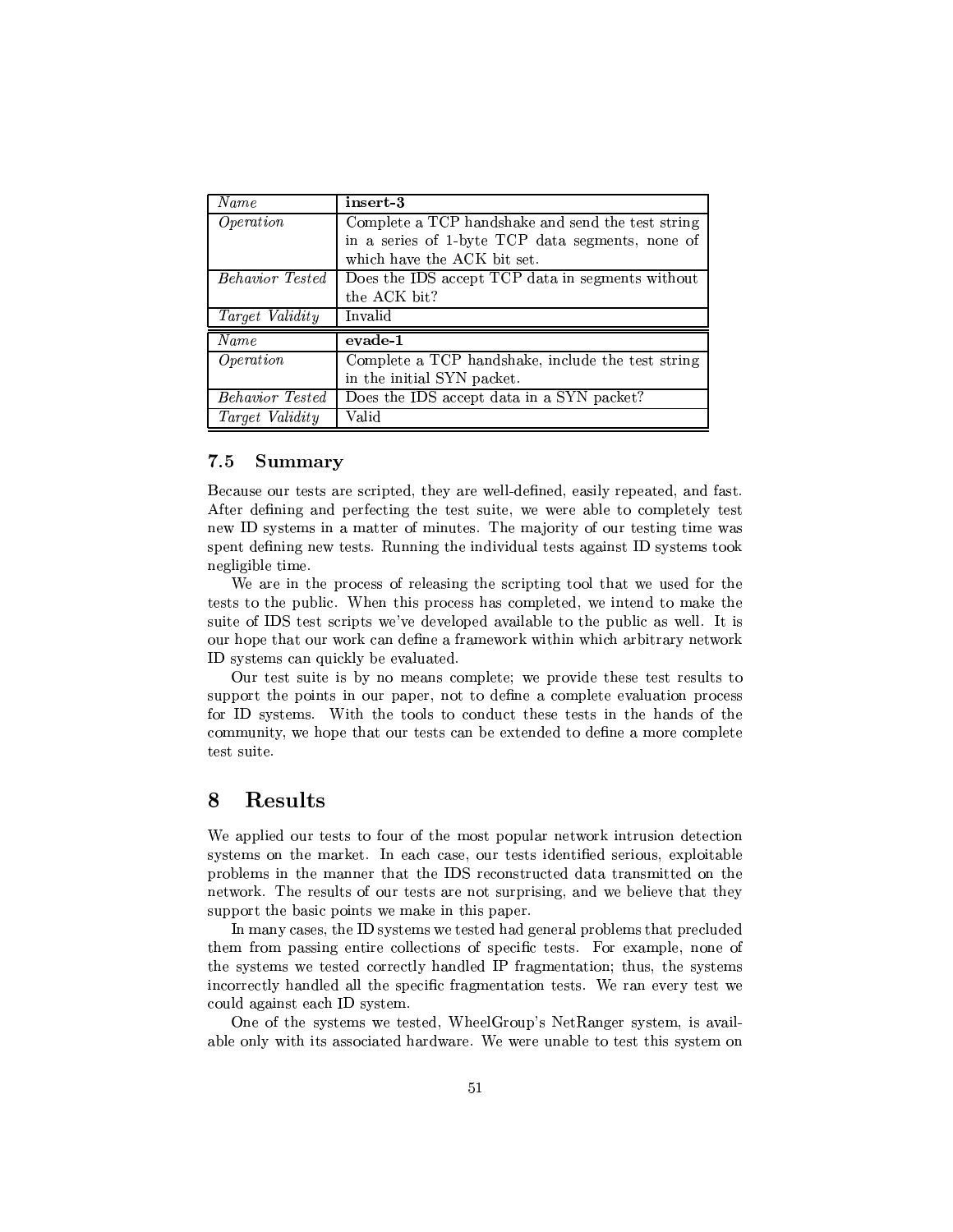| *Name* | **insert-3** |
|---|---|
| *Operation* | Complete a TCP handshake and send the test string in a series of 1-byte TCP data segments, none of which have the ACK bit set. |
| *Behavior Tested* | Does the IDS accept TCP data in segments without the ACK bit? |
| *Target Validity* | Invalid |

| *Name* | **evade-1** |
|---|---|
| *Operation* | Complete a TCP handshake, include the test string in the initial SYN packet. |
| *Behavior Tested* | Does the IDS accept data in a SYN packet? |
| *Target Validity* | Valid |

### 7.5 Summary

Because our tests are scripted, they are well-defined, easily repeated, and fast. After defining and perfecting the test suite, we were able to completely test new ID systems in a matter of minutes. The majority of our testing time was spent defining new tests. Running the individual tests against ID systems took negligible time.

We are in the process of releasing the scripting tool that we used for the tests to the public. When this process has completed, we intend to make the suite of IDS test scripts we've developed available to the public as well. It is our hope that our work can define a framework within which arbitrary network ID systems can quickly be evaluated.

Our test suite is by no means complete; we provide these test results to support the points in our paper, not to define a complete evaluation process for ID systems. With the tools to conduct these tests in the hands of the community, we hope that our tests can be extended to define a more complete test suite.

## 8 Results

We applied our tests to four of the most popular network intrusion detection systems on the market. In each case, our tests identified serious, exploitable problems in the manner that the IDS reconstructed data transmitted on the network. The results of our tests are not surprising, and we believe that they support the basic points we make in this paper.

In many cases, the ID systems we tested had general problems that precluded them from passing entire collections of specific tests. For example, none of the systems we tested correctly handled IP fragmentation; thus, the systems incorrectly handled all the specific fragmentation tests. We ran every test we could against each ID system.

One of the systems we tested, WheelGroup's NetRanger system, is available only with its associated hardware. We were unable to test this system on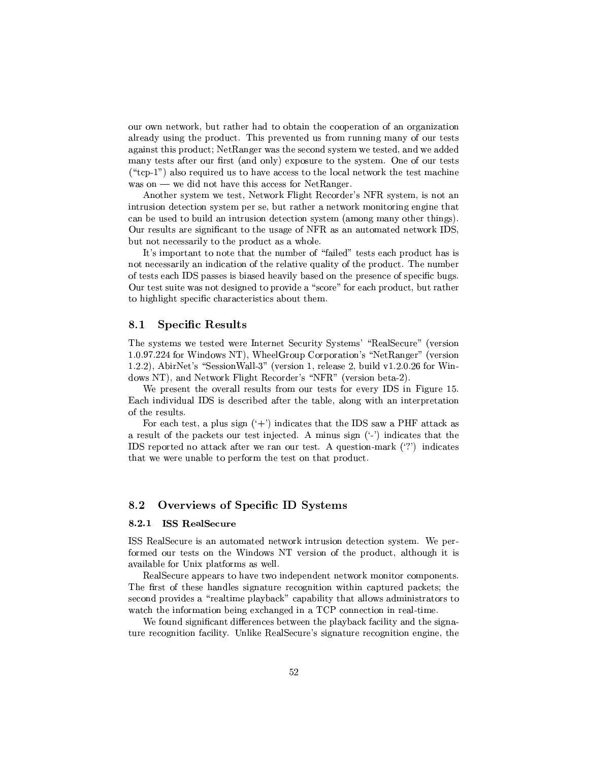our own network, but rather had to obtain the cooperation of an organization already using the product. This prevented us from running many of our tests against this product; NetRanger was the second system we tested, and we added many tests after our first (and only) exposure to the system. One of our tests ("tcp-1") also required us to have access to the local network the test machine was on — we did not have this access for NetRanger.

Another system we test, Network Flight Recorder's NFR system, is not an intrusion detection system per se, but rather a network monitoring engine that can be used to build an intrusion detection system (among many other things). Our results are significant to the usage of NFR as an automated network IDS, but not necessarily to the product as a whole.

It's important to note that the number of "failed" tests each product has is not necessarily an indication of the relative quality of the product. The number of tests each IDS passes is biased heavily based on the presence of specific bugs. Our test suite was not designed to provide a "score" for each product, but rather to highlight specific characteristics about them.

## 8.1 Specific Results

The systems we tested were Internet Security Systems' "RealSecure" (version 1.0.97.224 for Windows NT), WheelGroup Corporation's "NetRanger" (version 1.2.2), AbirNet's "SessionWall-3" (version 1, release 2, build v1.2.0.26 for Windows NT), and Network Flight Recorder's "NFR" (version beta-2).

We present the overall results from our tests for every IDS in Figure 15. Each individual IDS is described after the table, along with an interpretation of the results.

For each test, a plus sign ('+') indicates that the IDS saw a PHF attack as a result of the packets our test injected. A minus sign ('-') indicates that the IDS reported no attack after we ran our test. A question-mark ('?') indicates that we were unable to perform the test on that product.

## 8.2 Overviews of Specific ID Systems

### 8.2.1 ISS RealSecure

ISS RealSecure is an automated network intrusion detection system. We performed our tests on the Windows NT version of the product, although it is available for Unix platforms as well.

RealSecure appears to have two independent network monitor components. The first of these handles signature recognition within captured packets; the second provides a "realtime playback" capability that allows administrators to watch the information being exchanged in a TCP connection in real-time.

We found significant differences between the playback facility and the signature recognition facility. Unlike RealSecure's signature recognition engine, the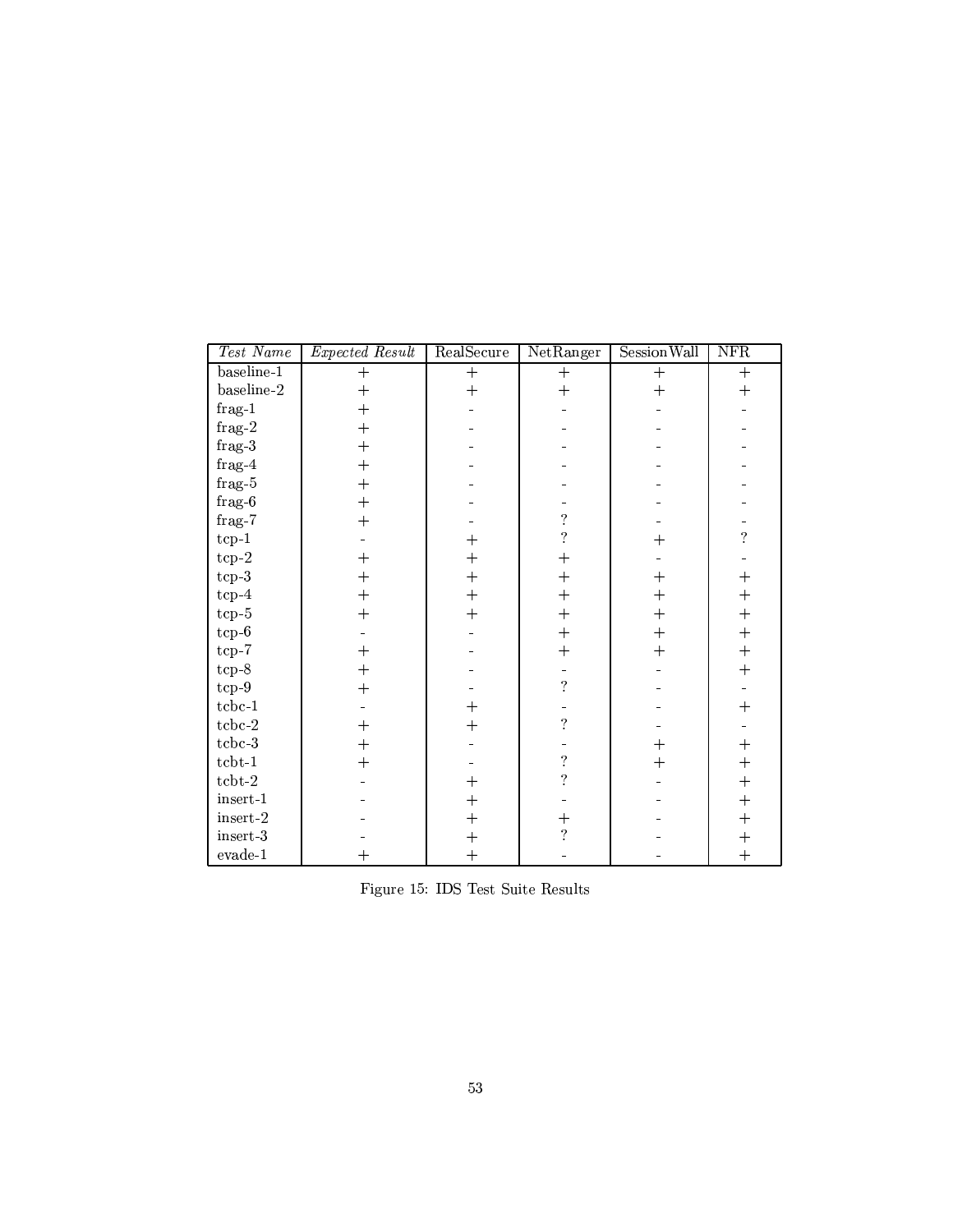| *Test Name* | *Expected Result* | RealSecure | NetRanger | SessionWall | NFR |
|---|---|---|---|---|---|
| baseline-1 | + | + | + | + | + |
| baseline-2 | + | + | + | + | + |
| frag-1 | + | - | - | - | - |
| frag-2 | + | - | - | - | - |
| frag-3 | + | - | - | - | - |
| frag-4 | + | - | - | - | - |
| frag-5 | + | - | - | - | - |
| frag-6 | + | - | - | - | - |
| frag-7 | + | - | ? | - | - |
| tcp-1 | - | + | ? | + | ? |
| tcp-2 | + | + | + | - | - |
| tcp-3 | + | + | + | + | + |
| tcp-4 | + | + | + | + | + |
| tcp-5 | + | + | + | + | + |
| tcp-6 | - | - | + | + | + |
| tcp-7 | + | - | + | + | + |
| tcp-8 | + | - | - | - | + |
| tcp-9 | + | - | ? | - | - |
| tcbc-1 | - | + | - | - | + |
| tcbc-2 | + | + | ? | - | - |
| tcbc-3 | + | - | - | + | + |
| tcbt-1 | + | - | ? | + | + |
| tcbt-2 | - | + | ? | - | + |
| insert-1 | - | + | - | - | + |
| insert-2 | - | + | + | - | + |
| insert-3 | - | + | ? | - | + |
| evade-1 | + | + | - | - | + |

Figure 15: IDS Test Suite Results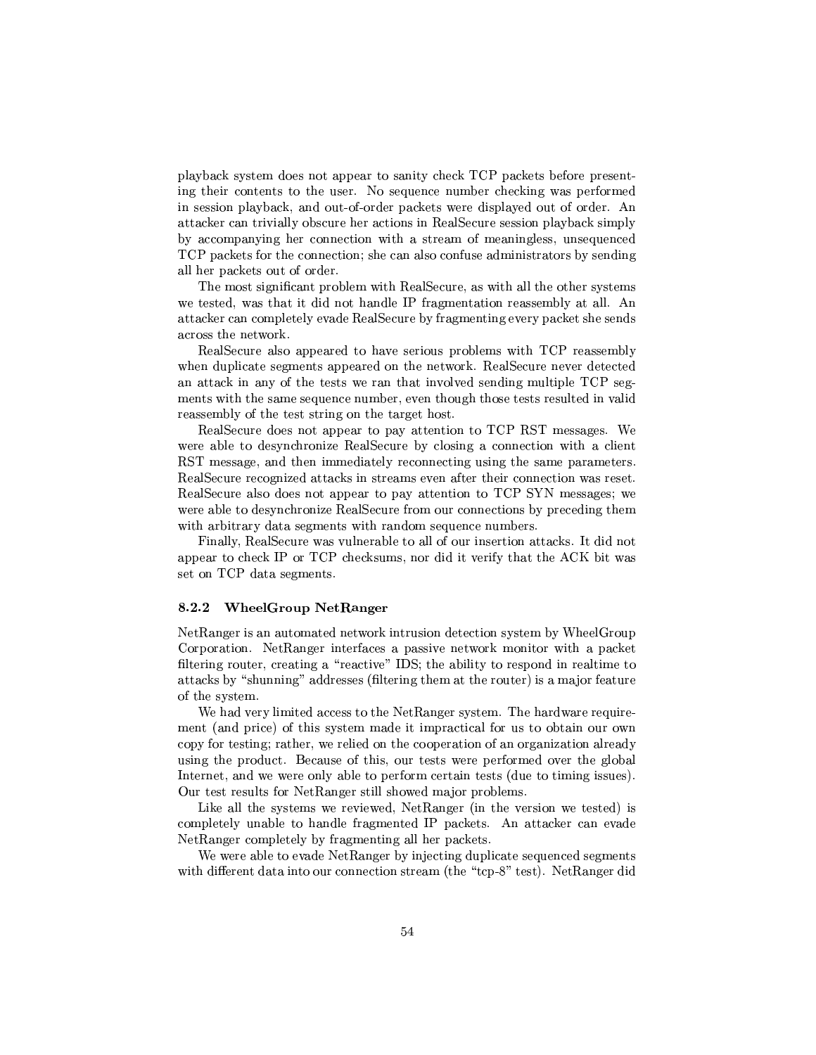playback system does not appear to sanity check TCP packets before presenting their contents to the user. No sequence number checking was performed in session playback, and out-of-order packets were displayed out of order. An attacker can trivially obscure her actions in RealSecure session playback simply by accompanying her connection with a stream of meaningless, unsequenced TCP packets for the connection; she can also confuse administrators by sending all her packets out of order.

The most significant problem with RealSecure, as with all the other systems we tested, was that it did not handle IP fragmentation reassembly at all. An attacker can completely evade RealSecure by fragmenting every packet she sends across the network.

RealSecure also appeared to have serious problems with TCP reassembly when duplicate segments appeared on the network. RealSecure never detected an attack in any of the tests we ran that involved sending multiple TCP segments with the same sequence number, even though those tests resulted in valid reassembly of the test string on the target host.

RealSecure does not appear to pay attention to TCP RST messages. We were able to desynchronize RealSecure by closing a connection with a client RST message, and then immediately reconnecting using the same parameters. RealSecure recognized attacks in streams even after their connection was reset. RealSecure also does not appear to pay attention to TCP SYN messages; we were able to desynchronize RealSecure from our connections by preceding them with arbitrary data segments with random sequence numbers.

Finally, RealSecure was vulnerable to all of our insertion attacks. It did not appear to check IP or TCP checksums, nor did it verify that the ACK bit was set on TCP data segments.

### 8.2.2 WheelGroup NetRanger

NetRanger is an automated network intrusion detection system by WheelGroup Corporation. NetRanger interfaces a passive network monitor with a packet filtering router, creating a "reactive" IDS; the ability to respond in realtime to attacks by "shunning" addresses (filtering them at the router) is a major feature of the system.

We had very limited access to the NetRanger system. The hardware requirement (and price) of this system made it impractical for us to obtain our own copy for testing; rather, we relied on the cooperation of an organization already using the product. Because of this, our tests were performed over the global Internet, and we were only able to perform certain tests (due to timing issues). Our test results for NetRanger still showed major problems.

Like all the systems we reviewed, NetRanger (in the version we tested) is completely unable to handle fragmented IP packets. An attacker can evade NetRanger completely by fragmenting all her packets.

We were able to evade NetRanger by injecting duplicate sequenced segments with different data into our connection stream (the "tcp-8" test). NetRanger did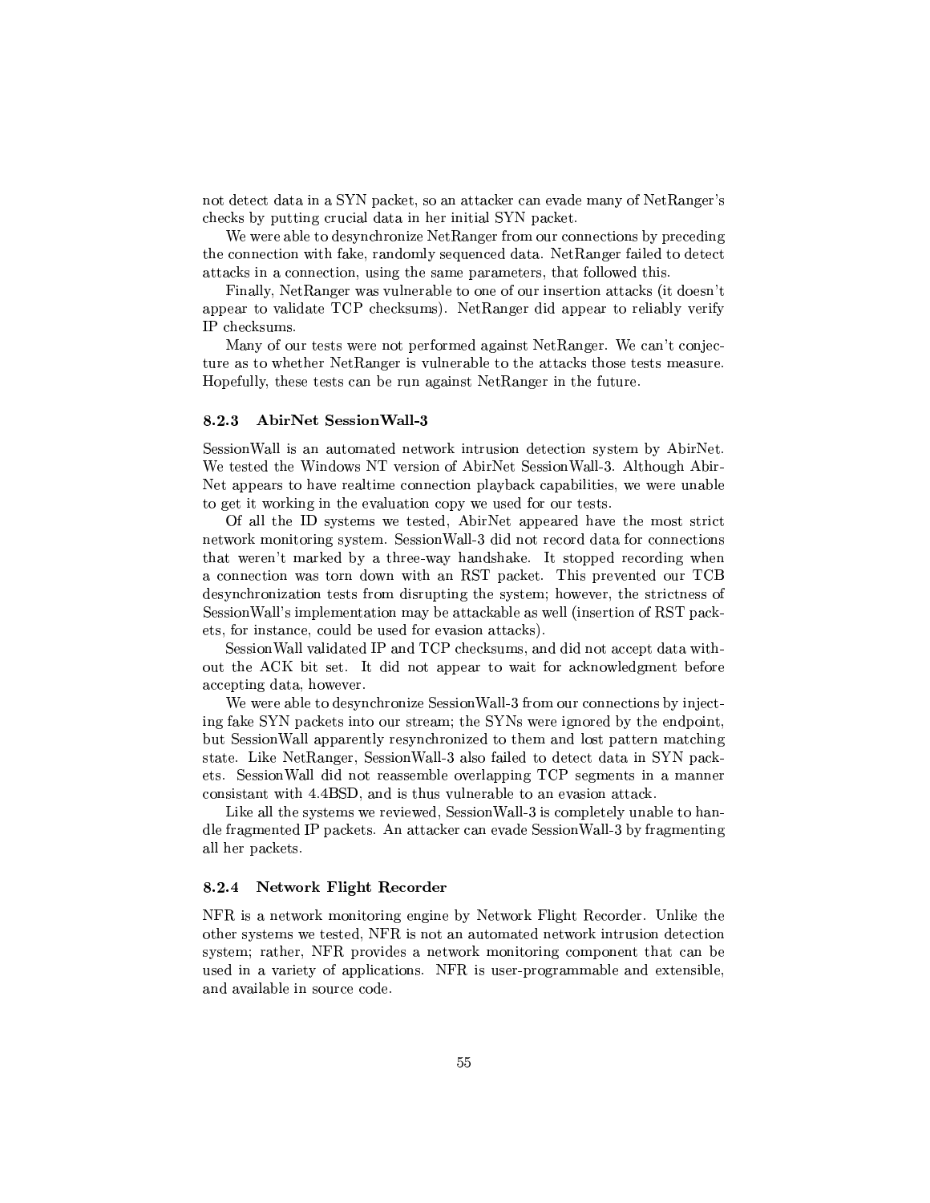not detect data in a SYN packet, so an attacker can evade many of NetRanger's checks by putting crucial data in her initial SYN packet.

We were able to desynchronize NetRanger from our connections by preceding the connection with fake, randomly sequenced data. NetRanger failed to detect attacks in a connection, using the same parameters, that followed this.

Finally, NetRanger was vulnerable to one of our insertion attacks (it doesn't appear to validate TCP checksums). NetRanger did appear to reliably verify IP checksums.

Many of our tests were not performed against NetRanger. We can't conjecture as to whether NetRanger is vulnerable to the attacks those tests measure. Hopefully, these tests can be run against NetRanger in the future.

### 8.2.3 AbirNet SessionWall-3

SessionWall is an automated network intrusion detection system by AbirNet. We tested the Windows NT version of AbirNet SessionWall-3. Although AbirNet appears to have realtime connection playback capabilities, we were unable to get it working in the evaluation copy we used for our tests.

Of all the ID systems we tested, AbirNet appeared have the most strict network monitoring system. SessionWall-3 did not record data for connections that weren't marked by a three-way handshake. It stopped recording when a connection was torn down with an RST packet. This prevented our TCB desynchronization tests from disrupting the system; however, the strictness of SessionWall's implementation may be attackable as well (insertion of RST packets, for instance, could be used for evasion attacks).

SessionWall validated IP and TCP checksums, and did not accept data without the ACK bit set. It did not appear to wait for acknowledgment before accepting data, however.

We were able to desynchronize SessionWall-3 from our connections by injecting fake SYN packets into our stream; the SYNs were ignored by the endpoint, but SessionWall apparently resynchronized to them and lost pattern matching state. Like NetRanger, SessionWall-3 also failed to detect data in SYN packets. SessionWall did not reassemble overlapping TCP segments in a manner consistant with 4.4BSD, and is thus vulnerable to an evasion attack.

Like all the systems we reviewed, SessionWall-3 is completely unable to handle fragmented IP packets. An attacker can evade SessionWall-3 by fragmenting all her packets.

### 8.2.4 Network Flight Recorder

NFR is a network monitoring engine by Network Flight Recorder. Unlike the other systems we tested, NFR is not an automated network intrusion detection system; rather, NFR provides a network monitoring component that can be used in a variety of applications. NFR is user-programmable and extensible, and available in source code.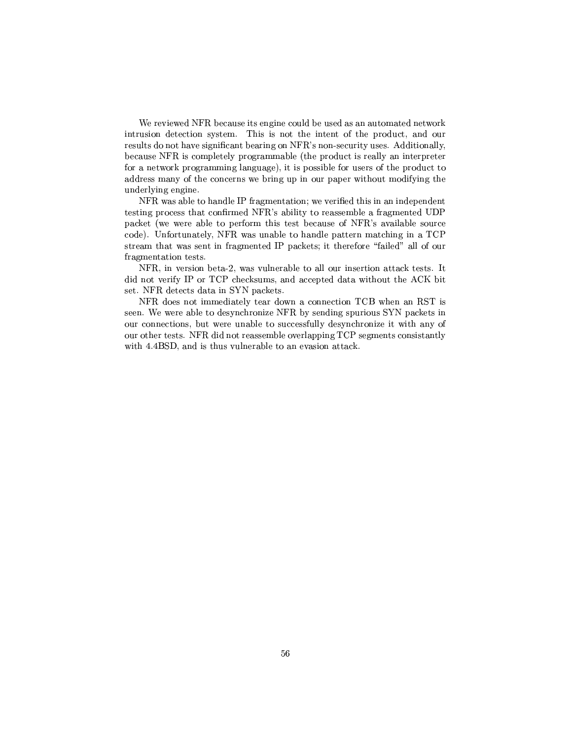We reviewed NFR because its engine could be used as an automated network intrusion detection system. This is not the intent of the product, and our results do not have significant bearing on NFR's non-security uses. Additionally, because NFR is completely programmable (the product is really an interpreter for a network programming language), it is possible for users of the product to address many of the concerns we bring up in our paper without modifying the underlying engine.

NFR was able to handle IP fragmentation; we verified this in an independent testing process that confirmed NFR's ability to reassemble a fragmented UDP packet (we were able to perform this test because of NFR's available source code). Unfortunately, NFR was unable to handle pattern matching in a TCP stream that was sent in fragmented IP packets; it therefore "failed" all of our fragmentation tests.

NFR, in version beta-2, was vulnerable to all our insertion attack tests. It did not verify IP or TCP checksums, and accepted data without the ACK bit set. NFR detects data in SYN packets.

NFR does not immediately tear down a connection TCB when an RST is seen. We were able to desynchronize NFR by sending spurious SYN packets in our connections, but were unable to successfully desynchronize it with any of our other tests. NFR did not reassemble overlapping TCP segments consistantly with 4.4BSD, and is thus vulnerable to an evasion attack.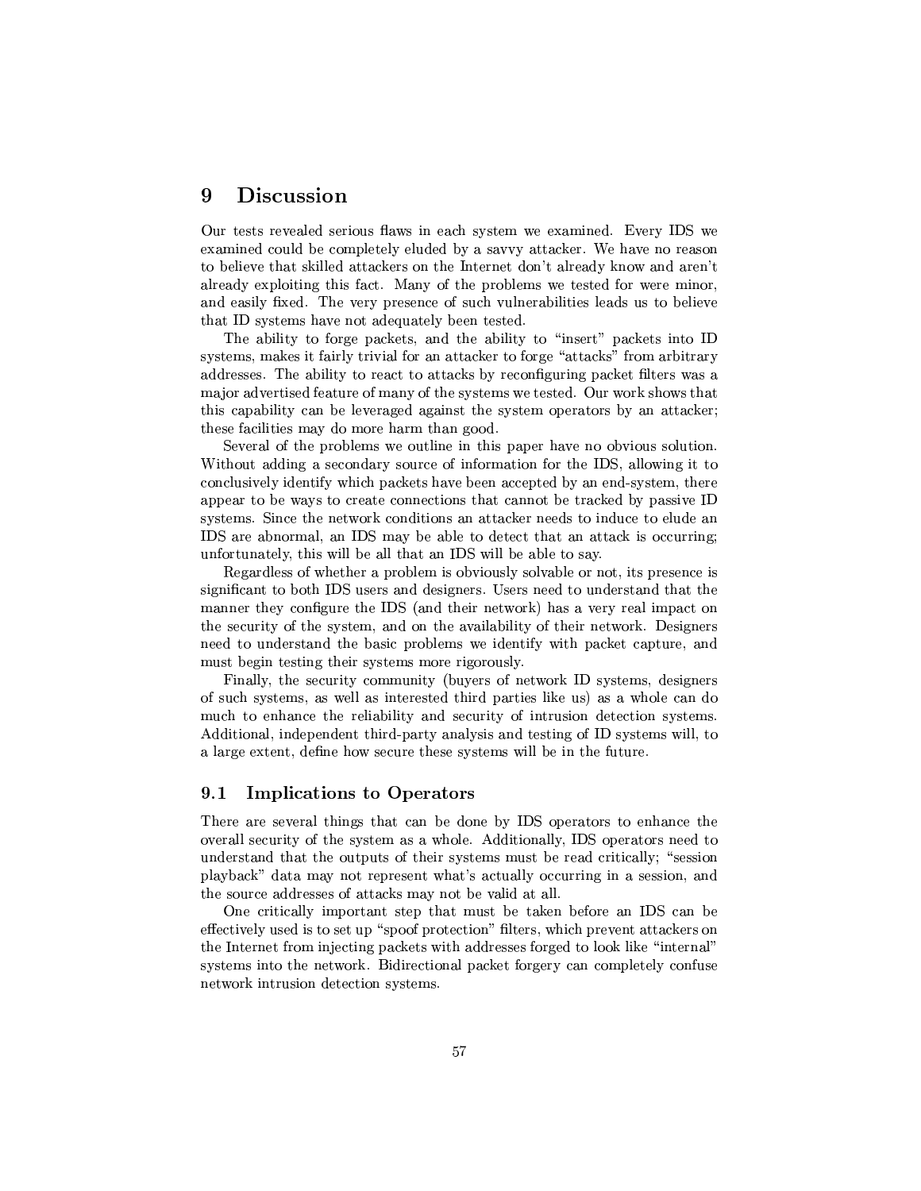# 9 Discussion

Our tests revealed serious flaws in each system we examined. Every IDS we examined could be completely eluded by a savvy attacker. We have no reason to believe that skilled attackers on the Internet don't already know and aren't already exploiting this fact. Many of the problems we tested for were minor, and easily fixed. The very presence of such vulnerabilities leads us to believe that ID systems have not adequately been tested.

The ability to forge packets, and the ability to "insert" packets into ID systems, makes it fairly trivial for an attacker to forge "attacks" from arbitrary addresses. The ability to react to attacks by reconfiguring packet filters was a major advertised feature of many of the systems we tested. Our work shows that this capability can be leveraged against the system operators by an attacker; these facilities may do more harm than good.

Several of the problems we outline in this paper have no obvious solution. Without adding a secondary source of information for the IDS, allowing it to conclusively identify which packets have been accepted by an end-system, there appear to be ways to create connections that cannot be tracked by passive ID systems. Since the network conditions an attacker needs to induce to elude an IDS are abnormal, an IDS may be able to detect that an attack is occurring; unfortunately, this will be all that an IDS will be able to say.

Regardless of whether a problem is obviously solvable or not, its presence is significant to both IDS users and designers. Users need to understand that the manner they configure the IDS (and their network) has a very real impact on the security of the system, and on the availability of their network. Designers need to understand the basic problems we identify with packet capture, and must begin testing their systems more rigorously.

Finally, the security community (buyers of network ID systems, designers of such systems, as well as interested third parties like us) as a whole can do much to enhance the reliability and security of intrusion detection systems. Additional, independent third-party analysis and testing of ID systems will, to a large extent, define how secure these systems will be in the future.

## 9.1 Implications to Operators

There are several things that can be done by IDS operators to enhance the overall security of the system as a whole. Additionally, IDS operators need to understand that the outputs of their systems must be read critically; "session playback" data may not represent what's actually occurring in a session, and the source addresses of attacks may not be valid at all.

One critically important step that must be taken before an IDS can be effectively used is to set up "spoof protection" filters, which prevent attackers on the Internet from injecting packets with addresses forged to look like "internal" systems into the network. Bidirectional packet forgery can completely confuse network intrusion detection systems.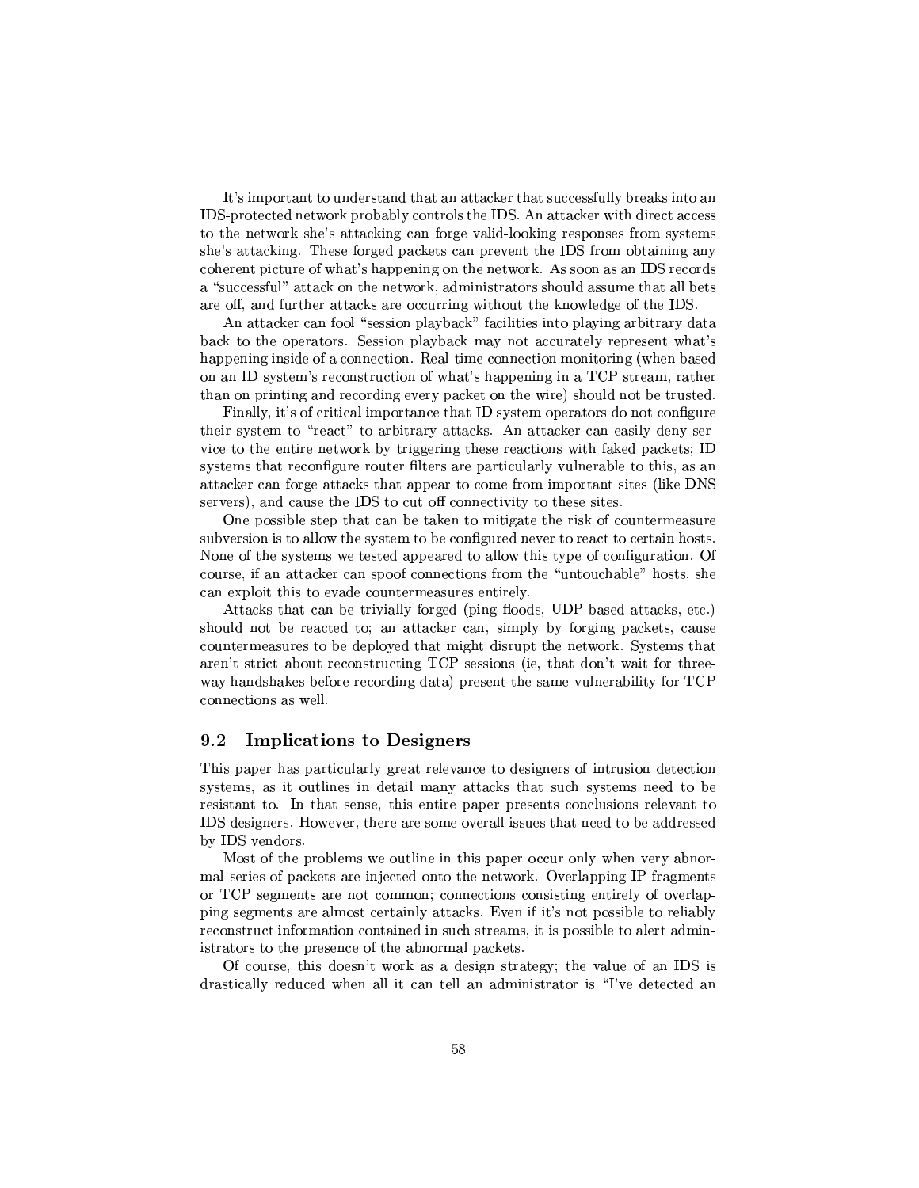It's important to understand that an attacker that successfully breaks into an IDS-protected network probably controls the IDS. An attacker with direct access to the network she's attacking can forge valid-looking responses from systems she's attacking. These forged packets can prevent the IDS from obtaining any coherent picture of what's happening on the network. As soon as an IDS records a "successful" attack on the network, administrators should assume that all bets are off, and further attacks are occurring without the knowledge of the IDS.

An attacker can fool "session playback" facilities into playing arbitrary data back to the operators. Session playback may not accurately represent what's happening inside of a connection. Real-time connection monitoring (when based on an ID system's reconstruction of what's happening in a TCP stream, rather than on printing and recording every packet on the wire) should not be trusted.

Finally, it's of critical importance that ID system operators do not configure their system to "react" to arbitrary attacks. An attacker can easily deny service to the entire network by triggering these reactions with faked packets; ID systems that reconfigure router filters are particularly vulnerable to this, as an attacker can forge attacks that appear to come from important sites (like DNS servers), and cause the IDS to cut off connectivity to these sites.

One possible step that can be taken to mitigate the risk of countermeasure subversion is to allow the system to be configured never to react to certain hosts. None of the systems we tested appeared to allow this type of configuration. Of course, if an attacker can spoof connections from the "untouchable" hosts, she can exploit this to evade countermeasures entirely.

Attacks that can be trivially forged (ping floods, UDP-based attacks, etc.) should not be reacted to; an attacker can, simply by forging packets, cause countermeasures to be deployed that might disrupt the network. Systems that aren't strict about reconstructing TCP sessions (ie, that don't wait for three-way handshakes before recording data) present the same vulnerability for TCP connections as well.

## 9.2 Implications to Designers

This paper has particularly great relevance to designers of intrusion detection systems, as it outlines in detail many attacks that such systems need to be resistant to. In that sense, this entire paper presents conclusions relevant to IDS designers. However, there are some overall issues that need to be addressed by IDS vendors.

Most of the problems we outline in this paper occur only when very abnormal series of packets are injected onto the network. Overlapping IP fragments or TCP segments are not common; connections consisting entirely of overlapping segments are almost certainly attacks. Even if it's not possible to reliably reconstruct information contained in such streams, it is possible to alert administrators to the presence of the abnormal packets.

Of course, this doesn't work as a design strategy; the value of an IDS is drastically reduced when all it can tell an administrator is "I've detected an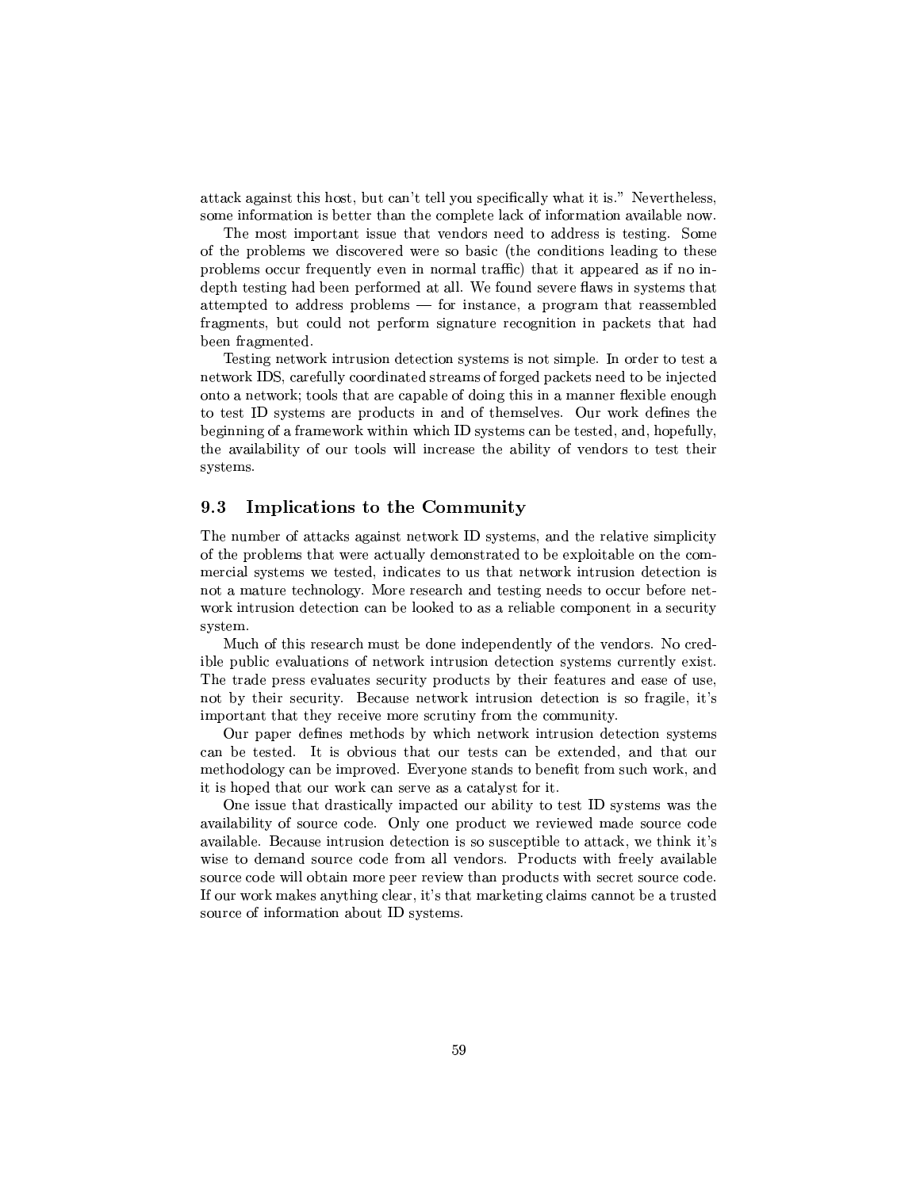attack against this host, but can't tell you specifically what it is." Nevertheless, some information is better than the complete lack of information available now.

The most important issue that vendors need to address is testing. Some of the problems we discovered were so basic (the conditions leading to these problems occur frequently even in normal traffic) that it appeared as if no in-depth testing had been performed at all. We found severe flaws in systems that attempted to address problems — for instance, a program that reassembled fragments, but could not perform signature recognition in packets that had been fragmented.

Testing network intrusion detection systems is not simple. In order to test a network IDS, carefully coordinated streams of forged packets need to be injected onto a network; tools that are capable of doing this in a manner flexible enough to test ID systems are products in and of themselves. Our work defines the beginning of a framework within which ID systems can be tested, and, hopefully, the availability of our tools will increase the ability of vendors to test their systems.

### 9.3 Implications to the Community

The number of attacks against network ID systems, and the relative simplicity of the problems that were actually demonstrated to be exploitable on the commercial systems we tested, indicates to us that network intrusion detection is not a mature technology. More research and testing needs to occur before network intrusion detection can be looked to as a reliable component in a security system.

Much of this research must be done independently of the vendors. No credible public evaluations of network intrusion detection systems currently exist. The trade press evaluates security products by their features and ease of use, not by their security. Because network intrusion detection is so fragile, it's important that they receive more scrutiny from the community.

Our paper defines methods by which network intrusion detection systems can be tested. It is obvious that our tests can be extended, and that our methodology can be improved. Everyone stands to benefit from such work, and it is hoped that our work can serve as a catalyst for it.

One issue that drastically impacted our ability to test ID systems was the availability of source code. Only one product we reviewed made source code available. Because intrusion detection is so susceptible to attack, we think it's wise to demand source code from all vendors. Products with freely available source code will obtain more peer review than products with secret source code. If our work makes anything clear, it's that marketing claims cannot be a trusted source of information about ID systems.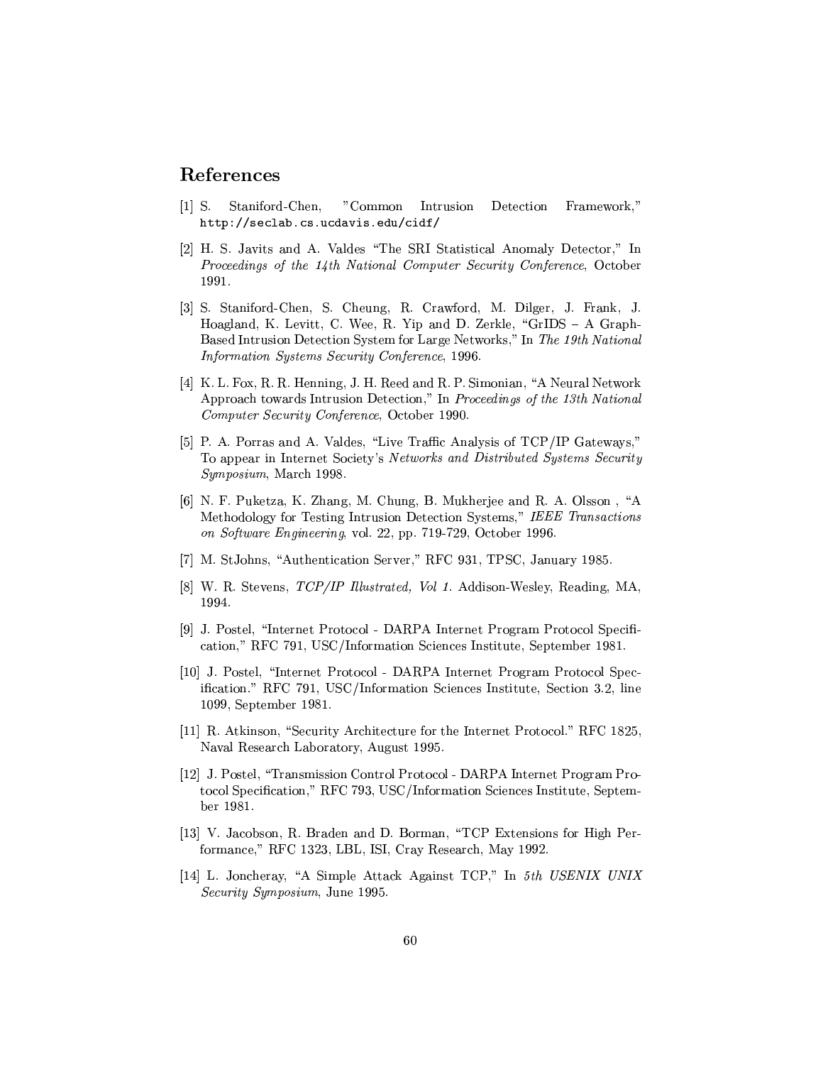# References

[1] S. Staniford-Chen, "Common Intrusion Detection Framework," `http://seclab.cs.ucdavis.edu/cidf/`

[2] H. S. Javits and A. Valdes "The SRI Statistical Anomaly Detector," In *Proceedings of the 14th National Computer Security Conference*, October 1991.

[3] S. Staniford-Chen, S. Cheung, R. Crawford, M. Dilger, J. Frank, J. Hoagland, K. Levitt, C. Wee, R. Yip and D. Zerkle, "GrIDS – A Graph-Based Intrusion Detection System for Large Networks," In *The 19th National Information Systems Security Conference*, 1996.

[4] K. L. Fox, R. R. Henning, J. H. Reed and R. P. Simonian, "A Neural Network Approach towards Intrusion Detection," In *Proceedings of the 13th National Computer Security Conference*, October 1990.

[5] P. A. Porras and A. Valdes, "Live Traffic Analysis of TCP/IP Gateways," To appear in Internet Society's *Networks and Distributed Systems Security Symposium*, March 1998.

[6] N. F. Puketza, K. Zhang, M. Chung, B. Mukherjee and R. A. Olsson , "A Methodology for Testing Intrusion Detection Systems," *IEEE Transactions on Software Engineering*, vol. 22, pp. 719-729, October 1996.

[7] M. StJohns, "Authentication Server," RFC 931, TPSC, January 1985.

[8] W. R. Stevens, *TCP/IP Illustrated, Vol 1.* Addison-Wesley, Reading, MA, 1994.

[9] J. Postel, "Internet Protocol - DARPA Internet Program Protocol Specification," RFC 791, USC/Information Sciences Institute, September 1981.

[10] J. Postel, "Internet Protocol - DARPA Internet Program Protocol Specification." RFC 791, USC/Information Sciences Institute, Section 3.2, line 1099, September 1981.

[11] R. Atkinson, "Security Architecture for the Internet Protocol." RFC 1825, Naval Research Laboratory, August 1995.

[12] J. Postel, "Transmission Control Protocol - DARPA Internet Program Protocol Specification," RFC 793, USC/Information Sciences Institute, September 1981.

[13] V. Jacobson, R. Braden and D. Borman, "TCP Extensions for High Performance," RFC 1323, LBL, ISI, Cray Research, May 1992.

[14] L. Joncheray, "A Simple Attack Against TCP," In *5th USENIX UNIX Security Symposium*, June 1995.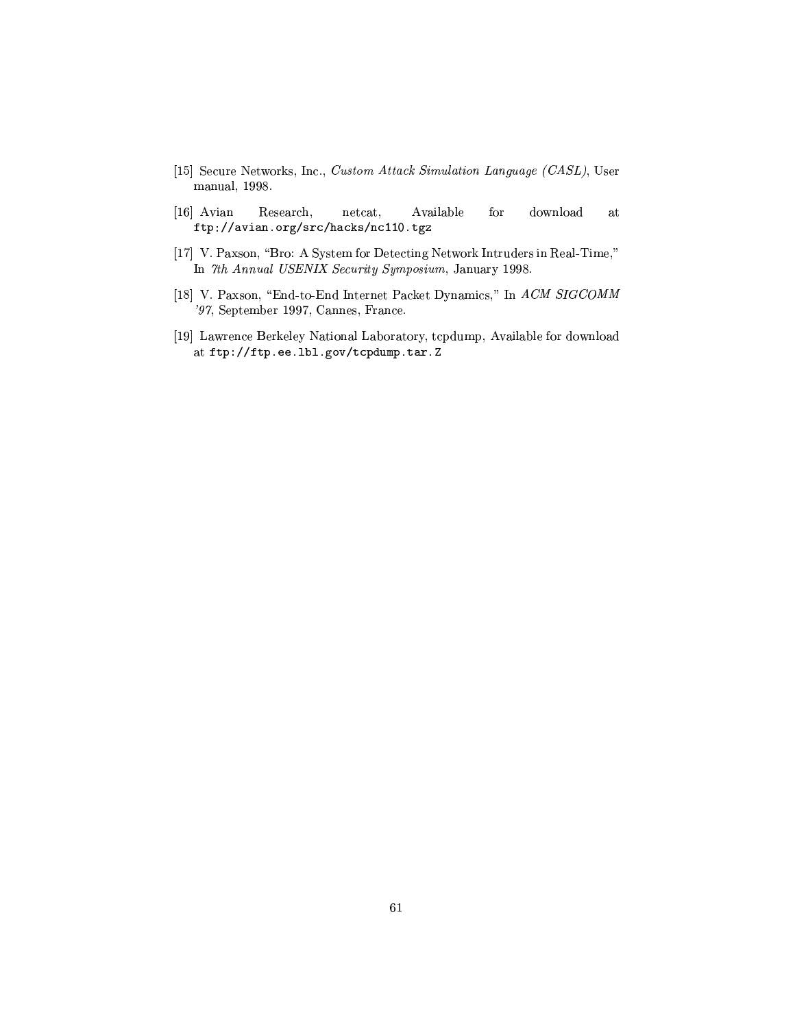[15] Secure Networks, Inc., *Custom Attack Simulation Language (CASL)*, User manual, 1998.

[16] Avian Research, netcat, Available for download at `ftp://avian.org/src/hacks/nc110.tgz`

[17] V. Paxson, "Bro: A System for Detecting Network Intruders in Real-Time," In *7th Annual USENIX Security Symposium*, January 1998.

[18] V. Paxson, "End-to-End Internet Packet Dynamics," In *ACM SIGCOMM '97*, September 1997, Cannes, France.

[19] Lawrence Berkeley National Laboratory, tcpdump, Available for download at `ftp://ftp.ee.lbl.gov/tcpdump.tar.Z`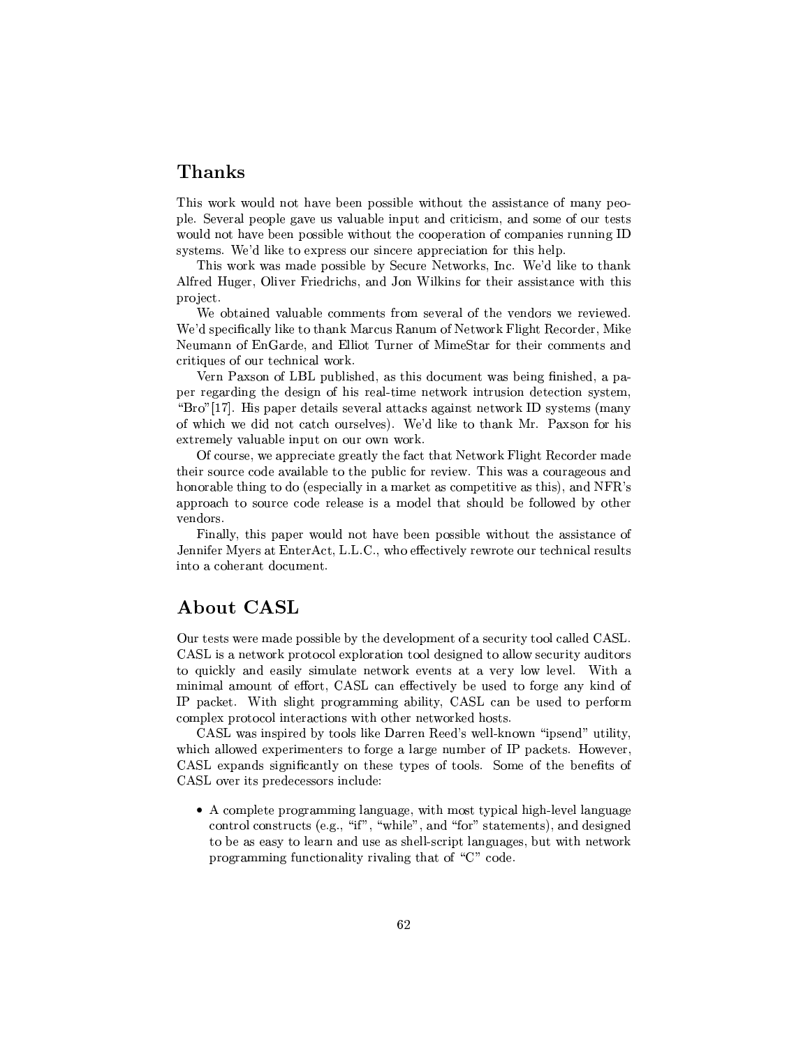## Thanks

This work would not have been possible without the assistance of many people. Several people gave us valuable input and criticism, and some of our tests would not have been possible without the cooperation of companies running ID systems. We'd like to express our sincere appreciation for this help.

This work was made possible by Secure Networks, Inc. We'd like to thank Alfred Huger, Oliver Friedrichs, and Jon Wilkins for their assistance with this project.

We obtained valuable comments from several of the vendors we reviewed. We'd specifically like to thank Marcus Ranum of Network Flight Recorder, Mike Neumann of EnGarde, and Elliot Turner of MimeStar for their comments and critiques of our technical work.

Vern Paxson of LBL published, as this document was being finished, a paper regarding the design of his real-time network intrusion detection system, "Bro"[17]. His paper details several attacks against network ID systems (many of which we did not catch ourselves). We'd like to thank Mr. Paxson for his extremely valuable input on our own work.

Of course, we appreciate greatly the fact that Network Flight Recorder made their source code available to the public for review. This was a courageous and honorable thing to do (especially in a market as competitive as this), and NFR's approach to source code release is a model that should be followed by other vendors.

Finally, this paper would not have been possible without the assistance of Jennifer Myers at EnterAct, L.L.C., who effectively rewrote our technical results into a coherant document.

## About CASL

Our tests were made possible by the development of a security tool called CASL. CASL is a network protocol exploration tool designed to allow security auditors to quickly and easily simulate network events at a very low level. With a minimal amount of effort, CASL can effectively be used to forge any kind of IP packet. With slight programming ability, CASL can be used to perform complex protocol interactions with other networked hosts.

CASL was inspired by tools like Darren Reed's well-known "ipsend" utility, which allowed experimenters to forge a large number of IP packets. However, CASL expands significantly on these types of tools. Some of the benefits of CASL over its predecessors include:

- A complete programming language, with most typical high-level language control constructs (e.g., "if", "while", and "for" statements), and designed to be as easy to learn and use as shell-script languages, but with network programming functionality rivaling that of "C" code.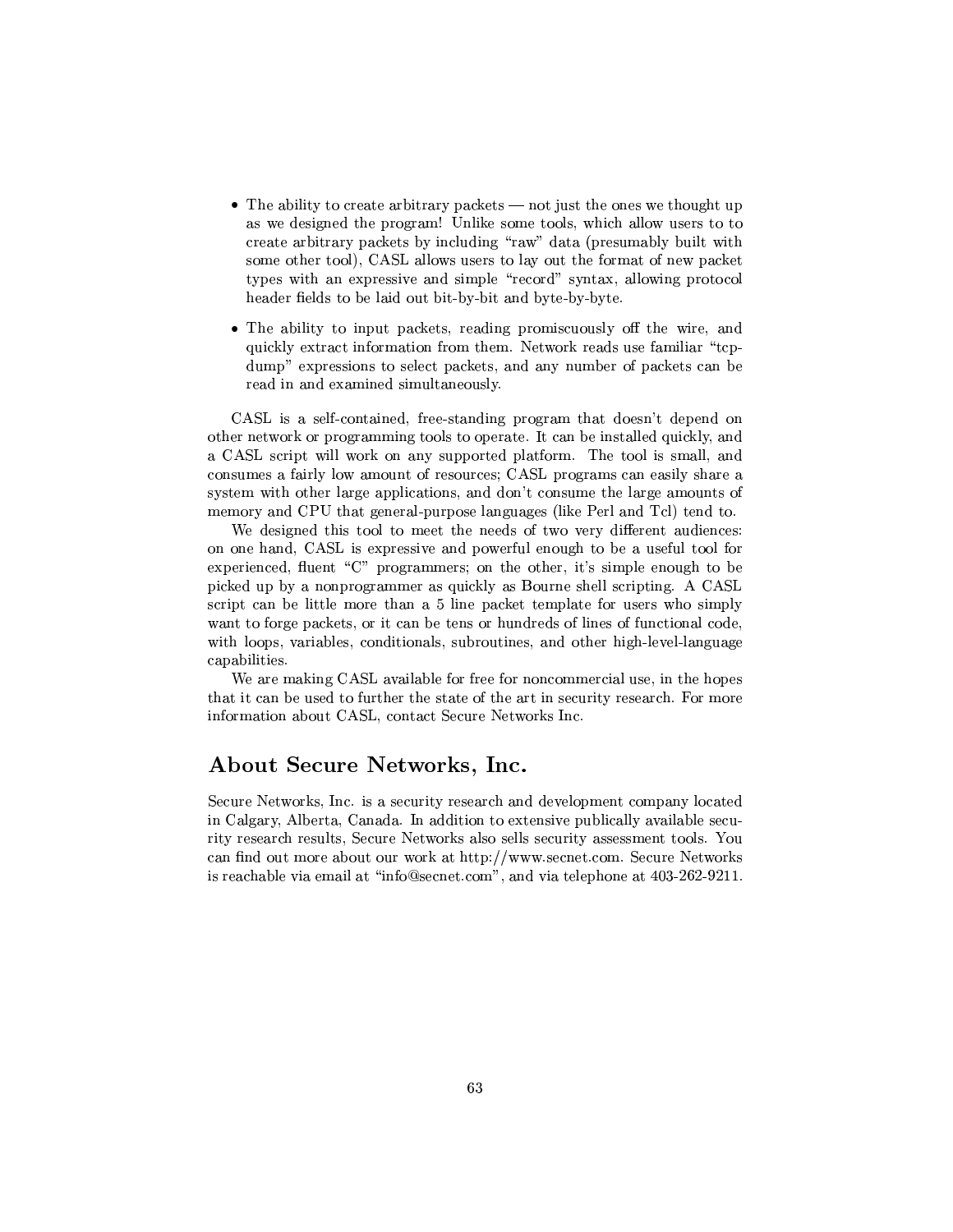- The ability to create arbitrary packets — not just the ones we thought up as we designed the program! Unlike some tools, which allow users to to create arbitrary packets by including "raw" data (presumably built with some other tool), CASL allows users to lay out the format of new packet types with an expressive and simple "record" syntax, allowing protocol header fields to be laid out bit-by-bit and byte-by-byte.
- The ability to input packets, reading promiscuously off the wire, and quickly extract information from them. Network reads use familiar "tcpdump" expressions to select packets, and any number of packets can be read in and examined simultaneously.

CASL is a self-contained, free-standing program that doesn't depend on other network or programming tools to operate. It can be installed quickly, and a CASL script will work on any supported platform. The tool is small, and consumes a fairly low amount of resources; CASL programs can easily share a system with other large applications, and don't consume the large amounts of memory and CPU that general-purpose languages (like Perl and Tcl) tend to.

We designed this tool to meet the needs of two very different audiences: on one hand, CASL is expressive and powerful enough to be a useful tool for experienced, fluent "C" programmers; on the other, it's simple enough to be picked up by a nonprogrammer as quickly as Bourne shell scripting. A CASL script can be little more than a 5 line packet template for users who simply want to forge packets, or it can be tens or hundreds of lines of functional code, with loops, variables, conditionals, subroutines, and other high-level-language capabilities.

We are making CASL available for free for noncommercial use, in the hopes that it can be used to further the state of the art in security research. For more information about CASL, contact Secure Networks Inc.

## About Secure Networks, Inc.

Secure Networks, Inc. is a security research and development company located in Calgary, Alberta, Canada. In addition to extensive publically available security research results, Secure Networks also sells security assessment tools. You can find out more about our work at http://www.secnet.com. Secure Networks is reachable via email at "info@secnet.com", and via telephone at 403-262-9211.